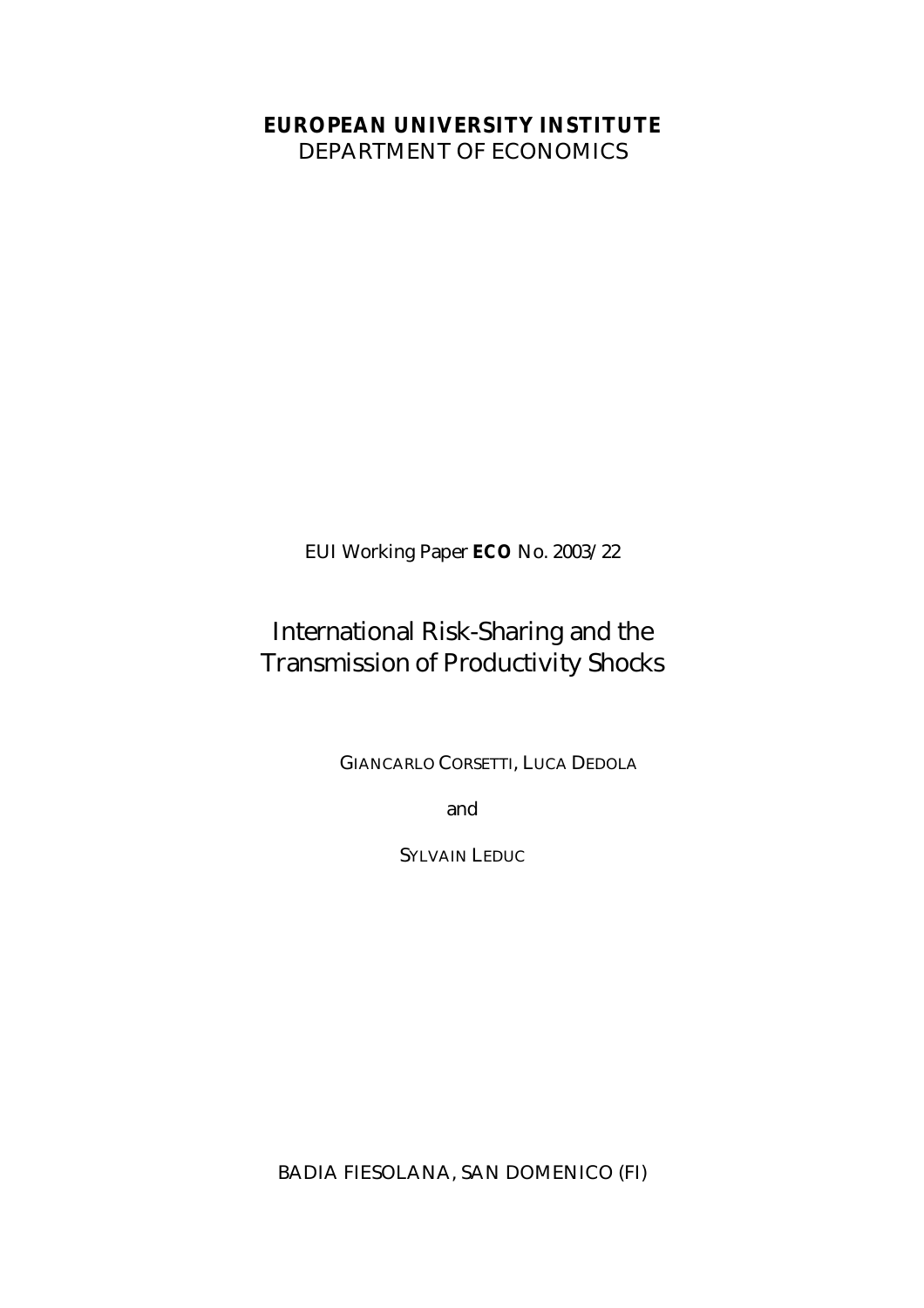**EUROPEAN UNIVERSITY INSTITUTE**
DEPARTMENT OF ECONOMICS

EUI Working Paper **ECO** No. 2003/22

# International Risk-Sharing and the Transmission of Productivity Shocks

GIANCARLO CORSETTI, LUCA DEDOLA

and

SYLVAIN LEDUC

BADIA FIESOLANA, SAN DOMENICO (FI)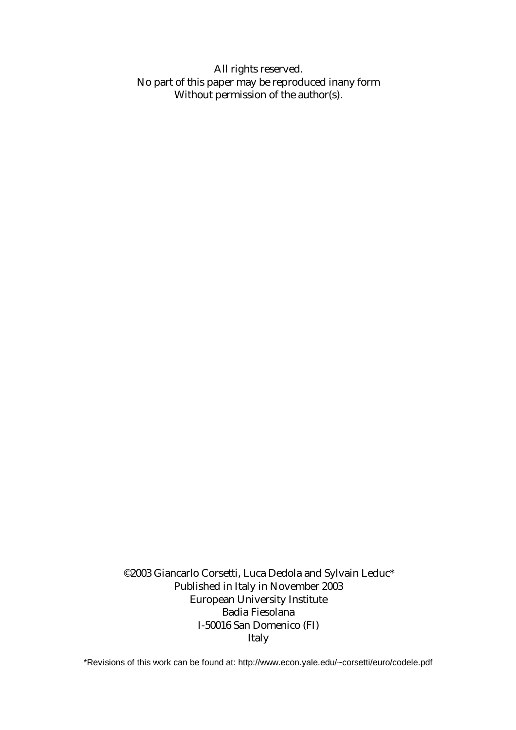All rights reserved.
No part of this paper may be reproduced inany form
Without permission of the author(s).

©2003 Giancarlo Corsetti, Luca Dedola and Sylvain Leduc*
Published in Italy in November 2003
European University Institute
Badia Fiesolana
I-50016 San Domenico (FI)
Italy

*Revisions of this work can be found at: http://www.econ.yale.edu/~corsetti/euro/codele.pdf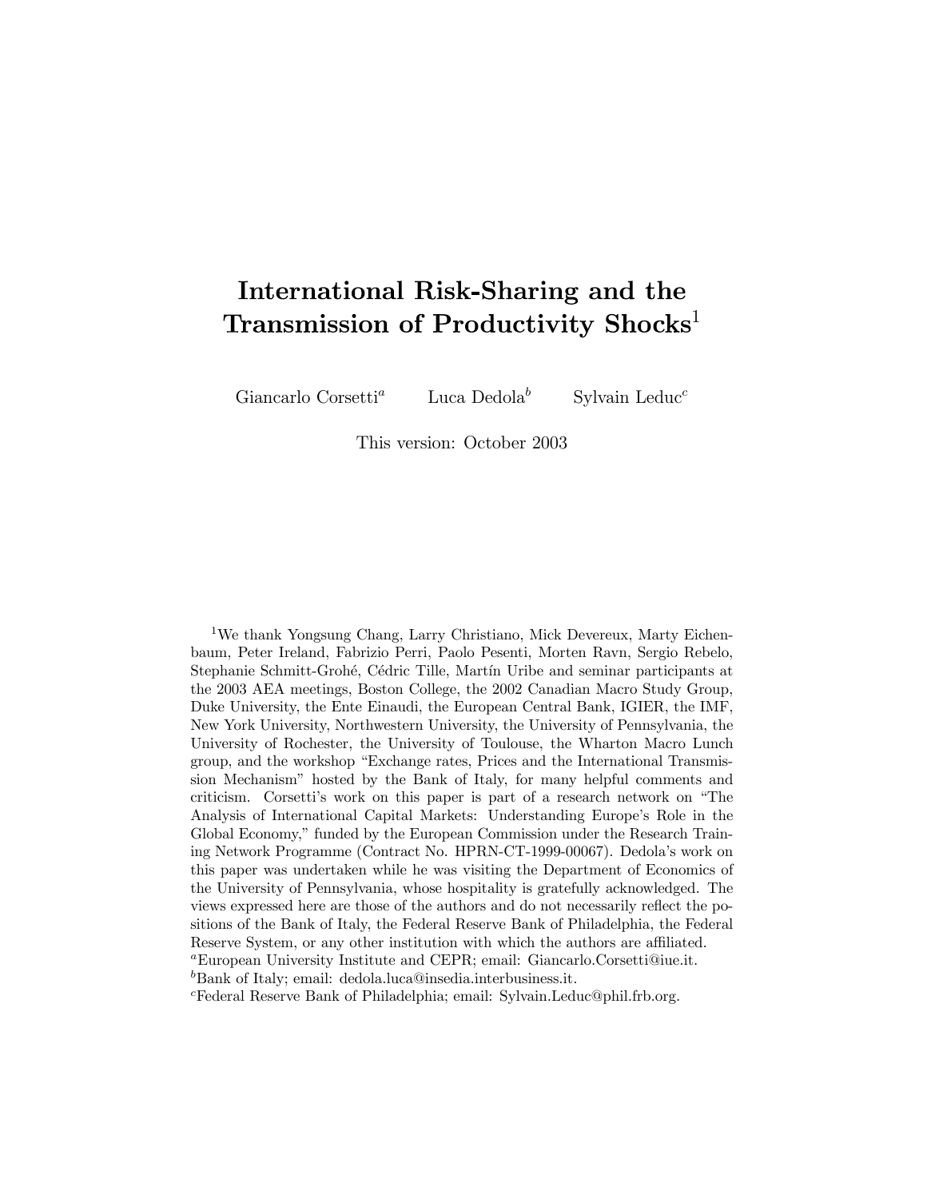# International Risk-Sharing and the Transmission of Productivity Shocks[1]

Giancarlo Corsetti[a] Luca Dedola[b] Sylvain Leduc[c]

This version: October 2003

[1]We thank Yongsung Chang, Larry Christiano, Mick Devereux, Marty Eichenbaum, Peter Ireland, Fabrizio Perri, Paolo Pesenti, Morten Ravn, Sergio Rebelo, Stephanie Schmitt-Grohé, Cédric Tille, Martín Uribe and seminar participants at the 2003 AEA meetings, Boston College, the 2002 Canadian Macro Study Group, Duke University, the Ente Einaudi, the European Central Bank, IGIER, the IMF, New York University, Northwestern University, the University of Pennsylvania, the University of Rochester, the University of Toulouse, the Wharton Macro Lunch group, and the workshop "Exchange rates, Prices and the International Transmission Mechanism" hosted by the Bank of Italy, for many helpful comments and criticism. Corsetti's work on this paper is part of a research network on "The Analysis of International Capital Markets: Understanding Europe's Role in the Global Economy," funded by the European Commission under the Research Training Network Programme (Contract No. HPRN-CT-1999-00067). Dedola's work on this paper was undertaken while he was visiting the Department of Economics of the University of Pennsylvania, whose hospitality is gratefully acknowledged. The views expressed here are those of the authors and do not necessarily reflect the positions of the Bank of Italy, the Federal Reserve Bank of Philadelphia, the Federal Reserve System, or any other institution with which the authors are affiliated.

[a]European University Institute and CEPR; email: Giancarlo.Corsetti@iue.it.

[b]Bank of Italy; email: dedola.luca@insedia.interbusiness.it.

[c]Federal Reserve Bank of Philadelphia; email: Sylvain.Leduc@phil.frb.org.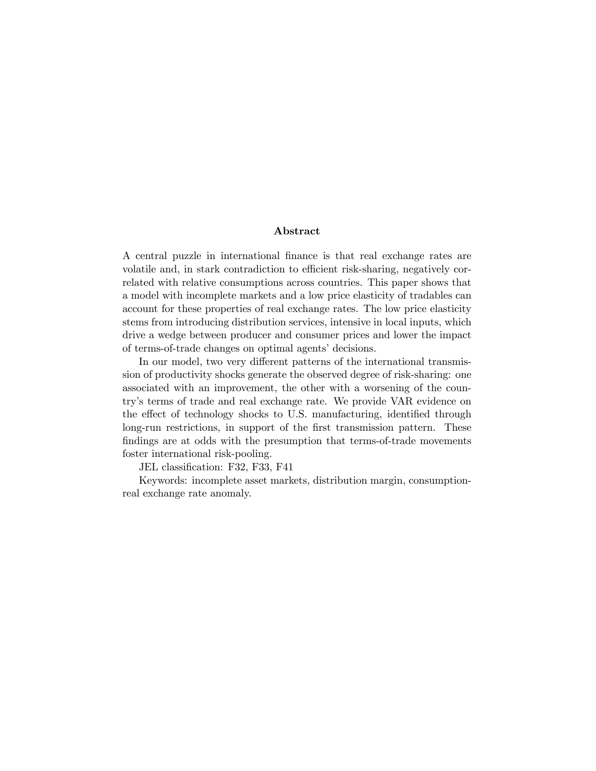## Abstract

A central puzzle in international finance is that real exchange rates are volatile and, in stark contradiction to efficient risk-sharing, negatively correlated with relative consumptions across countries. This paper shows that a model with incomplete markets and a low price elasticity of tradables can account for these properties of real exchange rates. The low price elasticity stems from introducing distribution services, intensive in local inputs, which drive a wedge between producer and consumer prices and lower the impact of terms-of-trade changes on optimal agents' decisions.

In our model, two very different patterns of the international transmission of productivity shocks generate the observed degree of risk-sharing: one associated with an improvement, the other with a worsening of the country's terms of trade and real exchange rate. We provide VAR evidence on the effect of technology shocks to U.S. manufacturing, identified through long-run restrictions, in support of the first transmission pattern. These findings are at odds with the presumption that terms-of-trade movements foster international risk-pooling.

JEL classification: F32, F33, F41

Keywords: incomplete asset markets, distribution margin, consumption-real exchange rate anomaly.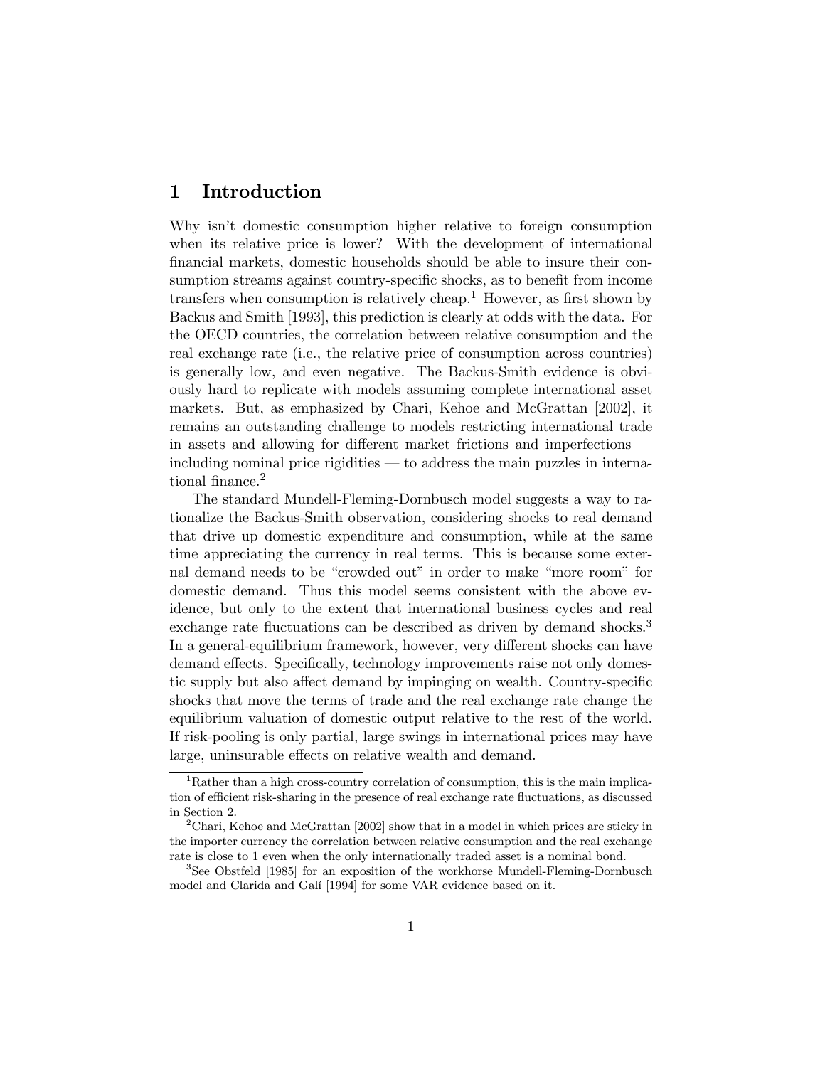# 1 Introduction

Why isn't domestic consumption higher relative to foreign consumption when its relative price is lower? With the development of international financial markets, domestic households should be able to insure their consumption streams against country-specific shocks, as to benefit from income transfers when consumption is relatively cheap.[1] However, as first shown by Backus and Smith [1993], this prediction is clearly at odds with the data. For the OECD countries, the correlation between relative consumption and the real exchange rate (i.e., the relative price of consumption across countries) is generally low, and even negative. The Backus-Smith evidence is obviously hard to replicate with models assuming complete international asset markets. But, as emphasized by Chari, Kehoe and McGrattan [2002], it remains an outstanding challenge to models restricting international trade in assets and allowing for different market frictions and imperfections — including nominal price rigidities — to address the main puzzles in international finance.[2]

The standard Mundell-Fleming-Dornbusch model suggests a way to rationalize the Backus-Smith observation, considering shocks to real demand that drive up domestic expenditure and consumption, while at the same time appreciating the currency in real terms. This is because some external demand needs to be "crowded out" in order to make "more room" for domestic demand. Thus this model seems consistent with the above evidence, but only to the extent that international business cycles and real exchange rate fluctuations can be described as driven by demand shocks.[3] In a general-equilibrium framework, however, very different shocks can have demand effects. Specifically, technology improvements raise not only domestic supply but also affect demand by impinging on wealth. Country-specific shocks that move the terms of trade and the real exchange rate change the equilibrium valuation of domestic output relative to the rest of the world. If risk-pooling is only partial, large swings in international prices may have large, uninsurable effects on relative wealth and demand.

[1] Rather than a high cross-country correlation of consumption, this is the main implication of efficient risk-sharing in the presence of real exchange rate fluctuations, as discussed in Section 2.

[2] Chari, Kehoe and McGrattan [2002] show that in a model in which prices are sticky in the importer currency the correlation between relative consumption and the real exchange rate is close to 1 even when the only internationally traded asset is a nominal bond.

[3] See Obstfeld [1985] for an exposition of the workhorse Mundell-Fleming-Dornbusch model and Clarida and Galí [1994] for some VAR evidence based on it.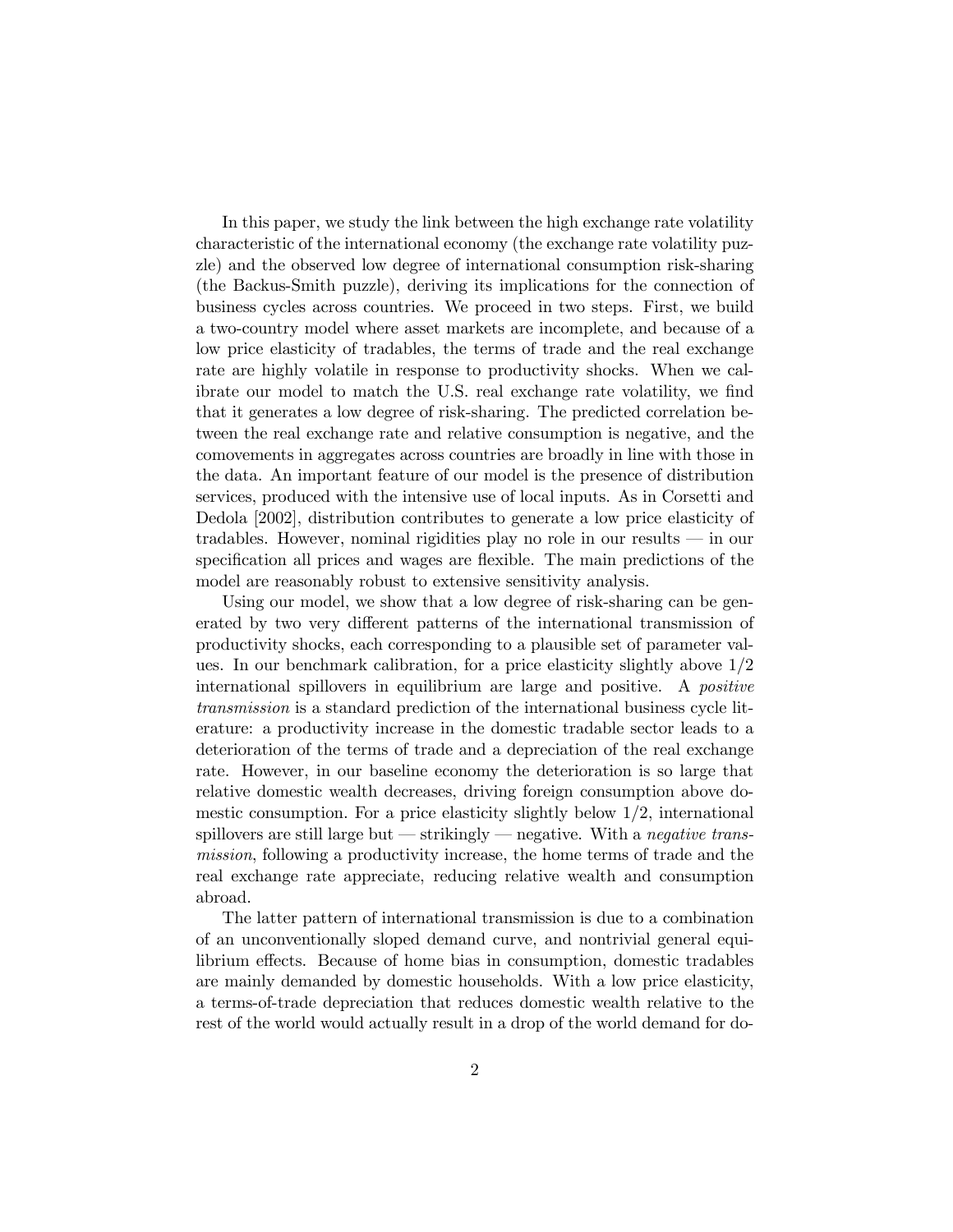In this paper, we study the link between the high exchange rate volatility characteristic of the international economy (the exchange rate volatility puzzle) and the observed low degree of international consumption risk-sharing (the Backus-Smith puzzle), deriving its implications for the connection of business cycles across countries. We proceed in two steps. First, we build a two-country model where asset markets are incomplete, and because of a low price elasticity of tradables, the terms of trade and the real exchange rate are highly volatile in response to productivity shocks. When we calibrate our model to match the U.S. real exchange rate volatility, we find that it generates a low degree of risk-sharing. The predicted correlation between the real exchange rate and relative consumption is negative, and the comovements in aggregates across countries are broadly in line with those in the data. An important feature of our model is the presence of distribution services, produced with the intensive use of local inputs. As in Corsetti and Dedola [2002], distribution contributes to generate a low price elasticity of tradables. However, nominal rigidities play no role in our results — in our specification all prices and wages are flexible. The main predictions of the model are reasonably robust to extensive sensitivity analysis.

Using our model, we show that a low degree of risk-sharing can be generated by two very different patterns of the international transmission of productivity shocks, each corresponding to a plausible set of parameter values. In our benchmark calibration, for a price elasticity slightly above 1/2 international spillovers in equilibrium are large and positive. A *positive transmission* is a standard prediction of the international business cycle literature: a productivity increase in the domestic tradable sector leads to a deterioration of the terms of trade and a depreciation of the real exchange rate. However, in our baseline economy the deterioration is so large that relative domestic wealth decreases, driving foreign consumption above domestic consumption. For a price elasticity slightly below 1/2, international spillovers are still large but — strikingly — negative. With a *negative transmission*, following a productivity increase, the home terms of trade and the real exchange rate appreciate, reducing relative wealth and consumption abroad.

The latter pattern of international transmission is due to a combination of an unconventionally sloped demand curve, and nontrivial general equilibrium effects. Because of home bias in consumption, domestic tradables are mainly demanded by domestic households. With a low price elasticity, a terms-of-trade depreciation that reduces domestic wealth relative to the rest of the world would actually result in a drop of the world demand for do-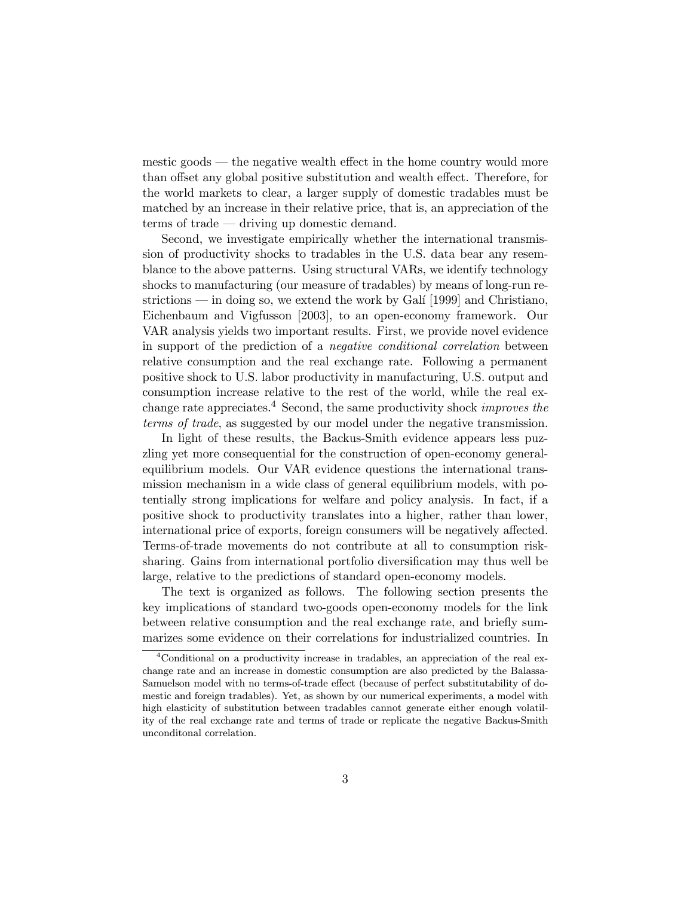mestic goods — the negative wealth effect in the home country would more than offset any global positive substitution and wealth effect. Therefore, for the world markets to clear, a larger supply of domestic tradables must be matched by an increase in their relative price, that is, an appreciation of the terms of trade — driving up domestic demand.

Second, we investigate empirically whether the international transmission of productivity shocks to tradables in the U.S. data bear any resemblance to the above patterns. Using structural VARs, we identify technology shocks to manufacturing (our measure of tradables) by means of long-run restrictions — in doing so, we extend the work by Galí [1999] and Christiano, Eichenbaum and Vigfusson [2003], to an open-economy framework. Our VAR analysis yields two important results. First, we provide novel evidence in support of the prediction of a *negative conditional correlation* between relative consumption and the real exchange rate. Following a permanent positive shock to U.S. labor productivity in manufacturing, U.S. output and consumption increase relative to the rest of the world, while the real exchange rate appreciates.[4] Second, the same productivity shock *improves the terms of trade*, as suggested by our model under the negative transmission.

In light of these results, the Backus-Smith evidence appears less puzzling yet more consequential for the construction of open-economy general-equilibrium models. Our VAR evidence questions the international transmission mechanism in a wide class of general equilibrium models, with potentially strong implications for welfare and policy analysis. In fact, if a positive shock to productivity translates into a higher, rather than lower, international price of exports, foreign consumers will be negatively affected. Terms-of-trade movements do not contribute at all to consumption risk-sharing. Gains from international portfolio diversification may thus well be large, relative to the predictions of standard open-economy models.

The text is organized as follows. The following section presents the key implications of standard two-goods open-economy models for the link between relative consumption and the real exchange rate, and briefly summarizes some evidence on their correlations for industrialized countries. In

[4] Conditional on a productivity increase in tradables, an appreciation of the real exchange rate and an increase in domestic consumption are also predicted by the Balassa-Samuelson model with no terms-of-trade effect (because of perfect substitutability of domestic and foreign tradables). Yet, as shown by our numerical experiments, a model with high elasticity of substitution between tradables cannot generate either enough volatility of the real exchange rate and terms of trade or replicate the negative Backus-Smith unconditonal correlation.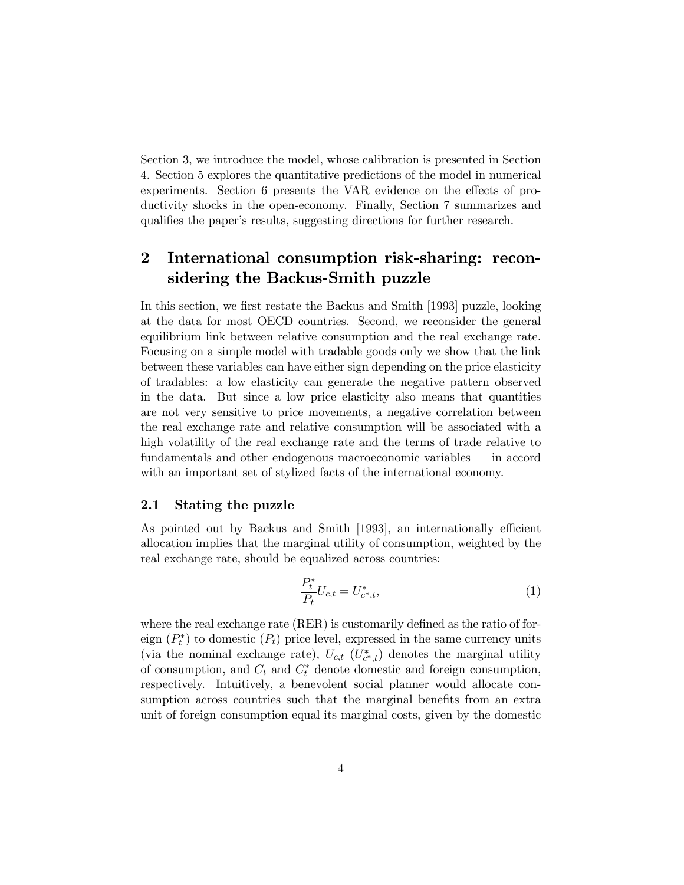Section 3, we introduce the model, whose calibration is presented in Section 4. Section 5 explores the quantitative predictions of the model in numerical experiments. Section 6 presents the VAR evidence on the effects of productivity shocks in the open-economy. Finally, Section 7 summarizes and qualifies the paper's results, suggesting directions for further research.

## 2 International consumption risk-sharing: reconsidering the Backus-Smith puzzle

In this section, we first restate the Backus and Smith [1993] puzzle, looking at the data for most OECD countries. Second, we reconsider the general equilibrium link between relative consumption and the real exchange rate. Focusing on a simple model with tradable goods only we show that the link between these variables can have either sign depending on the price elasticity of tradables: a low elasticity can generate the negative pattern observed in the data. But since a low price elasticity also means that quantities are not very sensitive to price movements, a negative correlation between the real exchange rate and relative consumption will be associated with a high volatility of the real exchange rate and the terms of trade relative to fundamentals and other endogenous macroeconomic variables — in accord with an important set of stylized facts of the international economy.

### 2.1 Stating the puzzle

As pointed out by Backus and Smith [1993], an internationally efficient allocation implies that the marginal utility of consumption, weighted by the real exchange rate, should be equalized across countries:

$$\frac{P_t^*}{P_t} U_{c,t} = U_{c^*,t}^*, \tag{1}$$

where the real exchange rate (RER) is customarily defined as the ratio of foreign ($P_t^*$) to domestic ($P_t$) price level, expressed in the same currency units (via the nominal exchange rate), $U_{c,t}$ ($U_{c^*,t}^*$) denotes the marginal utility of consumption, and $C_t$ and $C_t^*$ denote domestic and foreign consumption, respectively. Intuitively, a benevolent social planner would allocate consumption across countries such that the marginal benefits from an extra unit of foreign consumption equal its marginal costs, given by the domestic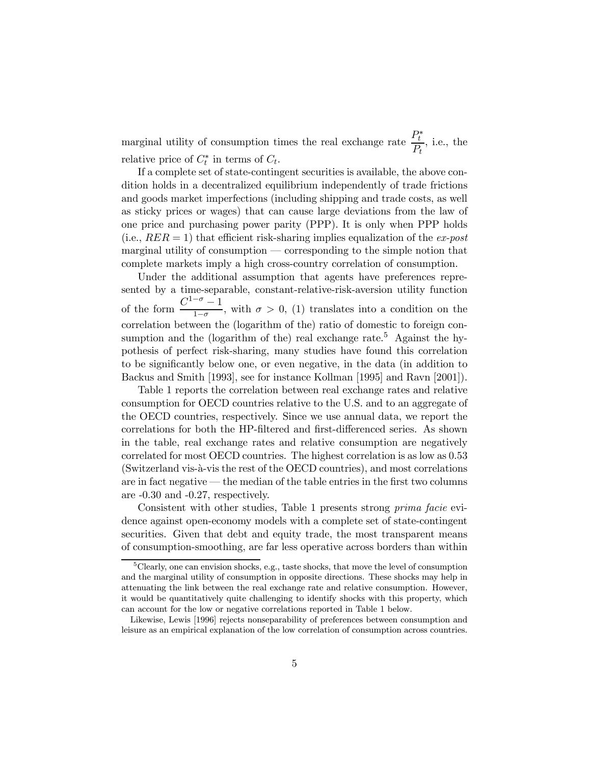marginal utility of consumption times the real exchange rate $\frac{P_t^*}{P_t}$, i.e., the relative price of $C_t^*$ in terms of $C_t$.

If a complete set of state-contingent securities is available, the above condition holds in a decentralized equilibrium independently of trade frictions and goods market imperfections (including shipping and trade costs, as well as sticky prices or wages) that can cause large deviations from the law of one price and purchasing power parity (PPP). It is only when PPP holds (i.e., $RER = 1$) that efficient risk-sharing implies equalization of the *ex-post* marginal utility of consumption — corresponding to the simple notion that complete markets imply a high cross-country correlation of consumption.

Under the additional assumption that agents have preferences represented by a time-separable, constant-relative-risk-aversion utility function of the form $\frac{C^{1-\sigma}-1}{1-\sigma}$, with $\sigma > 0$, (1) translates into a condition on the correlation between the (logarithm of the) ratio of domestic to foreign consumption and the (logarithm of the) real exchange rate.[5] Against the hypothesis of perfect risk-sharing, many studies have found this correlation to be significantly below one, or even negative, in the data (in addition to Backus and Smith [1993], see for instance Kollman [1995] and Ravn [2001]).

Table 1 reports the correlation between real exchange rates and relative consumption for OECD countries relative to the U.S. and to an aggregate of the OECD countries, respectively. Since we use annual data, we report the correlations for both the HP-filtered and first-differenced series. As shown in the table, real exchange rates and relative consumption are negatively correlated for most OECD countries. The highest correlation is as low as 0.53 (Switzerland vis-à-vis the rest of the OECD countries), and most correlations are in fact negative — the median of the table entries in the first two columns are -0.30 and -0.27, respectively.

Consistent with other studies, Table 1 presents strong *prima facie* evidence against open-economy models with a complete set of state-contingent securities. Given that debt and equity trade, the most transparent means of consumption-smoothing, are far less operative across borders than within

[5] Clearly, one can envision shocks, e.g., taste shocks, that move the level of consumption and the marginal utility of consumption in opposite directions. These shocks may help in attenuating the link between the real exchange rate and relative consumption. However, it would be quantitatively quite challenging to identify shocks with this property, which can account for the low or negative correlations reported in Table 1 below.

Likewise, Lewis [1996] rejects nonseparability of preferences between consumption and leisure as an empirical explanation of the low correlation of consumption across countries.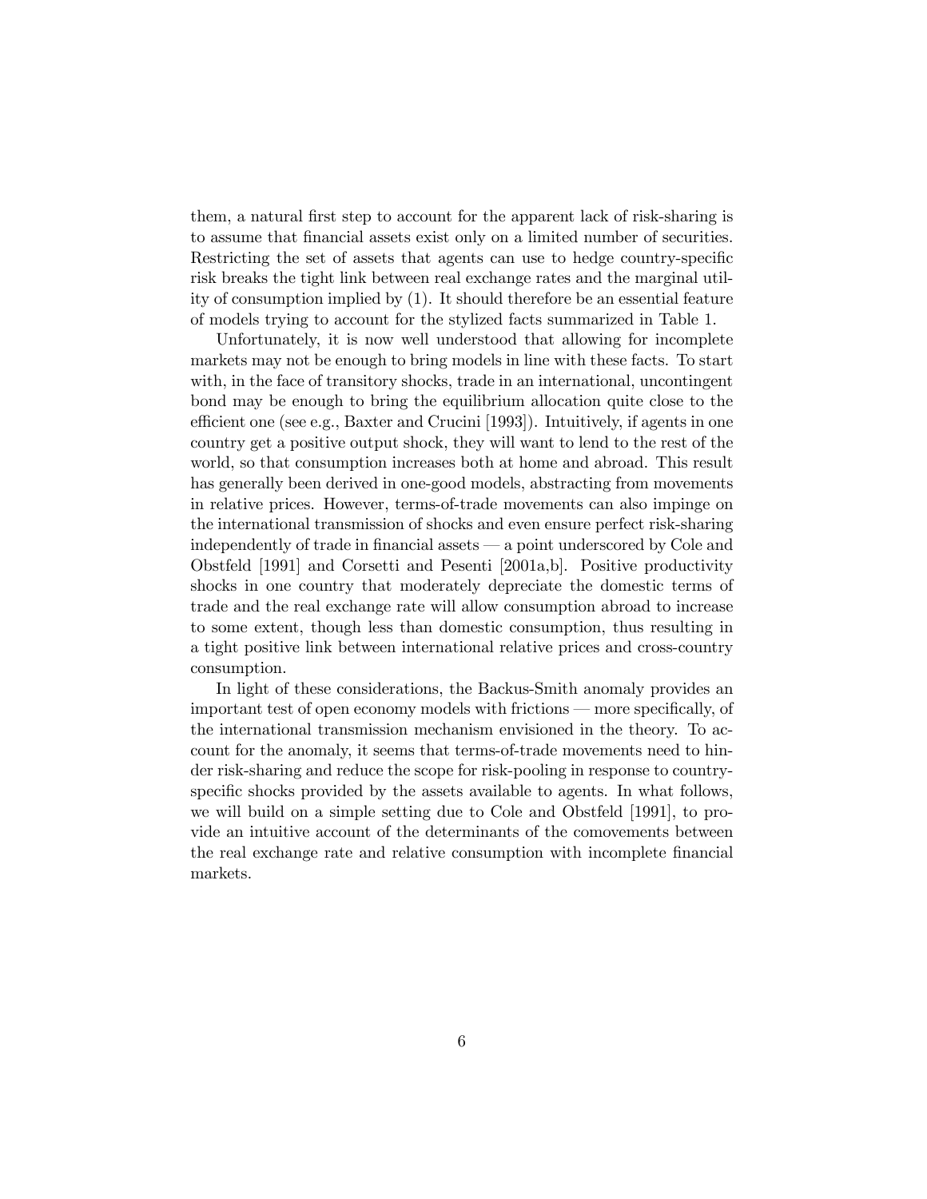them, a natural first step to account for the apparent lack of risk-sharing is to assume that financial assets exist only on a limited number of securities. Restricting the set of assets that agents can use to hedge country-specific risk breaks the tight link between real exchange rates and the marginal utility of consumption implied by (1). It should therefore be an essential feature of models trying to account for the stylized facts summarized in Table 1.

Unfortunately, it is now well understood that allowing for incomplete markets may not be enough to bring models in line with these facts. To start with, in the face of transitory shocks, trade in an international, uncontingent bond may be enough to bring the equilibrium allocation quite close to the efficient one (see e.g., Baxter and Crucini [1993]). Intuitively, if agents in one country get a positive output shock, they will want to lend to the rest of the world, so that consumption increases both at home and abroad. This result has generally been derived in one-good models, abstracting from movements in relative prices. However, terms-of-trade movements can also impinge on the international transmission of shocks and even ensure perfect risk-sharing independently of trade in financial assets — a point underscored by Cole and Obstfeld [1991] and Corsetti and Pesenti [2001a,b]. Positive productivity shocks in one country that moderately depreciate the domestic terms of trade and the real exchange rate will allow consumption abroad to increase to some extent, though less than domestic consumption, thus resulting in a tight positive link between international relative prices and cross-country consumption.

In light of these considerations, the Backus-Smith anomaly provides an important test of open economy models with frictions — more specifically, of the international transmission mechanism envisioned in the theory. To account for the anomaly, it seems that terms-of-trade movements need to hinder risk-sharing and reduce the scope for risk-pooling in response to country-specific shocks provided by the assets available to agents. In what follows, we will build on a simple setting due to Cole and Obstfeld [1991], to provide an intuitive account of the determinants of the comovements between the real exchange rate and relative consumption with incomplete financial markets.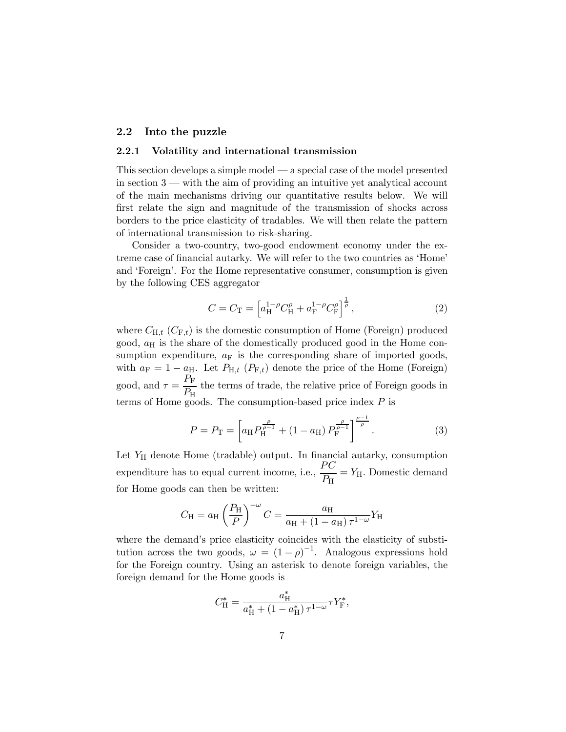## 2.2 Into the puzzle

### 2.2.1 Volatility and international transmission

This section develops a simple model — a special case of the model presented in section 3 — with the aim of providing an intuitive yet analytical account of the main mechanisms driving our quantitative results below. We will first relate the sign and magnitude of the transmission of shocks across borders to the price elasticity of tradables. We will then relate the pattern of international transmission to risk-sharing.

Consider a two-country, two-good endowment economy under the extreme case of financial autarky. We will refer to the two countries as 'Home' and 'Foreign'. For the Home representative consumer, consumption is given by the following CES aggregator

$$C = C_{\rm T} = \left[ a_{\rm H}^{1-\rho} C_{\rm H}^{\rho} + a_{\rm F}^{1-\rho} C_{\rm F}^{\rho} \right]^{\frac{1}{\rho}}, \tag{2}$$

where $C_{{\rm H},t}$ ($C_{{\rm F},t}$) is the domestic consumption of Home (Foreign) produced good, $a_{\rm H}$ is the share of the domestically produced good in the Home consumption expenditure, $a_{\rm F}$ is the corresponding share of imported goods, with $a_{\rm F} = 1 - a_{\rm H}$. Let $P_{{\rm H},t}$ ($P_{{\rm F},t}$) denote the price of the Home (Foreign) good, and $\tau = \dfrac{P_{\rm F}}{P_{\rm H}}$ the terms of trade, the relative price of Foreign goods in terms of Home goods. The consumption-based price index $P$ is

$$P = P_{\rm T} = \left[ a_{\rm H} P_{\rm H}^{\frac{\rho}{\rho-1}} + (1-a_{\rm H}) P_{\rm F}^{\frac{\rho}{\rho-1}} \right]^{\frac{\rho-1}{\rho}}. \tag{3}$$

Let $Y_{\rm H}$ denote Home (tradable) output. In financial autarky, consumption expenditure has to equal current income, i.e., $\dfrac{PC}{P_{\rm H}} = Y_{\rm H}$. Domestic demand for Home goods can then be written:

$$C_{\rm H} = a_{\rm H} \left( \frac{P_{\rm H}}{P} \right)^{-\omega} C = \frac{a_{\rm H}}{a_{\rm H} + (1-a_{\rm H}) \tau^{1-\omega}} Y_{\rm H}$$

where the demand's price elasticity coincides with the elasticity of substitution across the two goods, $\omega = (1-\rho)^{-1}$. Analogous expressions hold for the Foreign country. Using an asterisk to denote foreign variables, the foreign demand for the Home goods is

$$C_{\rm H}^{*} = \frac{a_{\rm H}^{*}}{a_{\rm H}^{*} + (1-a_{\rm H}^{*}) \tau^{1-\omega}} \tau Y_{\rm F}^{*},$$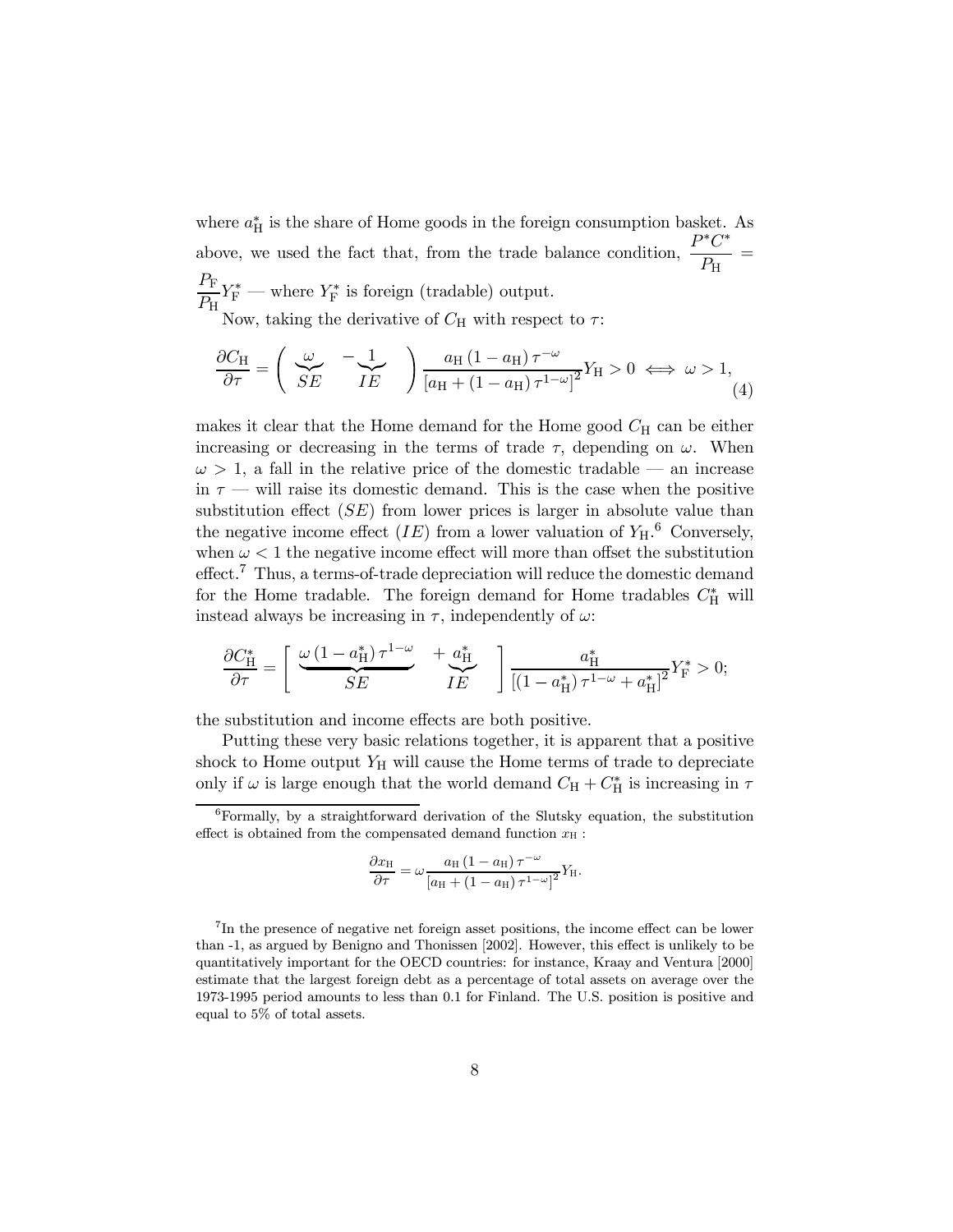where $a_{\rm H}^*$ is the share of Home goods in the foreign consumption basket. As above, we used the fact that, from the trade balance condition, $\frac{P^*C^*}{P_{\rm H}} = \frac{P_{\rm F}}{P_{\rm H}} Y_{\rm F}^*$ — where $Y_{\rm F}^*$ is foreign (tradable) output.

Now, taking the derivative of $C_{\rm H}$ with respect to $\tau$:

$$\frac{\partial C_{\rm H}}{\partial \tau} = \left( \underbrace{\omega}_{SE} \quad - \underbrace{1}_{IE} \quad \right) \frac{a_{\rm H} (1 - a_{\rm H}) \tau^{-\omega}}{\left[a_{\rm H} + (1 - a_{\rm H}) \tau^{1-\omega}\right]^2} Y_{\rm H} > 0 \iff \omega > 1, \tag{4}$$

makes it clear that the Home demand for the Home good $C_{\rm H}$ can be either increasing or decreasing in the terms of trade $\tau$, depending on $\omega$. When $\omega > 1$, a fall in the relative price of the domestic tradable — an increase in $\tau$ — will raise its domestic demand. This is the case when the positive substitution effect ($SE$) from lower prices is larger in absolute value than the negative income effect ($IE$) from a lower valuation of $Y_{\rm H}$.[6] Conversely, when $\omega < 1$ the negative income effect will more than offset the substitution effect.[7] Thus, a terms-of-trade depreciation will reduce the domestic demand for the Home tradable. The foreign demand for Home tradables $C_{\rm H}^*$ will instead always be increasing in $\tau$, independently of $\omega$:

$$\frac{\partial C_{\rm H}^*}{\partial \tau} = \left[ \underbrace{\omega (1 - a_{\rm H}^*) \tau^{1-\omega}}_{SE} \quad + \underbrace{a_{\rm H}^*}_{IE} \quad \right] \frac{a_{\rm H}^*}{\left[(1 - a_{\rm H}^*) \tau^{1-\omega} + a_{\rm H}^*\right]^2} Y_{\rm F}^* > 0;$$

the substitution and income effects are both positive.

Putting these very basic relations together, it is apparent that a positive shock to Home output $Y_{\rm H}$ will cause the Home terms of trade to depreciate only if $\omega$ is large enough that the world demand $C_{\rm H} + C_{\rm H}^*$ is increasing in $\tau$

---

[6] Formally, by a straightforward derivation of the Slutsky equation, the substitution effect is obtained from the compensated demand function $x_{\rm H}$ :

$$\frac{\partial x_{\rm H}}{\partial \tau} = \omega \frac{a_{\rm H} (1 - a_{\rm H}) \tau^{-\omega}}{\left[a_{\rm H} + (1 - a_{\rm H}) \tau^{1-\omega}\right]^2} Y_{\rm H}.$$

[7] In the presence of negative net foreign asset positions, the income effect can be lower than -1, as argued by Benigno and Thonissen [2002]. However, this effect is unlikely to be quantitatively important for the OECD countries: for instance, Kraay and Ventura [2000] estimate that the largest foreign debt as a percentage of total assets on average over the 1973-1995 period amounts to less than 0.1 for Finland. The U.S. position is positive and equal to 5% of total assets.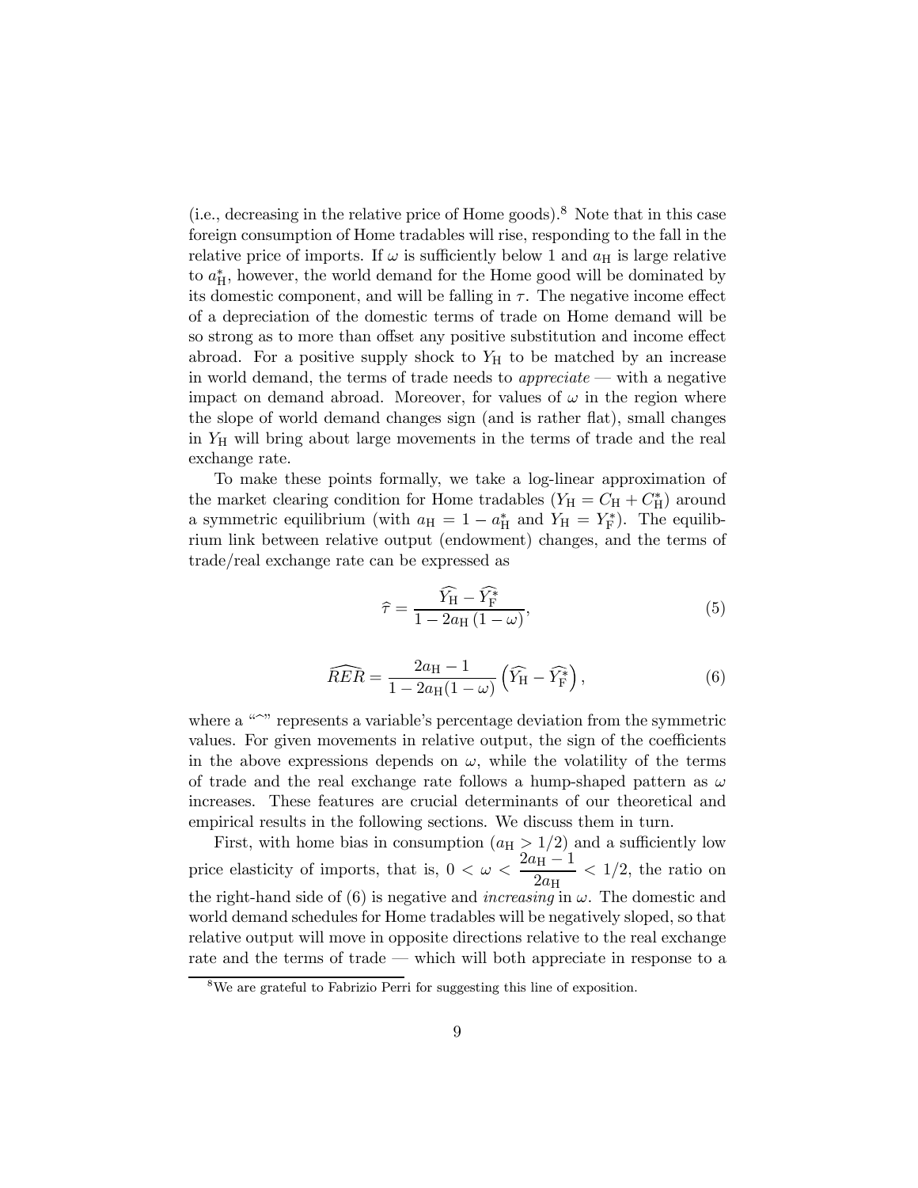(i.e., decreasing in the relative price of Home goods).[8] Note that in this case foreign consumption of Home tradables will rise, responding to the fall in the relative price of imports. If $\omega$ is sufficiently below 1 and $a_{\mathrm{H}}$ is large relative to $a_{\mathrm{H}}^{*}$, however, the world demand for the Home good will be dominated by its domestic component, and will be falling in $\tau$. The negative income effect of a depreciation of the domestic terms of trade on Home demand will be so strong as to more than offset any positive substitution and income effect abroad. For a positive supply shock to $Y_{\mathrm{H}}$ to be matched by an increase in world demand, the terms of trade needs to *appreciate* — with a negative impact on demand abroad. Moreover, for values of $\omega$ in the region where the slope of world demand changes sign (and is rather flat), small changes in $Y_{\mathrm{H}}$ will bring about large movements in the terms of trade and the real exchange rate.

To make these points formally, we take a log-linear approximation of the market clearing condition for Home tradables ($Y_{\mathrm{H}} = C_{\mathrm{H}} + C_{\mathrm{H}}^{*}$) around a symmetric equilibrium (with $a_{\mathrm{H}} = 1 - a_{\mathrm{H}}^{*}$ and $Y_{\mathrm{H}} = Y_{\mathrm{F}}^{*}$). The equilibrium link between relative output (endowment) changes, and the terms of trade/real exchange rate can be expressed as

$$\widehat{\tau} = \frac{\widehat{Y_{\mathrm{H}}} - \widehat{Y_{\mathrm{F}}^{*}}}{1 - 2a_{\mathrm{H}}\,(1-\omega)}, \tag{5}$$

$$\widehat{RER} = \frac{2a_{\mathrm{H}} - 1}{1 - 2a_{\mathrm{H}}(1-\omega)} \left( \widehat{Y_{\mathrm{H}}} - \widehat{Y_{\mathrm{F}}^{*}} \right), \tag{6}$$

where a "$\widehat{\ }$" represents a variable's percentage deviation from the symmetric values. For given movements in relative output, the sign of the coefficients in the above expressions depends on $\omega$, while the volatility of the terms of trade and the real exchange rate follows a hump-shaped pattern as $\omega$ increases. These features are crucial determinants of our theoretical and empirical results in the following sections. We discuss them in turn.

First, with home bias in consumption ($a_{\mathrm{H}} > 1/2$) and a sufficiently low price elasticity of imports, that is, $0 < \omega < \dfrac{2a_{\mathrm{H}} - 1}{2a_{\mathrm{H}}} < 1/2$, the ratio on the right-hand side of (6) is negative and *increasing* in $\omega$. The domestic and world demand schedules for Home tradables will be negatively sloped, so that relative output will move in opposite directions relative to the real exchange rate and the terms of trade — which will both appreciate in response to a

[8] We are grateful to Fabrizio Perri for suggesting this line of exposition.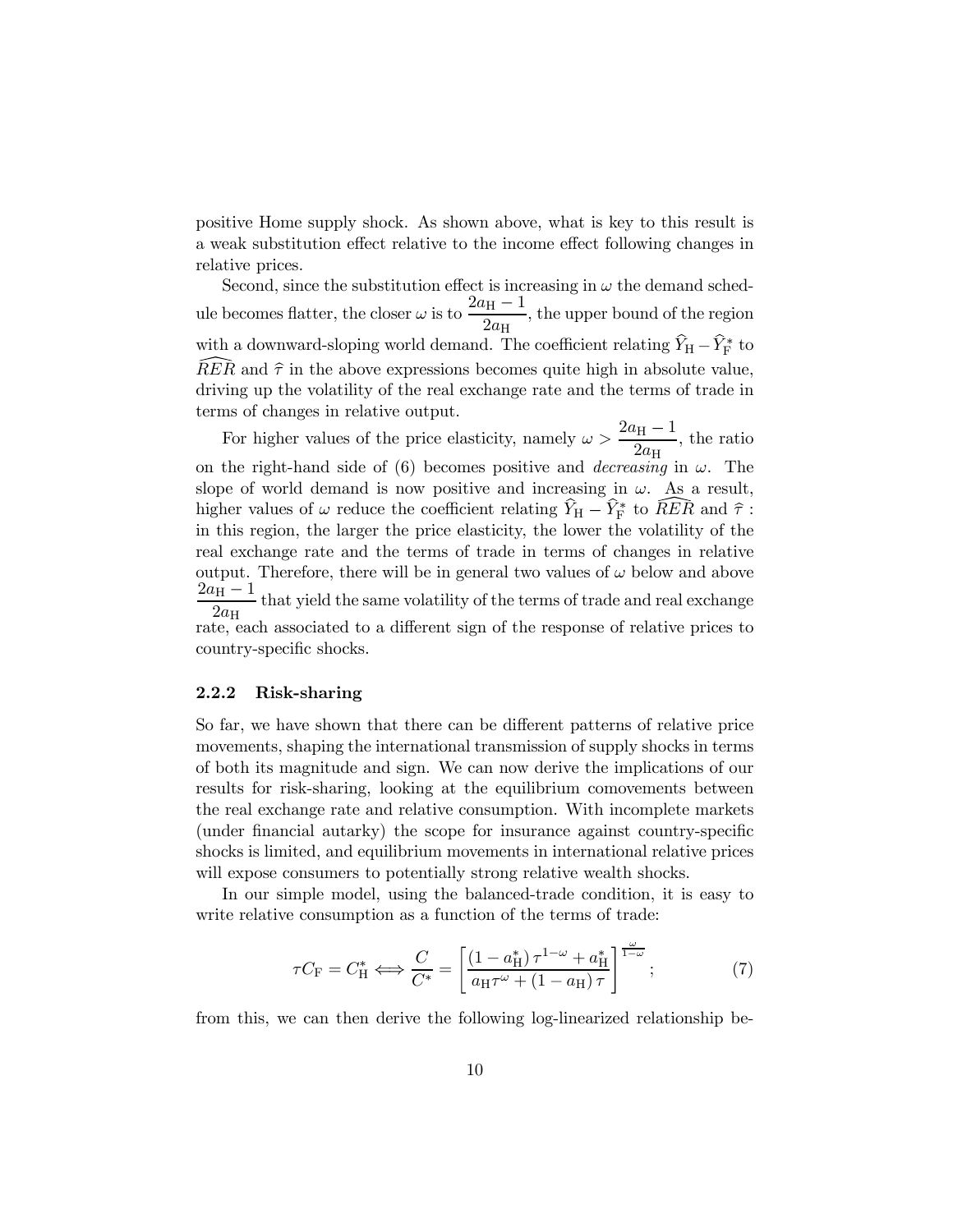positive Home supply shock. As shown above, what is key to this result is a weak substitution effect relative to the income effect following changes in relative prices.

Second, since the substitution effect is increasing in $\omega$ the demand schedule becomes flatter, the closer $\omega$ is to $\frac{2a_{\mathrm{H}}-1}{2a_{\mathrm{H}}}$, the upper bound of the region with a downward-sloping world demand. The coefficient relating $\widehat{Y}_{\mathrm{H}}-\widehat{Y}_{\mathrm{F}}^{*}$ to $\widehat{RER}$ and $\widehat{\tau}$ in the above expressions becomes quite high in absolute value, driving up the volatility of the real exchange rate and the terms of trade in terms of changes in relative output.

For higher values of the price elasticity, namely $\omega > \frac{2a_{\mathrm{H}}-1}{2a_{\mathrm{H}}}$, the ratio on the right-hand side of (6) becomes positive and *decreasing* in $\omega$. The slope of world demand is now positive and increasing in $\omega$. As a result, higher values of $\omega$ reduce the coefficient relating $\widehat{Y}_{\mathrm{H}}-\widehat{Y}_{\mathrm{F}}^{*}$ to $\widehat{RER}$ and $\widehat{\tau}$ : in this region, the larger the price elasticity, the lower the volatility of the real exchange rate and the terms of trade in terms of changes in relative output. Therefore, there will be in general two values of $\omega$ below and above $\frac{2a_{\mathrm{H}}-1}{2a_{\mathrm{H}}}$ that yield the same volatility of the terms of trade and real exchange rate, each associated to a different sign of the response of relative prices to country-specific shocks.

### 2.2.2 Risk-sharing

So far, we have shown that there can be different patterns of relative price movements, shaping the international transmission of supply shocks in terms of both its magnitude and sign. We can now derive the implications of our results for risk-sharing, looking at the equilibrium comovements between the real exchange rate and relative consumption. With incomplete markets (under financial autarky) the scope for insurance against country-specific shocks is limited, and equilibrium movements in international relative prices will expose consumers to potentially strong relative wealth shocks.

In our simple model, using the balanced-trade condition, it is easy to write relative consumption as a function of the terms of trade:

$$\tau C_{\mathrm{F}} = C_{\mathrm{H}}^{*} \Longleftrightarrow \frac{C}{C^{*}} = \left[\frac{\left(1-a_{\mathrm{H}}^{*}\right)\tau^{1-\omega}+a_{\mathrm{H}}^{*}}{a_{\mathrm{H}}\tau^{\omega}+\left(1-a_{\mathrm{H}}\right)\tau}\right]^{\frac{\omega}{1-\omega}}; \tag{7}$$

from this, we can then derive the following log-linearized relationship be-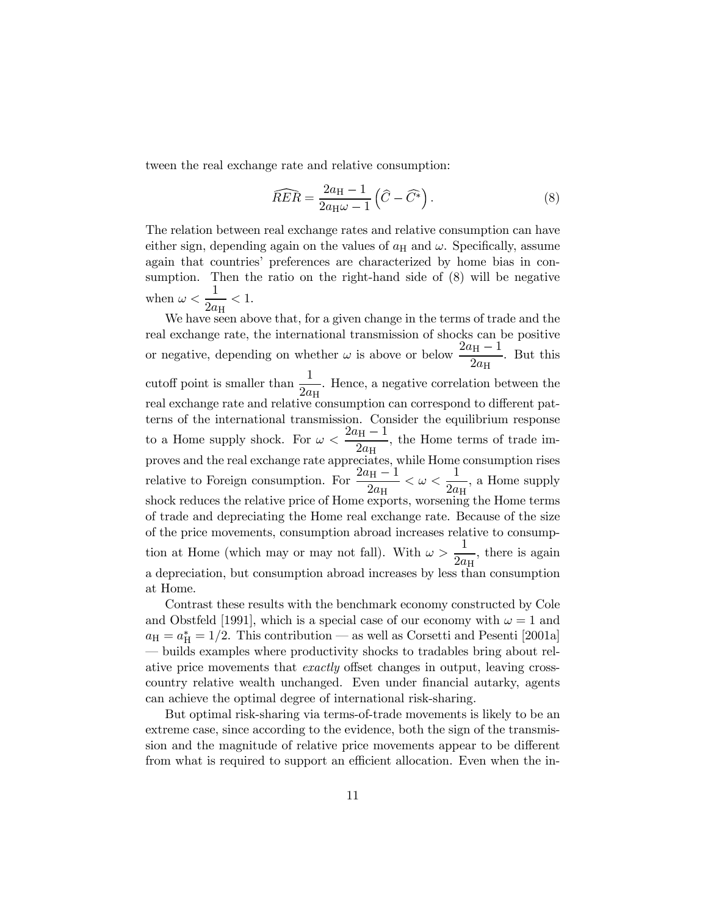tween the real exchange rate and relative consumption:

$$\widehat{RER} = \frac{2a_{\mathrm{H}} - 1}{2a_{\mathrm{H}}\omega - 1}\left(\widehat{C} - \widehat{C^*}\right). \tag{8}$$

The relation between real exchange rates and relative consumption can have either sign, depending again on the values of $a_{\mathrm{H}}$ and $\omega$. Specifically, assume again that countries' preferences are characterized by home bias in consumption. Then the ratio on the right-hand side of (8) will be negative when $\omega < \dfrac{1}{2a_{\mathrm{H}}} < 1$.

We have seen above that, for a given change in the terms of trade and the real exchange rate, the international transmission of shocks can be positive or negative, depending on whether $\omega$ is above or below $\dfrac{2a_{\mathrm{H}} - 1}{2a_{\mathrm{H}}}$. But this cutoff point is smaller than $\dfrac{1}{2a_{\mathrm{H}}}$. Hence, a negative correlation between the real exchange rate and relative consumption can correspond to different patterns of the international transmission. Consider the equilibrium response to a Home supply shock. For $\omega < \dfrac{2a_{\mathrm{H}} - 1}{2a_{\mathrm{H}}}$, the Home terms of trade improves and the real exchange rate appreciates, while Home consumption rises relative to Foreign consumption. For $\dfrac{2a_{\mathrm{H}} - 1}{2a_{\mathrm{H}}} < \omega < \dfrac{1}{2a_{\mathrm{H}}}$, a Home supply shock reduces the relative price of Home exports, worsening the Home terms of trade and depreciating the Home real exchange rate. Because of the size of the price movements, consumption abroad increases relative to consumption at Home (which may or may not fall). With $\omega > \dfrac{1}{2a_{\mathrm{H}}}$, there is again a depreciation, but consumption abroad increases by less than consumption at Home.

Contrast these results with the benchmark economy constructed by Cole and Obstfeld [1991], which is a special case of our economy with $\omega = 1$ and $a_{\mathrm{H}} = a_{\mathrm{H}}^* = 1/2$. This contribution — as well as Corsetti and Pesenti [2001a] — builds examples where productivity shocks to tradables bring about relative price movements that *exactly* offset changes in output, leaving cross-country relative wealth unchanged. Even under financial autarky, agents can achieve the optimal degree of international risk-sharing.

But optimal risk-sharing via terms-of-trade movements is likely to be an extreme case, since according to the evidence, both the sign of the transmission and the magnitude of relative price movements appear to be different from what is required to support an efficient allocation. Even when the in-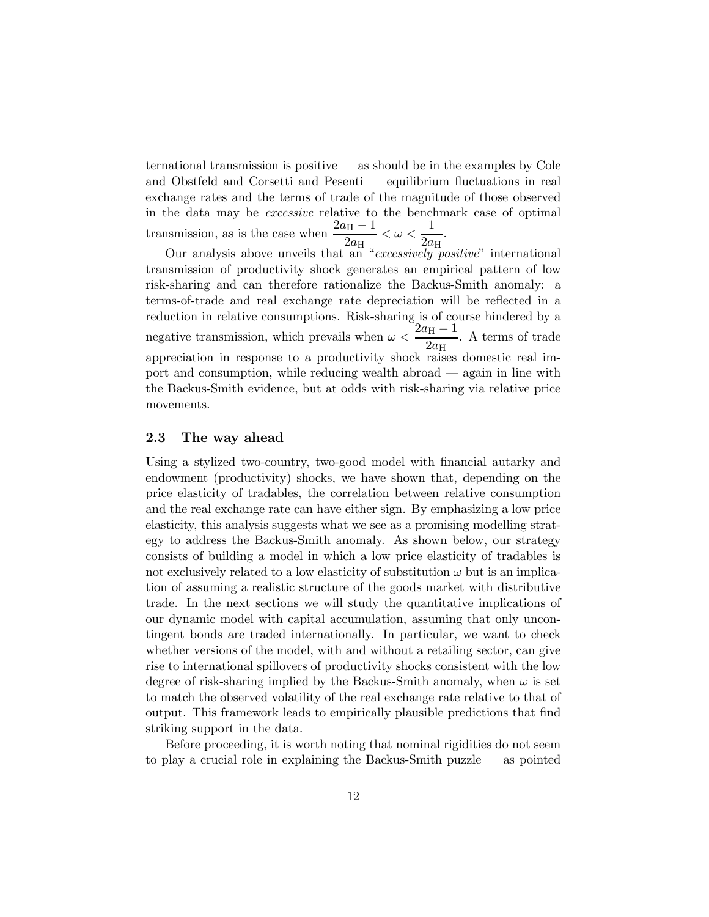ternational transmission is positive — as should be in the examples by Cole and Obstfeld and Corsetti and Pesenti — equilibrium fluctuations in real exchange rates and the terms of trade of the magnitude of those observed in the data may be *excessive* relative to the benchmark case of optimal transmission, as is the case when $\frac{2a_{\rm H}-1}{2a_{\rm H}} < \omega < \frac{1}{2a_{\rm H}}$.

Our analysis above unveils that an "*excessively positive*" international transmission of productivity shock generates an empirical pattern of low risk-sharing and can therefore rationalize the Backus-Smith anomaly: a terms-of-trade and real exchange rate depreciation will be reflected in a reduction in relative consumptions. Risk-sharing is of course hindered by a negative transmission, which prevails when $\omega < \frac{2a_{\rm H}-1}{2a_{\rm H}}$. A terms of trade appreciation in response to a productivity shock raises domestic real import and consumption, while reducing wealth abroad — again in line with the Backus-Smith evidence, but at odds with risk-sharing via relative price movements.

### 2.3 The way ahead

Using a stylized two-country, two-good model with financial autarky and endowment (productivity) shocks, we have shown that, depending on the price elasticity of tradables, the correlation between relative consumption and the real exchange rate can have either sign. By emphasizing a low price elasticity, this analysis suggests what we see as a promising modelling strategy to address the Backus-Smith anomaly. As shown below, our strategy consists of building a model in which a low price elasticity of tradables is not exclusively related to a low elasticity of substitution $\omega$ but is an implication of assuming a realistic structure of the goods market with distributive trade. In the next sections we will study the quantitative implications of our dynamic model with capital accumulation, assuming that only uncontingent bonds are traded internationally. In particular, we want to check whether versions of the model, with and without a retailing sector, can give rise to international spillovers of productivity shocks consistent with the low degree of risk-sharing implied by the Backus-Smith anomaly, when $\omega$ is set to match the observed volatility of the real exchange rate relative to that of output. This framework leads to empirically plausible predictions that find striking support in the data.

Before proceeding, it is worth noting that nominal rigidities do not seem to play a crucial role in explaining the Backus-Smith puzzle — as pointed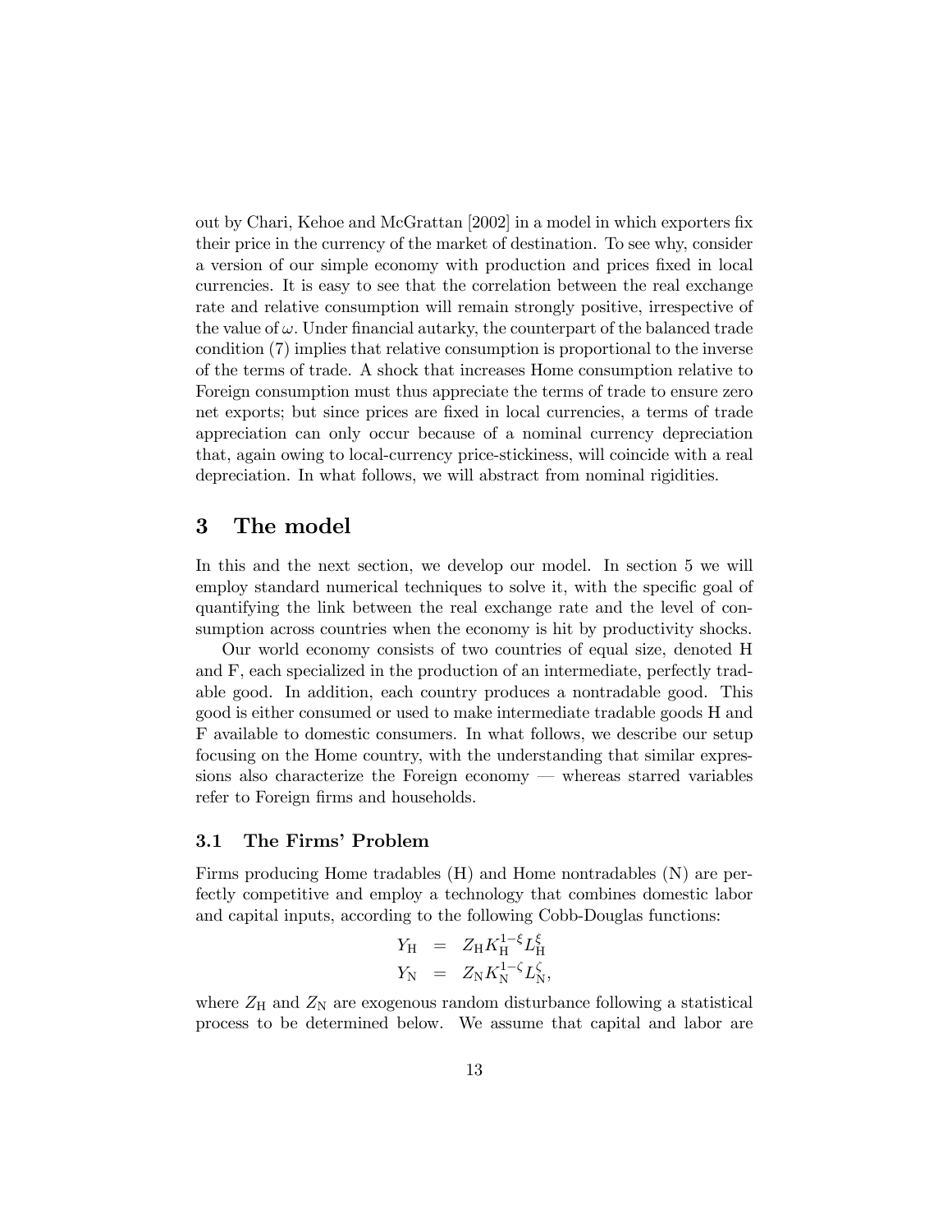out by Chari, Kehoe and McGrattan [2002] in a model in which exporters fix their price in the currency of the market of destination. To see why, consider a version of our simple economy with production and prices fixed in local currencies. It is easy to see that the correlation between the real exchange rate and relative consumption will remain strongly positive, irrespective of the value of $\omega$. Under financial autarky, the counterpart of the balanced trade condition (7) implies that relative consumption is proportional to the inverse of the terms of trade. A shock that increases Home consumption relative to Foreign consumption must thus appreciate the terms of trade to ensure zero net exports; but since prices are fixed in local currencies, a terms of trade appreciation can only occur because of a nominal currency depreciation that, again owing to local-currency price-stickiness, will coincide with a real depreciation. In what follows, we will abstract from nominal rigidities.

# 3 The model

In this and the next section, we develop our model. In section 5 we will employ standard numerical techniques to solve it, with the specific goal of quantifying the link between the real exchange rate and the level of consumption across countries when the economy is hit by productivity shocks.

Our world economy consists of two countries of equal size, denoted H and F, each specialized in the production of an intermediate, perfectly tradable good. In addition, each country produces a nontradable good. This good is either consumed or used to make intermediate tradable goods H and F available to domestic consumers. In what follows, we describe our setup focusing on the Home country, with the understanding that similar expressions also characterize the Foreign economy — whereas starred variables refer to Foreign firms and households.

## 3.1 The Firms' Problem

Firms producing Home tradables (H) and Home nontradables (N) are perfectly competitive and employ a technology that combines domestic labor and capital inputs, according to the following Cobb-Douglas functions:

$$
\begin{aligned}
Y_{\mathrm{H}} &= Z_{\mathrm{H}} K_{\mathrm{H}}^{1-\xi} L_{\mathrm{H}}^{\xi} \\
Y_{\mathrm{N}} &= Z_{\mathrm{N}} K_{\mathrm{N}}^{1-\zeta} L_{\mathrm{N}}^{\zeta},
\end{aligned}
$$

where $Z_{\mathrm{H}}$ and $Z_{\mathrm{N}}$ are exogenous random disturbance following a statistical process to be determined below. We assume that capital and labor are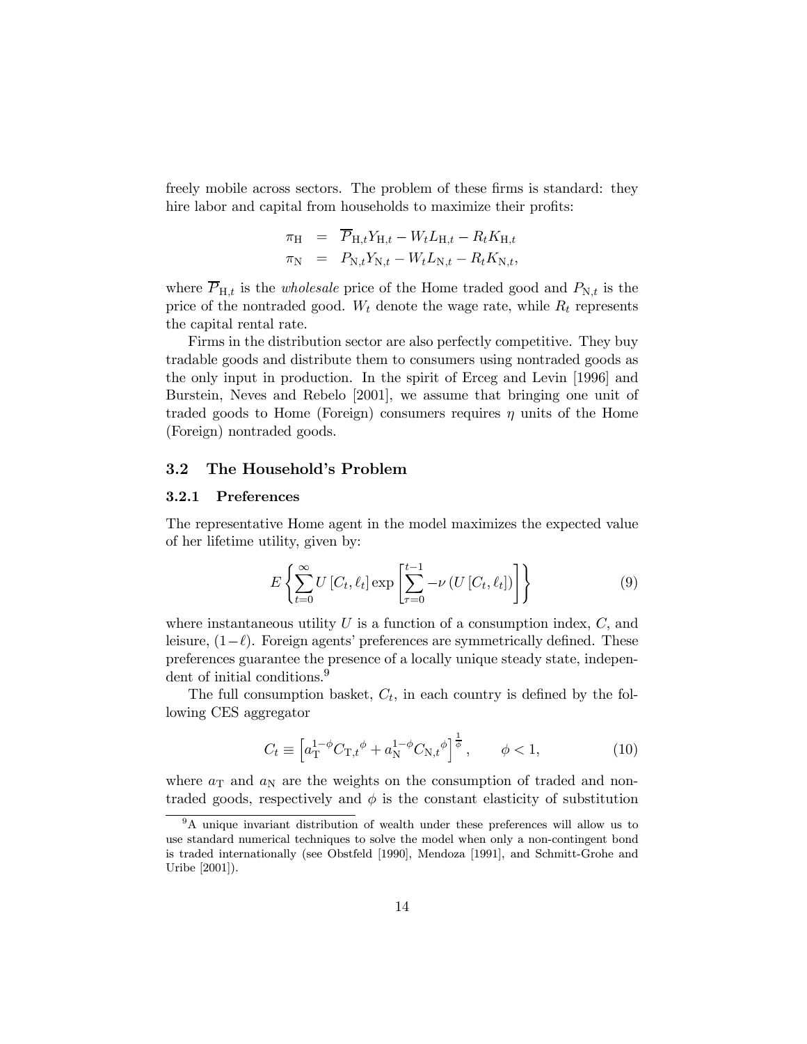freely mobile across sectors. The problem of these firms is standard: they hire labor and capital from households to maximize their profits:

$$\begin{aligned}
\pi_{\mathrm{H}} &= \overline{P}_{\mathrm{H},t} Y_{\mathrm{H},t} - W_t L_{\mathrm{H},t} - R_t K_{\mathrm{H},t} \\
\pi_{\mathrm{N}} &= P_{\mathrm{N},t} Y_{\mathrm{N},t} - W_t L_{\mathrm{N},t} - R_t K_{\mathrm{N},t},
\end{aligned}$$

where $\overline{P}_{\mathrm{H},t}$ is the *wholesale* price of the Home traded good and $P_{\mathrm{N},t}$ is the price of the nontraded good. $W_t$ denote the wage rate, while $R_t$ represents the capital rental rate.

Firms in the distribution sector are also perfectly competitive. They buy tradable goods and distribute them to consumers using nontraded goods as the only input in production. In the spirit of Erceg and Levin [1996] and Burstein, Neves and Rebelo [2001], we assume that bringing one unit of traded goods to Home (Foreign) consumers requires $\eta$ units of the Home (Foreign) nontraded goods.

## 3.2 The Household's Problem

### 3.2.1 Preferences

The representative Home agent in the model maximizes the expected value of her lifetime utility, given by:

$$E\left\{\sum_{t=0}^{\infty} U\left[C_t, \ell_t\right] \exp\left[\sum_{\tau=0}^{t-1} -\nu\left(U\left[C_t, \ell_t\right]\right)\right]\right\} \tag{9}$$

where instantaneous utility $U$ is a function of a consumption index, $C$, and leisure, $(1-\ell)$. Foreign agents' preferences are symmetrically defined. These preferences guarantee the presence of a locally unique steady state, independent of initial conditions.[9]

The full consumption basket, $C_t$, in each country is defined by the following CES aggregator

$$C_t \equiv \left[a_{\mathrm{T}}^{1-\phi} C_{\mathrm{T},t}{}^{\phi} + a_{\mathrm{N}}^{1-\phi} C_{\mathrm{N},t}{}^{\phi}\right]^{\frac{1}{\phi}}, \qquad \phi < 1, \tag{10}$$

where $a_{\mathrm{T}}$ and $a_{\mathrm{N}}$ are the weights on the consumption of traded and nontraded goods, respectively and $\phi$ is the constant elasticity of substitution

[9] A unique invariant distribution of wealth under these preferences will allow us to use standard numerical techniques to solve the model when only a non-contingent bond is traded internationally (see Obstfeld [1990], Mendoza [1991], and Schmitt-Grohe and Uribe [2001]).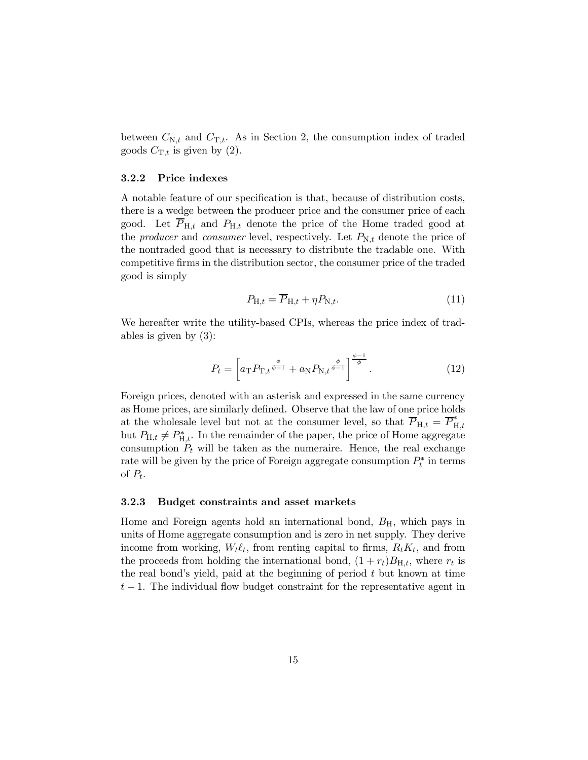between $C_{N,t}$ and $C_{T,t}$. As in Section 2, the consumption index of traded goods $C_{T,t}$ is given by (2).

### 3.2.2 Price indexes

A notable feature of our specification is that, because of distribution costs, there is a wedge between the producer price and the consumer price of each good. Let $\overline{P}_{H,t}$ and $P_{H,t}$ denote the price of the Home traded good at the *producer* and *consumer* level, respectively. Let $P_{N,t}$ denote the price of the nontraded good that is necessary to distribute the tradable one. With competitive firms in the distribution sector, the consumer price of the traded good is simply

$$P_{H,t} = \overline{P}_{H,t} + \eta P_{N,t}. \tag{11}$$

We hereafter write the utility-based CPIs, whereas the price index of tradables is given by (3):

$$P_t = \left[ a_T P_{T,t}{}^{\frac{\phi}{\phi-1}} + a_N P_{N,t}{}^{\frac{\phi}{\phi-1}} \right]^{\frac{\phi-1}{\phi}}. \tag{12}$$

Foreign prices, denoted with an asterisk and expressed in the same currency as Home prices, are similarly defined. Observe that the law of one price holds at the wholesale level but not at the consumer level, so that $\overline{P}_{H,t} = \overline{P}^*_{H,t}$ but $P_{H,t} \neq P^*_{H,t}$. In the remainder of the paper, the price of Home aggregate consumption $P_t$ will be taken as the numeraire. Hence, the real exchange rate will be given by the price of Foreign aggregate consumption $P^*_t$ in terms of $P_t$.

### 3.2.3 Budget constraints and asset markets

Home and Foreign agents hold an international bond, $B_H$, which pays in units of Home aggregate consumption and is zero in net supply. They derive income from working, $W_t \ell_t$, from renting capital to firms, $R_t K_t$, and from the proceeds from holding the international bond, $(1 + r_t) B_{H,t}$, where $r_t$ is the real bond's yield, paid at the beginning of period $t$ but known at time $t - 1$. The individual flow budget constraint for the representative agent in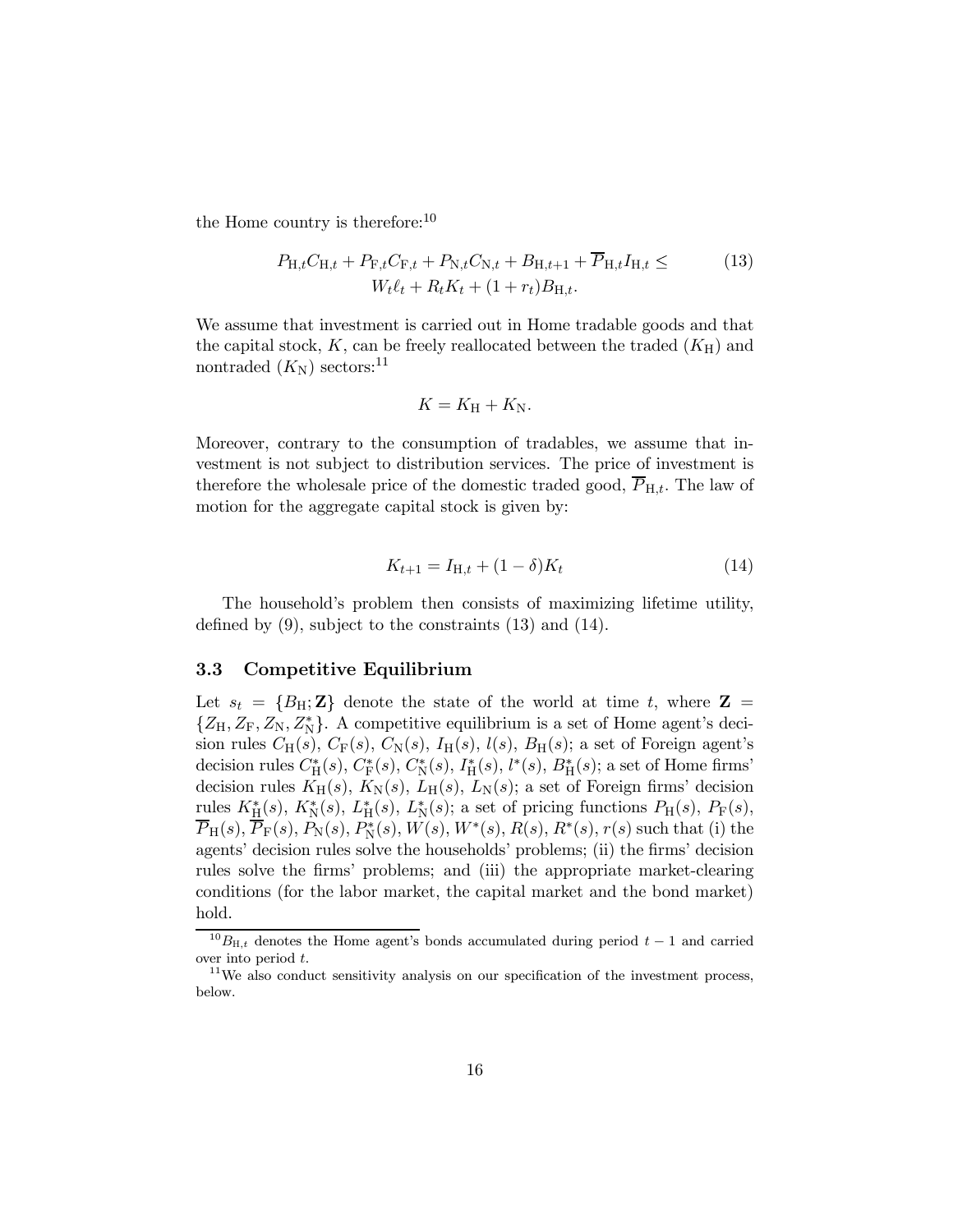the Home country is therefore:[10]

$$
\begin{aligned}
P_{\mathrm{H},t}C_{\mathrm{H},t} + P_{\mathrm{F},t}C_{\mathrm{F},t} + P_{\mathrm{N},t}C_{\mathrm{N},t} + B_{\mathrm{H},t+1} + \overline{P}_{\mathrm{H},t}I_{\mathrm{H},t} \leq \\
W_t\ell_t + R_tK_t + (1+r_t)B_{\mathrm{H},t}.
\end{aligned} \tag{13}
$$

We assume that investment is carried out in Home tradable goods and that the capital stock, $K$, can be freely reallocated between the traded ($K_{\mathrm{H}}$) and nontraded ($K_{\mathrm{N}}$) sectors:[11]

$$
K = K_{\mathrm{H}} + K_{\mathrm{N}}.
$$

Moreover, contrary to the consumption of tradables, we assume that investment is not subject to distribution services. The price of investment is therefore the wholesale price of the domestic traded good, $\overline{P}_{\mathrm{H},t}$. The law of motion for the aggregate capital stock is given by:

$$
K_{t+1} = I_{\mathrm{H},t} + (1-\delta)K_t \tag{14}
$$

The household's problem then consists of maximizing lifetime utility, defined by (9), subject to the constraints (13) and (14).

### 3.3 Competitive Equilibrium

Let $s_t = \{B_{\mathrm{H}}; \mathbf{Z}\}$ denote the state of the world at time $t$, where $\mathbf{Z} = \{Z_{\mathrm{H}}, Z_{\mathrm{F}}, Z_{\mathrm{N}}, Z_{\mathrm{N}}^*\}$. A competitive equilibrium is a set of Home agent's decision rules $C_{\mathrm{H}}(s)$, $C_{\mathrm{F}}(s)$, $C_{\mathrm{N}}(s)$, $I_{\mathrm{H}}(s)$, $l(s)$, $B_{\mathrm{H}}(s)$; a set of Foreign agent's decision rules $C_{\mathrm{H}}^*(s)$, $C_{\mathrm{F}}^*(s)$, $C_{\mathrm{N}}^*(s)$, $I_{\mathrm{H}}^*(s)$, $l^*(s)$, $B_{\mathrm{H}}^*(s)$; a set of Home firms' decision rules $K_{\mathrm{H}}(s)$, $K_{\mathrm{N}}(s)$, $L_{\mathrm{H}}(s)$, $L_{\mathrm{N}}(s)$; a set of Foreign firms' decision rules $K_{\mathrm{H}}^*(s)$, $K_{\mathrm{N}}^*(s)$, $L_{\mathrm{H}}^*(s)$, $L_{\mathrm{N}}^*(s)$; a set of pricing functions $P_{\mathrm{H}}(s)$, $P_{\mathrm{F}}(s)$, $\overline{P}_{\mathrm{H}}(s)$, $\overline{P}_{\mathrm{F}}(s)$, $P_{\mathrm{N}}(s)$, $P_{\mathrm{N}}^*(s)$, $W(s)$, $W^*(s)$, $R(s)$, $R^*(s)$, $r(s)$ such that (i) the agents' decision rules solve the households' problems; (ii) the firms' decision rules solve the firms' problems; and (iii) the appropriate market-clearing conditions (for the labor market, the capital market and the bond market) hold.

---

[10] $B_{\mathrm{H},t}$ denotes the Home agent's bonds accumulated during period $t-1$ and carried over into period $t$.

[11] We also conduct sensitivity analysis on our specification of the investment process, below.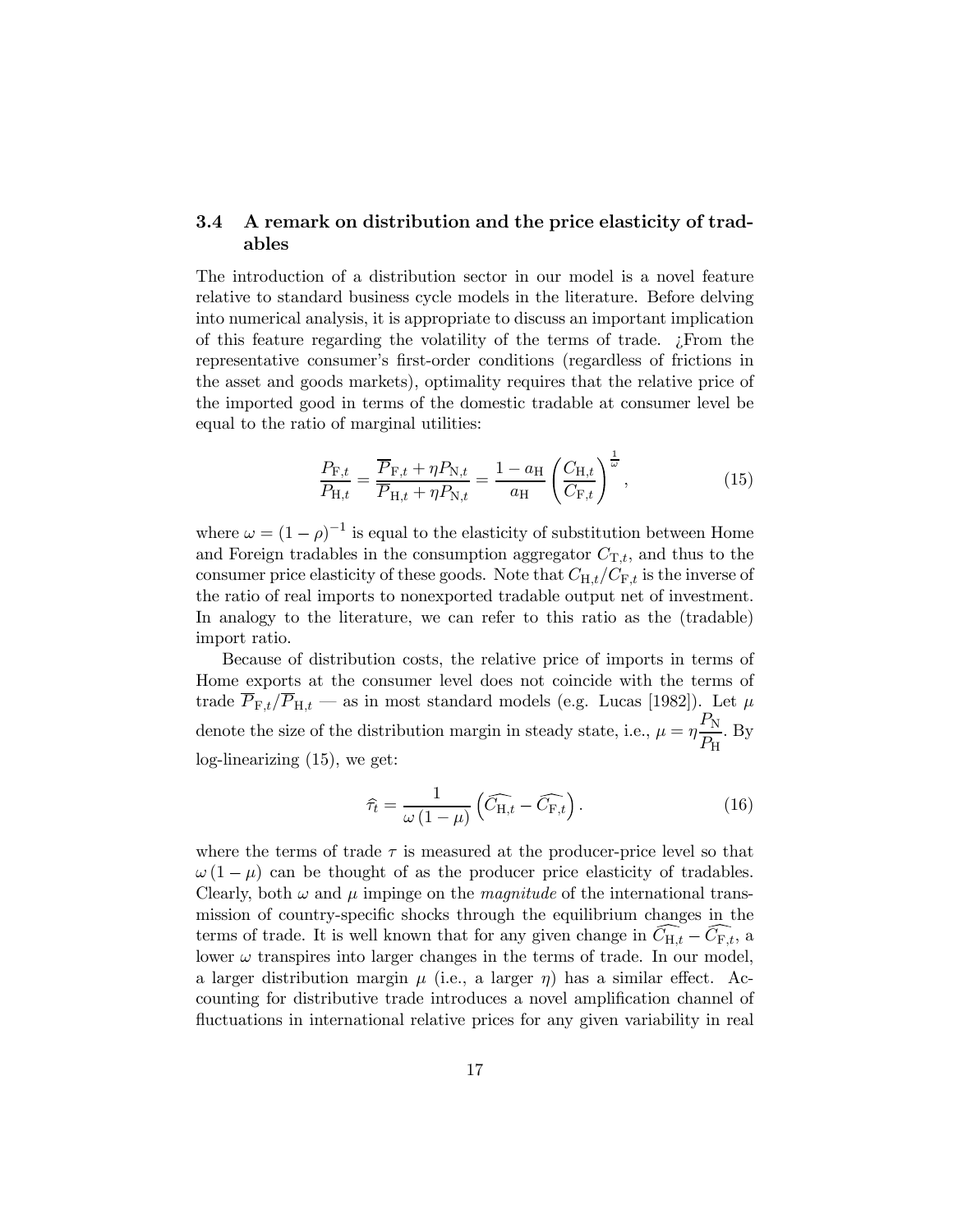### 3.4 A remark on distribution and the price elasticity of tradables

The introduction of a distribution sector in our model is a novel feature relative to standard business cycle models in the literature. Before delving into numerical analysis, it is appropriate to discuss an important implication of this feature regarding the volatility of the terms of trade. ¿From the representative consumer's first-order conditions (regardless of frictions in the asset and goods markets), optimality requires that the relative price of the imported good in terms of the domestic tradable at consumer level be equal to the ratio of marginal utilities:

$$\frac{P_{\mathrm{F},t}}{P_{\mathrm{H},t}} = \frac{\overline{P}_{\mathrm{F},t} + \eta P_{\mathrm{N},t}}{\overline{P}_{\mathrm{H},t} + \eta P_{\mathrm{N},t}} = \frac{1-a_{\mathrm{H}}}{a_{\mathrm{H}}}\left(\frac{C_{\mathrm{H},t}}{C_{\mathrm{F},t}}\right)^{\frac{1}{\omega}}, \tag{15}$$

where $\omega = (1-\rho)^{-1}$ is equal to the elasticity of substitution between Home and Foreign tradables in the consumption aggregator $C_{\mathrm{T},t}$, and thus to the consumer price elasticity of these goods. Note that $C_{\mathrm{H},t}/C_{\mathrm{F},t}$ is the inverse of the ratio of real imports to nonexported tradable output net of investment. In analogy to the literature, we can refer to this ratio as the (tradable) import ratio.

Because of distribution costs, the relative price of imports in terms of Home exports at the consumer level does not coincide with the terms of trade $\overline{P}_{\mathrm{F},t}/\overline{P}_{\mathrm{H},t}$ — as in most standard models (e.g. Lucas [1982]). Let $\mu$ denote the size of the distribution margin in steady state, i.e., $\mu = \eta \dfrac{P_{\mathrm{N}}}{P_{\mathrm{H}}}$. By log-linearizing (15), we get:

$$\widehat{\tau}_t = \frac{1}{\omega(1-\mu)}\left(\widehat{C_{\mathrm{H},t}} - \widehat{C_{\mathrm{F},t}}\right). \tag{16}$$

where the terms of trade $\tau$ is measured at the producer-price level so that $\omega(1-\mu)$ can be thought of as the producer price elasticity of tradables. Clearly, both $\omega$ and $\mu$ impinge on the *magnitude* of the international transmission of country-specific shocks through the equilibrium changes in the terms of trade. It is well known that for any given change in $\widehat{C_{\mathrm{H},t}} - \widehat{C_{\mathrm{F},t}}$, a lower $\omega$ transpires into larger changes in the terms of trade. In our model, a larger distribution margin $\mu$ (i.e., a larger $\eta$) has a similar effect. Accounting for distributive trade introduces a novel amplification channel of fluctuations in international relative prices for any given variability in real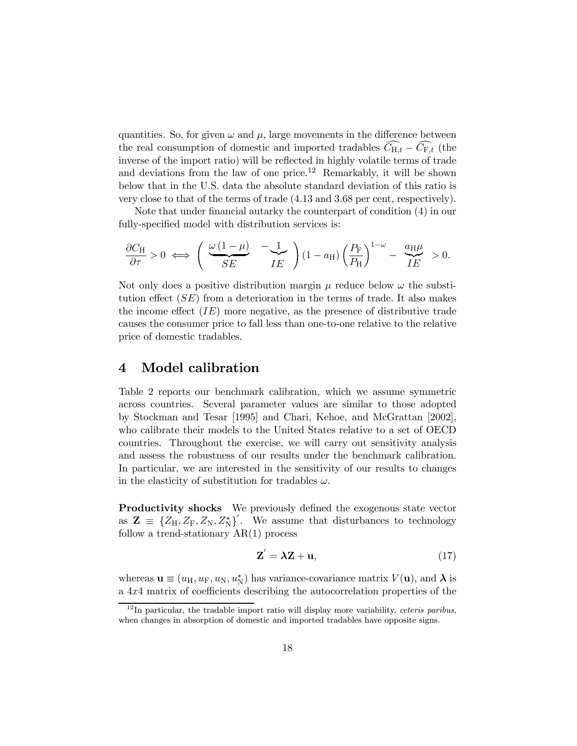quantities. So, for given $\omega$ and $\mu$, large movements in the difference between the real consumption of domestic and imported tradables $\widehat{C_{\mathrm{H},t}} - \widehat{C_{\mathrm{F},t}}$ (the inverse of the import ratio) will be reflected in highly volatile terms of trade and deviations from the law of one price.[12] Remarkably, it will be shown below that in the U.S. data the absolute standard deviation of this ratio is very close to that of the terms of trade (4.13 and 3.68 per cent, respectively).

Note that under financial autarky the counterpart of condition (4) in our fully-specified model with distribution services is:

$$\frac{\partial C_{\mathrm{H}}}{\partial \tau} > 0 \iff \left( \underbrace{\frac{\omega(1-\mu)}{}}_{SE} \underbrace{-1}_{IE} \right)(1-a_{\mathrm{H}})\left(\frac{P_{\mathrm{F}}}{P_{\mathrm{H}}}\right)^{1-\omega} - \underbrace{a_{\mathrm{H}}\mu}_{IE} > 0.$$

Not only does a positive distribution margin $\mu$ reduce below $\omega$ the substitution effect ($SE$) from a deterioration in the terms of trade. It also makes the income effect ($IE$) more negative, as the presence of distributive trade causes the consumer price to fall less than one-to-one relative to the relative price of domestic tradables.

# 4 Model calibration

Table 2 reports our benchmark calibration, which we assume symmetric across countries. Several parameter values are similar to those adopted by Stockman and Tesar [1995] and Chari, Kehoe, and McGrattan [2002], who calibrate their models to the United States relative to a set of OECD countries. Throughout the exercise, we will carry out sensitivity analysis and assess the robustness of our results under the benchmark calibration. In particular, we are interested in the sensitivity of our results to changes in the elasticity of substitution for tradables $\omega$.

**Productivity shocks** We previously defined the exogenous state vector as $\mathbf{Z} \equiv \{Z_{\mathrm{H}}, Z_{\mathrm{F}}, Z_{\mathrm{N}}, Z_{\mathrm{N}}^{*}\}'$. We assume that disturbances to technology follow a trend-stationary AR(1) process

$$\mathbf{Z}' = \boldsymbol{\lambda}\mathbf{Z} + \mathbf{u}, \tag{17}$$

whereas $\mathbf{u} \equiv (u_{\mathrm{H}}, u_{\mathrm{F}}, u_{\mathrm{N}}, u_{\mathrm{N}}^{*})$ has variance-covariance matrix $V(\mathbf{u})$, and $\boldsymbol{\lambda}$ is a $4x4$ matrix of coefficients describing the autocorrelation properties of the

[12] In particular, the tradable import ratio will display more variability, *ceteris paribus*, when changes in absorption of domestic and imported tradables have opposite signs.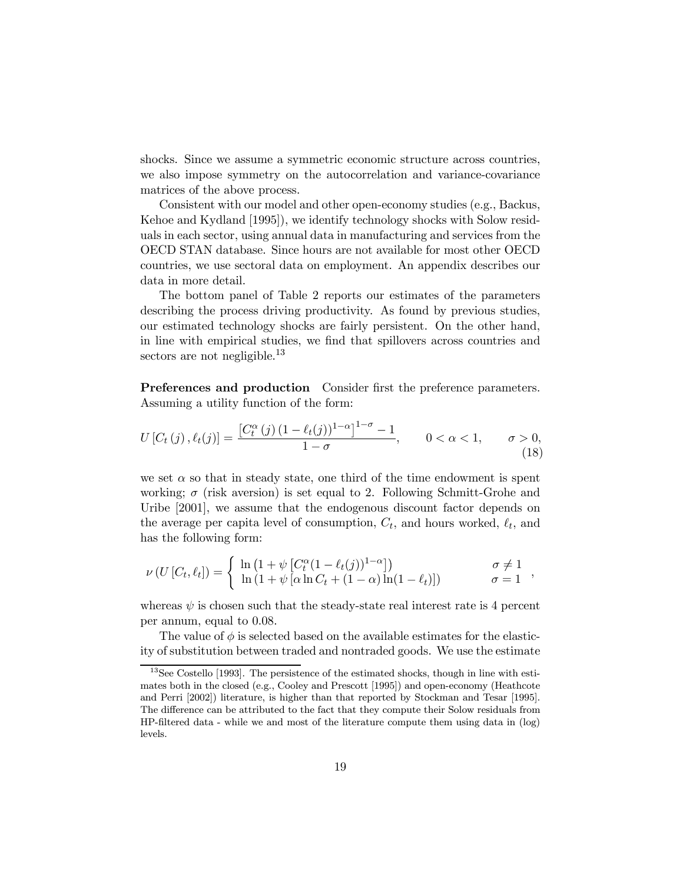shocks. Since we assume a symmetric economic structure across countries, we also impose symmetry on the autocorrelation and variance-covariance matrices of the above process.

Consistent with our model and other open-economy studies (e.g., Backus, Kehoe and Kydland [1995]), we identify technology shocks with Solow residuals in each sector, using annual data in manufacturing and services from the OECD STAN database. Since hours are not available for most other OECD countries, we use sectoral data on employment. An appendix describes our data in more detail.

The bottom panel of Table 2 reports our estimates of the parameters describing the process driving productivity. As found by previous studies, our estimated technology shocks are fairly persistent. On the other hand, in line with empirical studies, we find that spillovers across countries and sectors are not negligible.[13]

**Preferences and production** Consider first the preference parameters. Assuming a utility function of the form:

$$U\left[C_t\left(j\right), \ell_t(j)\right] = \frac{\left[C_t^{\alpha}\left(j\right)\left(1-\ell_t(j)\right)^{1-\alpha}\right]^{1-\sigma} - 1}{1-\sigma}, \qquad 0 < \alpha < 1, \qquad \sigma > 0, \tag{18}$$

we set $\alpha$ so that in steady state, one third of the time endowment is spent working; $\sigma$ (risk aversion) is set equal to 2. Following Schmitt-Grohe and Uribe [2001], we assume that the endogenous discount factor depends on the average per capita level of consumption, $C_t$, and hours worked, $\ell_t$, and has the following form:

$$\nu\left(U\left[C_t, \ell_t\right]\right) = \begin{cases} \ln\left(1 + \psi\left[C_t^{\alpha}(1-\ell_t(j))^{1-\alpha}\right]\right) & \sigma \neq 1 \\ \ln\left(1 + \psi\left[\alpha \ln C_t + (1-\alpha)\ln(1-\ell_t)\right]\right) & \sigma = 1 \end{cases},$$

whereas $\psi$ is chosen such that the steady-state real interest rate is 4 percent per annum, equal to 0.08.

The value of $\phi$ is selected based on the available estimates for the elasticity of substitution between traded and nontraded goods. We use the estimate

[13] See Costello [1993]. The persistence of the estimated shocks, though in line with estimates both in the closed (e.g., Cooley and Prescott [1995]) and open-economy (Heathcote and Perri [2002]) literature, is higher than that reported by Stockman and Tesar [1995]. The difference can be attributed to the fact that they compute their Solow residuals from HP-filtered data - while we and most of the literature compute them using data in (log) levels.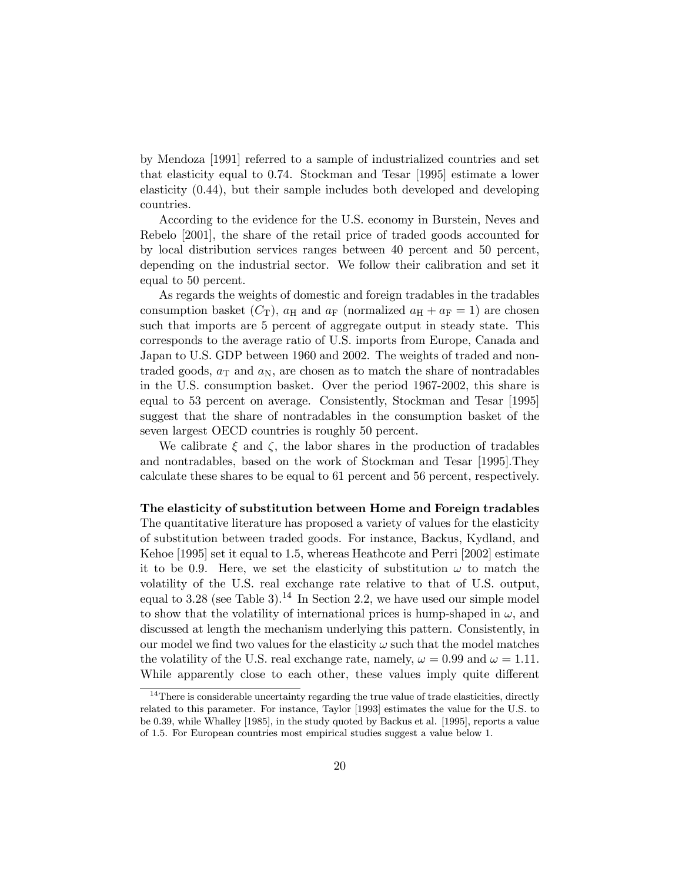by Mendoza [1991] referred to a sample of industrialized countries and set that elasticity equal to 0.74. Stockman and Tesar [1995] estimate a lower elasticity (0.44), but their sample includes both developed and developing countries.

According to the evidence for the U.S. economy in Burstein, Neves and Rebelo [2001], the share of the retail price of traded goods accounted for by local distribution services ranges between 40 percent and 50 percent, depending on the industrial sector. We follow their calibration and set it equal to 50 percent.

As regards the weights of domestic and foreign tradables in the tradables consumption basket ($C_{\mathrm{T}}$), $a_{\mathrm{H}}$ and $a_{\mathrm{F}}$ (normalized $a_{\mathrm{H}} + a_{\mathrm{F}} = 1$) are chosen such that imports are 5 percent of aggregate output in steady state. This corresponds to the average ratio of U.S. imports from Europe, Canada and Japan to U.S. GDP between 1960 and 2002. The weights of traded and nontraded goods, $a_{\mathrm{T}}$ and $a_{\mathrm{N}}$, are chosen as to match the share of nontradables in the U.S. consumption basket. Over the period 1967-2002, this share is equal to 53 percent on average. Consistently, Stockman and Tesar [1995] suggest that the share of nontradables in the consumption basket of the seven largest OECD countries is roughly 50 percent.

We calibrate $\xi$ and $\zeta$, the labor shares in the production of tradables and nontradables, based on the work of Stockman and Tesar [1995].They calculate these shares to be equal to 61 percent and 56 percent, respectively.

**The elasticity of substitution between Home and Foreign tradables** The quantitative literature has proposed a variety of values for the elasticity of substitution between traded goods. For instance, Backus, Kydland, and Kehoe [1995] set it equal to 1.5, whereas Heathcote and Perri [2002] estimate it to be 0.9. Here, we set the elasticity of substitution $\omega$ to match the volatility of the U.S. real exchange rate relative to that of U.S. output, equal to 3.28 (see Table 3).[14] In Section 2.2, we have used our simple model to show that the volatility of international prices is hump-shaped in $\omega$, and discussed at length the mechanism underlying this pattern. Consistently, in our model we find two values for the elasticity $\omega$ such that the model matches the volatility of the U.S. real exchange rate, namely, $\omega = 0.99$ and $\omega = 1.11$. While apparently close to each other, these values imply quite different

[14] There is considerable uncertainty regarding the true value of trade elasticities, directly related to this parameter. For instance, Taylor [1993] estimates the value for the U.S. to be 0.39, while Whalley [1985], in the study quoted by Backus et al. [1995], reports a value of 1.5. For European countries most empirical studies suggest a value below 1.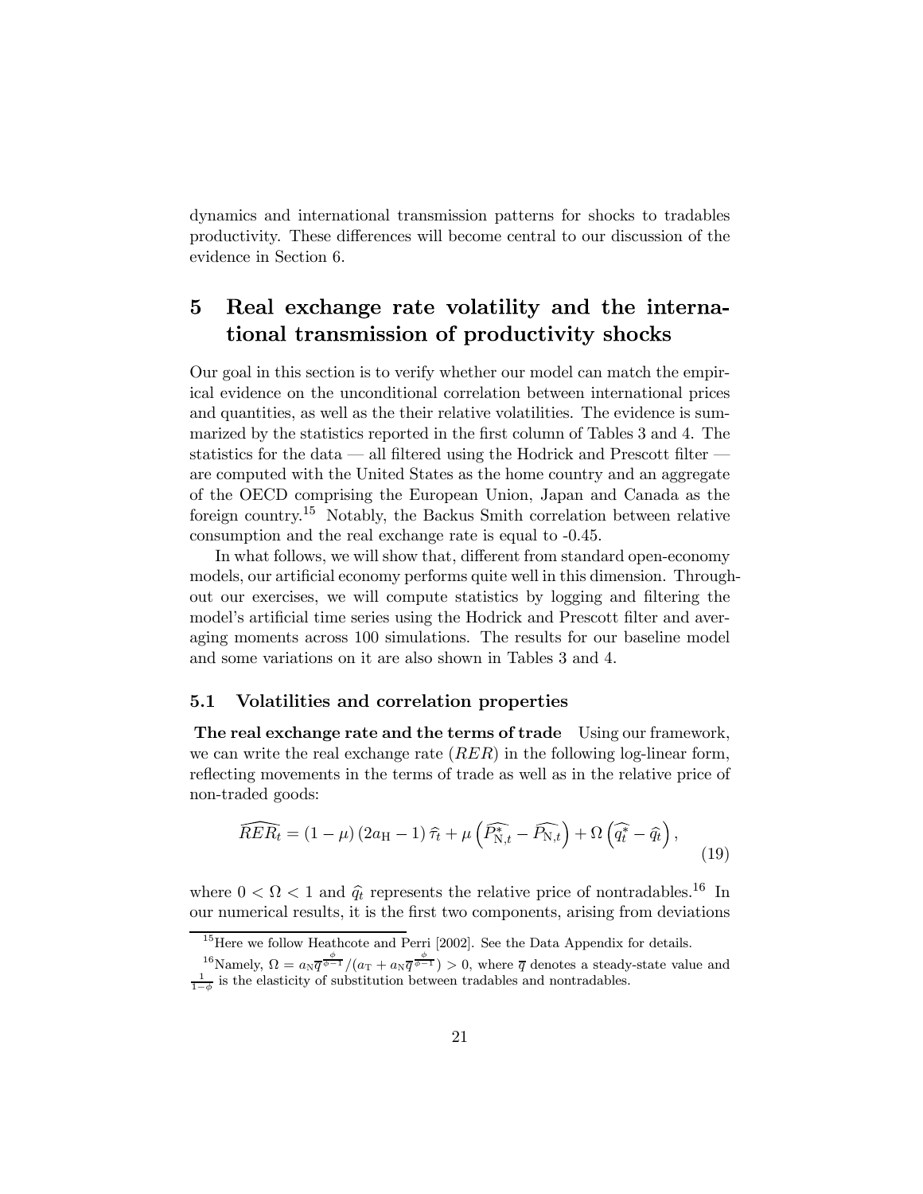dynamics and international transmission patterns for shocks to tradables productivity. These differences will become central to our discussion of the evidence in Section 6.

# 5 Real exchange rate volatility and the international transmission of productivity shocks

Our goal in this section is to verify whether our model can match the empirical evidence on the unconditional correlation between international prices and quantities, as well as the their relative volatilities. The evidence is summarized by the statistics reported in the first column of Tables 3 and 4. The statistics for the data — all filtered using the Hodrick and Prescott filter — are computed with the United States as the home country and an aggregate of the OECD comprising the European Union, Japan and Canada as the foreign country.[15] Notably, the Backus Smith correlation between relative consumption and the real exchange rate is equal to -0.45.

In what follows, we will show that, different from standard open-economy models, our artificial economy performs quite well in this dimension. Throughout our exercises, we will compute statistics by logging and filtering the model's artificial time series using the Hodrick and Prescott filter and averaging moments across 100 simulations. The results for our baseline model and some variations on it are also shown in Tables 3 and 4.

## 5.1 Volatilities and correlation properties

**The real exchange rate and the terms of trade** Using our framework, we can write the real exchange rate ($RER$) in the following log-linear form, reflecting movements in the terms of trade as well as in the relative price of non-traded goods:

$$\widehat{RER}_t = (1-\mu)(2a_{\rm H}-1)\,\hat{\tau}_t + \mu\left(\widehat{P^*_{{\rm N},t}} - \widehat{P_{{\rm N},t}}\right) + \Omega\left(\widehat{q^*_t} - \hat{q}_t\right), \tag{19}$$

where $0 < \Omega < 1$ and $\hat{q}_t$ represents the relative price of nontradables.[16] In our numerical results, it is the first two components, arising from deviations

[15] Here we follow Heathcote and Perri [2002]. See the Data Appendix for details.

[16] Namely, $\Omega = a_{\rm N}\overline{q}^{\frac{\phi}{\phi-1}}/(a_{\rm T} + a_{\rm N}\overline{q}^{\frac{\phi}{\phi-1}}) > 0$, where $\overline{q}$ denotes a steady-state value and $\frac{1}{1-\phi}$ is the elasticity of substitution between tradables and nontradables.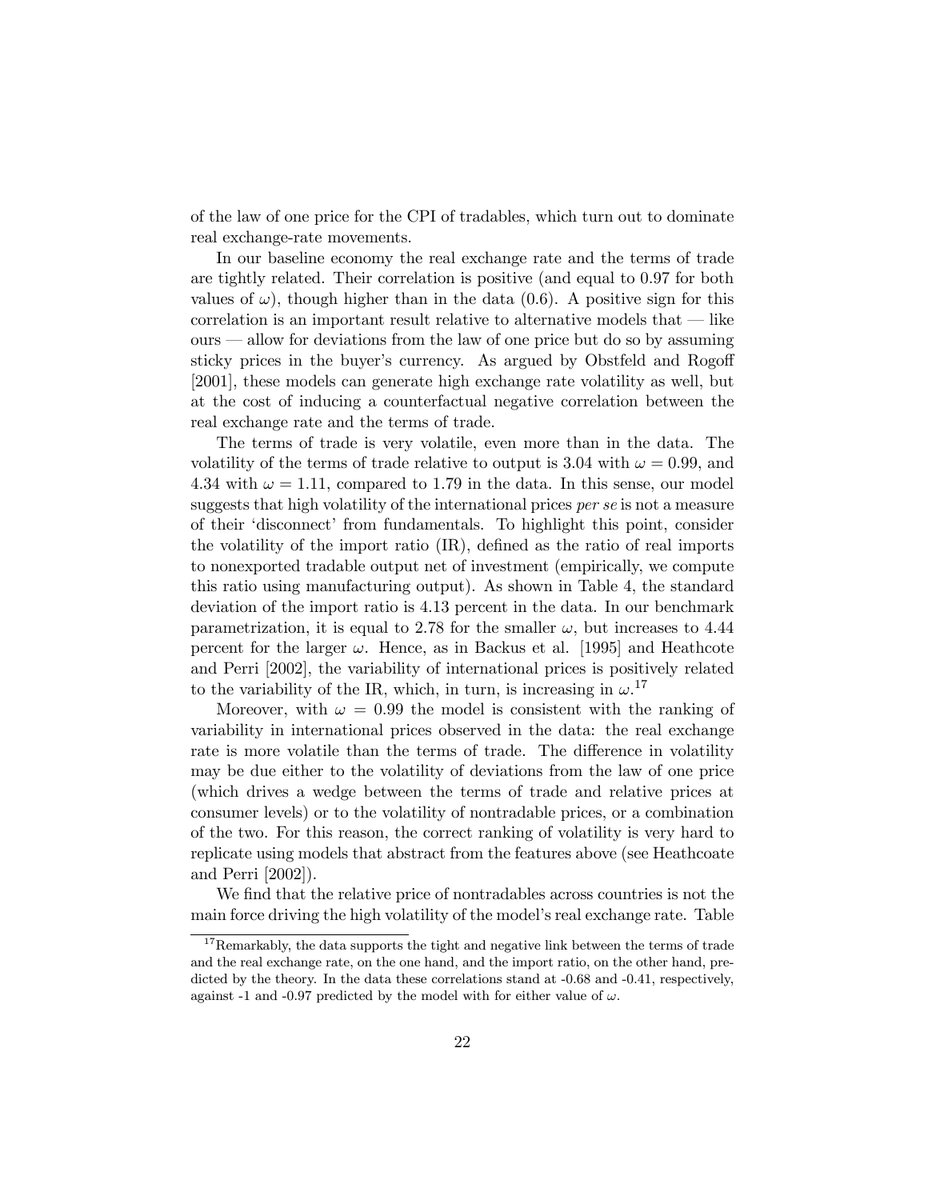of the law of one price for the CPI of tradables, which turn out to dominate real exchange-rate movements.

In our baseline economy the real exchange rate and the terms of trade are tightly related. Their correlation is positive (and equal to 0.97 for both values of $\omega$), though higher than in the data (0.6). A positive sign for this correlation is an important result relative to alternative models that — like ours — allow for deviations from the law of one price but do so by assuming sticky prices in the buyer's currency. As argued by Obstfeld and Rogoff [2001], these models can generate high exchange rate volatility as well, but at the cost of inducing a counterfactual negative correlation between the real exchange rate and the terms of trade.

The terms of trade is very volatile, even more than in the data. The volatility of the terms of trade relative to output is 3.04 with $\omega = 0.99$, and 4.34 with $\omega = 1.11$, compared to 1.79 in the data. In this sense, our model suggests that high volatility of the international prices *per se* is not a measure of their 'disconnect' from fundamentals. To highlight this point, consider the volatility of the import ratio (IR), defined as the ratio of real imports to nonexported tradable output net of investment (empirically, we compute this ratio using manufacturing output). As shown in Table 4, the standard deviation of the import ratio is 4.13 percent in the data. In our benchmark parametrization, it is equal to 2.78 for the smaller $\omega$, but increases to 4.44 percent for the larger $\omega$. Hence, as in Backus et al. [1995] and Heathcote and Perri [2002], the variability of international prices is positively related to the variability of the IR, which, in turn, is increasing in $\omega$.[17]

Moreover, with $\omega = 0.99$ the model is consistent with the ranking of variability in international prices observed in the data: the real exchange rate is more volatile than the terms of trade. The difference in volatility may be due either to the volatility of deviations from the law of one price (which drives a wedge between the terms of trade and relative prices at consumer levels) or to the volatility of nontradable prices, or a combination of the two. For this reason, the correct ranking of volatility is very hard to replicate using models that abstract from the features above (see Heathcoate and Perri [2002]).

We find that the relative price of nontradables across countries is not the main force driving the high volatility of the model's real exchange rate. Table

[17] Remarkably, the data supports the tight and negative link between the terms of trade and the real exchange rate, on the one hand, and the import ratio, on the other hand, predicted by the theory. In the data these correlations stand at -0.68 and -0.41, respectively, against -1 and -0.97 predicted by the model with for either value of $\omega$.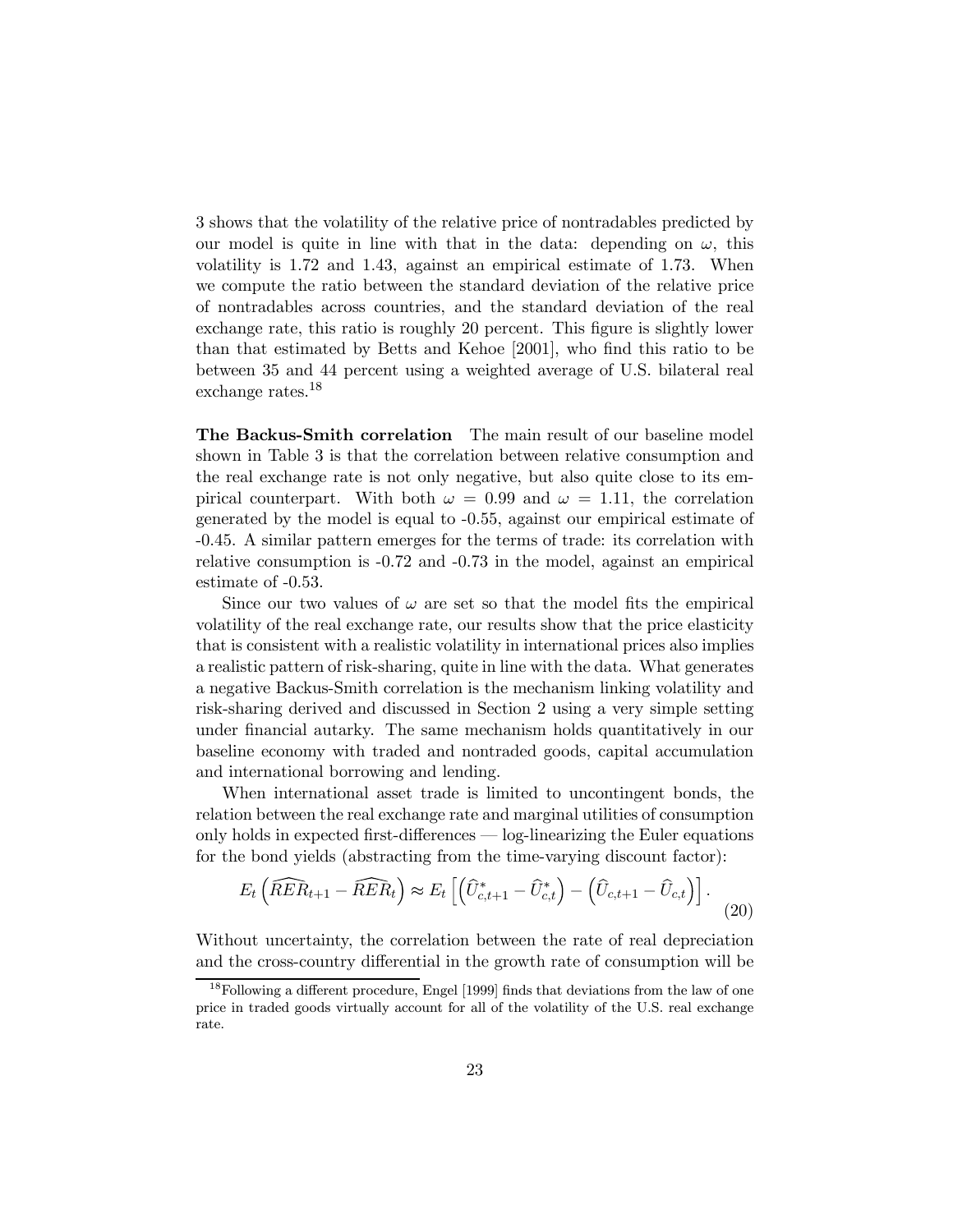3 shows that the volatility of the relative price of nontradables predicted by our model is quite in line with that in the data: depending on $\omega$, this volatility is 1.72 and 1.43, against an empirical estimate of 1.73. When we compute the ratio between the standard deviation of the relative price of nontradables across countries, and the standard deviation of the real exchange rate, this ratio is roughly 20 percent. This figure is slightly lower than that estimated by Betts and Kehoe [2001], who find this ratio to be between 35 and 44 percent using a weighted average of U.S. bilateral real exchange rates.[18]

**The Backus-Smith correlation** The main result of our baseline model shown in Table 3 is that the correlation between relative consumption and the real exchange rate is not only negative, but also quite close to its empirical counterpart. With both $\omega = 0.99$ and $\omega = 1.11$, the correlation generated by the model is equal to -0.55, against our empirical estimate of -0.45. A similar pattern emerges for the terms of trade: its correlation with relative consumption is -0.72 and -0.73 in the model, against an empirical estimate of -0.53.

Since our two values of $\omega$ are set so that the model fits the empirical volatility of the real exchange rate, our results show that the price elasticity that is consistent with a realistic volatility in international prices also implies a realistic pattern of risk-sharing, quite in line with the data. What generates a negative Backus-Smith correlation is the mechanism linking volatility and risk-sharing derived and discussed in Section 2 using a very simple setting under financial autarky. The same mechanism holds quantitatively in our baseline economy with traded and nontraded goods, capital accumulation and international borrowing and lending.

When international asset trade is limited to uncontingent bonds, the relation between the real exchange rate and marginal utilities of consumption only holds in expected first-differences — log-linearizing the Euler equations for the bond yields (abstracting from the time-varying discount factor):

$$E_t\left(\widehat{RER}_{t+1} - \widehat{RER}_t\right) \approx E_t\left[\left(\widehat{U}^*_{c,t+1} - \widehat{U}^*_{c,t}\right) - \left(\widehat{U}_{c,t+1} - \widehat{U}_{c,t}\right)\right]. \tag{20}$$

Without uncertainty, the correlation between the rate of real depreciation and the cross-country differential in the growth rate of consumption will be

[18] Following a different procedure, Engel [1999] finds that deviations from the law of one price in traded goods virtually account for all of the volatility of the U.S. real exchange rate.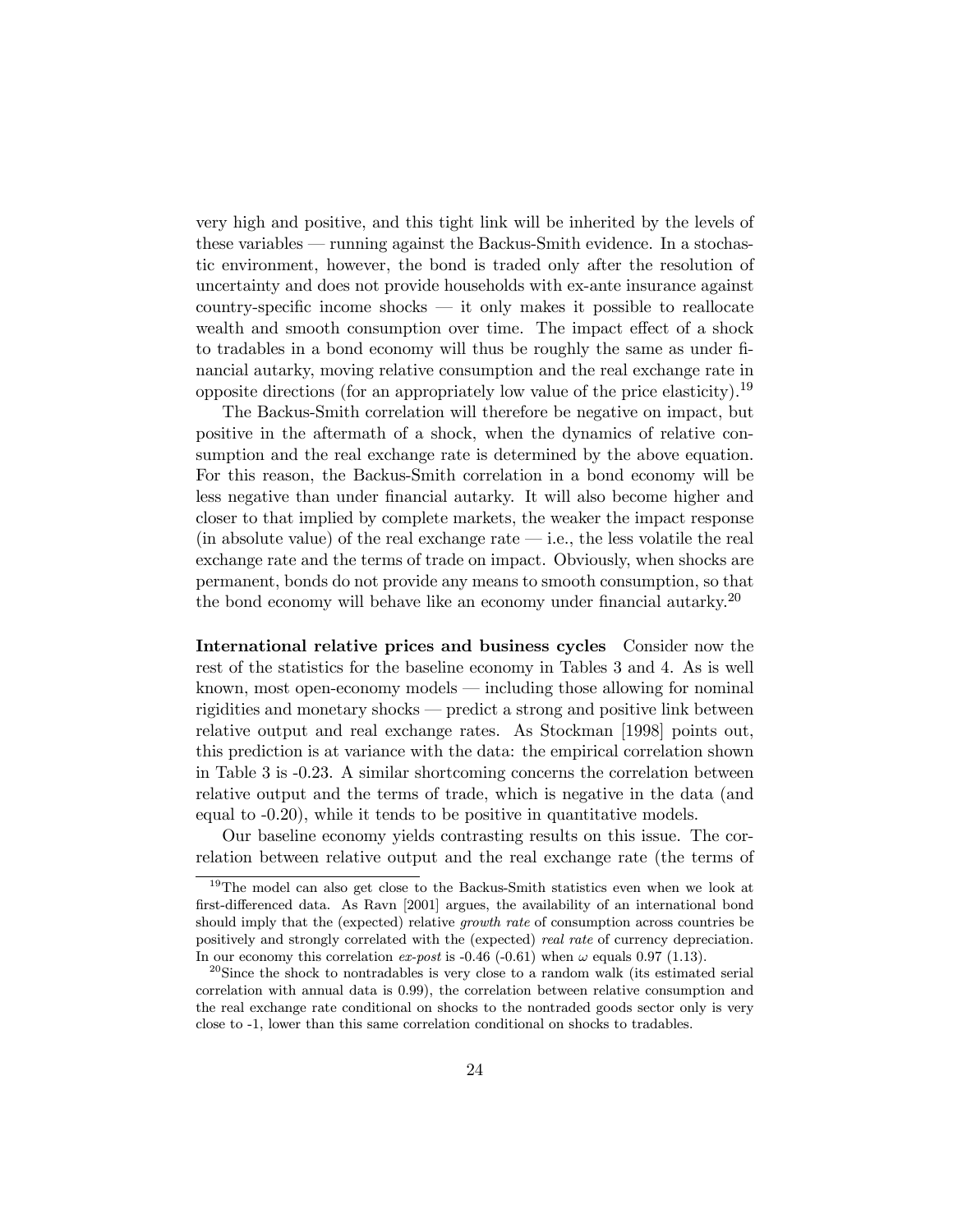very high and positive, and this tight link will be inherited by the levels of these variables — running against the Backus-Smith evidence. In a stochastic environment, however, the bond is traded only after the resolution of uncertainty and does not provide households with ex-ante insurance against country-specific income shocks — it only makes it possible to reallocate wealth and smooth consumption over time. The impact effect of a shock to tradables in a bond economy will thus be roughly the same as under financial autarky, moving relative consumption and the real exchange rate in opposite directions (for an appropriately low value of the price elasticity).[19]

The Backus-Smith correlation will therefore be negative on impact, but positive in the aftermath of a shock, when the dynamics of relative consumption and the real exchange rate is determined by the above equation. For this reason, the Backus-Smith correlation in a bond economy will be less negative than under financial autarky. It will also become higher and closer to that implied by complete markets, the weaker the impact response (in absolute value) of the real exchange rate — i.e., the less volatile the real exchange rate and the terms of trade on impact. Obviously, when shocks are permanent, bonds do not provide any means to smooth consumption, so that the bond economy will behave like an economy under financial autarky.[20]

**International relative prices and business cycles** Consider now the rest of the statistics for the baseline economy in Tables 3 and 4. As is well known, most open-economy models — including those allowing for nominal rigidities and monetary shocks — predict a strong and positive link between relative output and real exchange rates. As Stockman [1998] points out, this prediction is at variance with the data: the empirical correlation shown in Table 3 is -0.23. A similar shortcoming concerns the correlation between relative output and the terms of trade, which is negative in the data (and equal to -0.20), while it tends to be positive in quantitative models.

Our baseline economy yields contrasting results on this issue. The correlation between relative output and the real exchange rate (the terms of

[19]The model can also get close to the Backus-Smith statistics even when we look at first-differenced data. As Ravn [2001] argues, the availability of an international bond should imply that the (expected) relative *growth rate* of consumption across countries be positively and strongly correlated with the (expected) *real rate* of currency depreciation. In our economy this correlation *ex-post* is -0.46 (-0.61) when $\omega$ equals 0.97 (1.13).

[20]Since the shock to nontradables is very close to a random walk (its estimated serial correlation with annual data is 0.99), the correlation between relative consumption and the real exchange rate conditional on shocks to the nontraded goods sector only is very close to -1, lower than this same correlation conditional on shocks to tradables.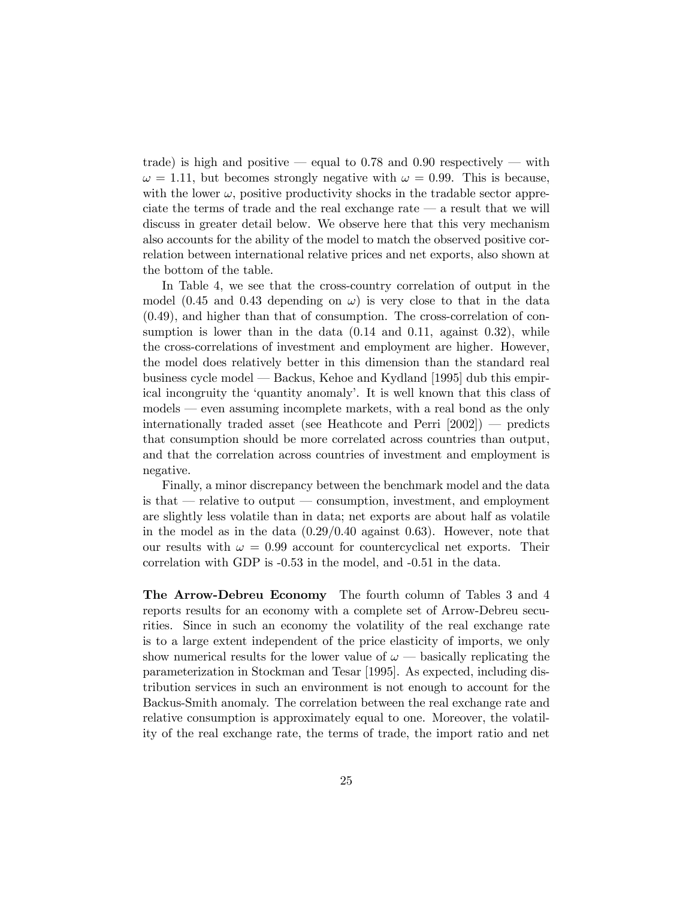trade) is high and positive — equal to 0.78 and 0.90 respectively — with $\omega = 1.11$, but becomes strongly negative with $\omega = 0.99$. This is because, with the lower $\omega$, positive productivity shocks in the tradable sector appreciate the terms of trade and the real exchange rate — a result that we will discuss in greater detail below. We observe here that this very mechanism also accounts for the ability of the model to match the observed positive correlation between international relative prices and net exports, also shown at the bottom of the table.

In Table 4, we see that the cross-country correlation of output in the model (0.45 and 0.43 depending on $\omega$) is very close to that in the data (0.49), and higher than that of consumption. The cross-correlation of consumption is lower than in the data (0.14 and 0.11, against 0.32), while the cross-correlations of investment and employment are higher. However, the model does relatively better in this dimension than the standard real business cycle model — Backus, Kehoe and Kydland [1995] dub this empirical incongruity the 'quantity anomaly'. It is well known that this class of models — even assuming incomplete markets, with a real bond as the only internationally traded asset (see Heathcote and Perri [2002]) — predicts that consumption should be more correlated across countries than output, and that the correlation across countries of investment and employment is negative.

Finally, a minor discrepancy between the benchmark model and the data is that — relative to output — consumption, investment, and employment are slightly less volatile than in data; net exports are about half as volatile in the model as in the data (0.29/0.40 against 0.63). However, note that our results with $\omega = 0.99$ account for countercyclical net exports. Their correlation with GDP is -0.53 in the model, and -0.51 in the data.

**The Arrow-Debreu Economy** The fourth column of Tables 3 and 4 reports results for an economy with a complete set of Arrow-Debreu securities. Since in such an economy the volatility of the real exchange rate is to a large extent independent of the price elasticity of imports, we only show numerical results for the lower value of $\omega$ — basically replicating the parameterization in Stockman and Tesar [1995]. As expected, including distribution services in such an environment is not enough to account for the Backus-Smith anomaly. The correlation between the real exchange rate and relative consumption is approximately equal to one. Moreover, the volatility of the real exchange rate, the terms of trade, the import ratio and net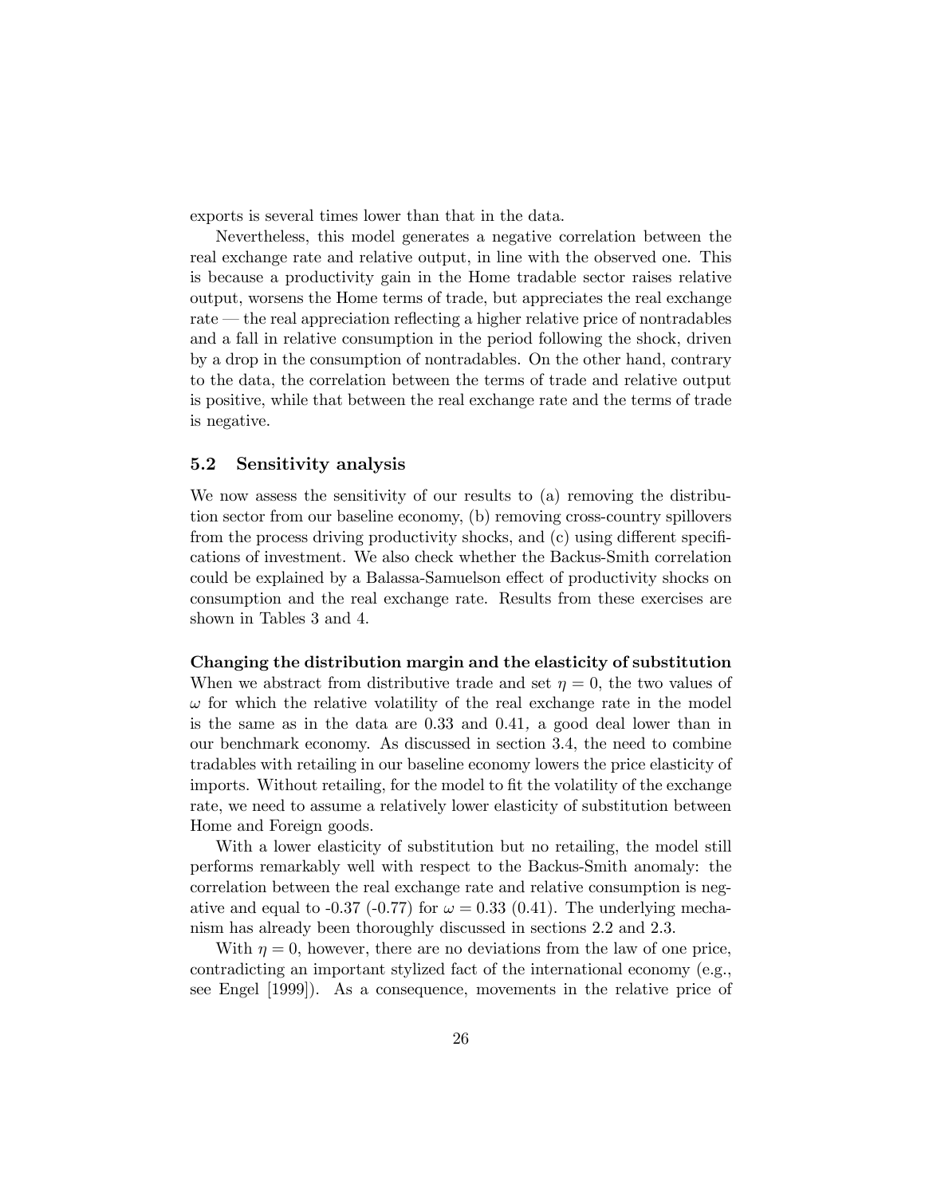exports is several times lower than that in the data.

Nevertheless, this model generates a negative correlation between the real exchange rate and relative output, in line with the observed one. This is because a productivity gain in the Home tradable sector raises relative output, worsens the Home terms of trade, but appreciates the real exchange rate — the real appreciation reflecting a higher relative price of nontradables and a fall in relative consumption in the period following the shock, driven by a drop in the consumption of nontradables. On the other hand, contrary to the data, the correlation between the terms of trade and relative output is positive, while that between the real exchange rate and the terms of trade is negative.

## 5.2 Sensitivity analysis

We now assess the sensitivity of our results to (a) removing the distribution sector from our baseline economy, (b) removing cross-country spillovers from the process driving productivity shocks, and (c) using different specifications of investment. We also check whether the Backus-Smith correlation could be explained by a Balassa-Samuelson effect of productivity shocks on consumption and the real exchange rate. Results from these exercises are shown in Tables 3 and 4.

**Changing the distribution margin and the elasticity of substitution** When we abstract from distributive trade and set $\eta = 0$, the two values of $\omega$ for which the relative volatility of the real exchange rate in the model is the same as in the data are 0.33 and 0.41*,* a good deal lower than in our benchmark economy. As discussed in section 3.4, the need to combine tradables with retailing in our baseline economy lowers the price elasticity of imports. Without retailing, for the model to fit the volatility of the exchange rate, we need to assume a relatively lower elasticity of substitution between Home and Foreign goods.

With a lower elasticity of substitution but no retailing, the model still performs remarkably well with respect to the Backus-Smith anomaly: the correlation between the real exchange rate and relative consumption is negative and equal to -0.37 (-0.77) for $\omega = 0.33$ (0.41). The underlying mechanism has already been thoroughly discussed in sections 2.2 and 2.3.

With $\eta = 0$, however, there are no deviations from the law of one price, contradicting an important stylized fact of the international economy (e.g., see Engel [1999]). As a consequence, movements in the relative price of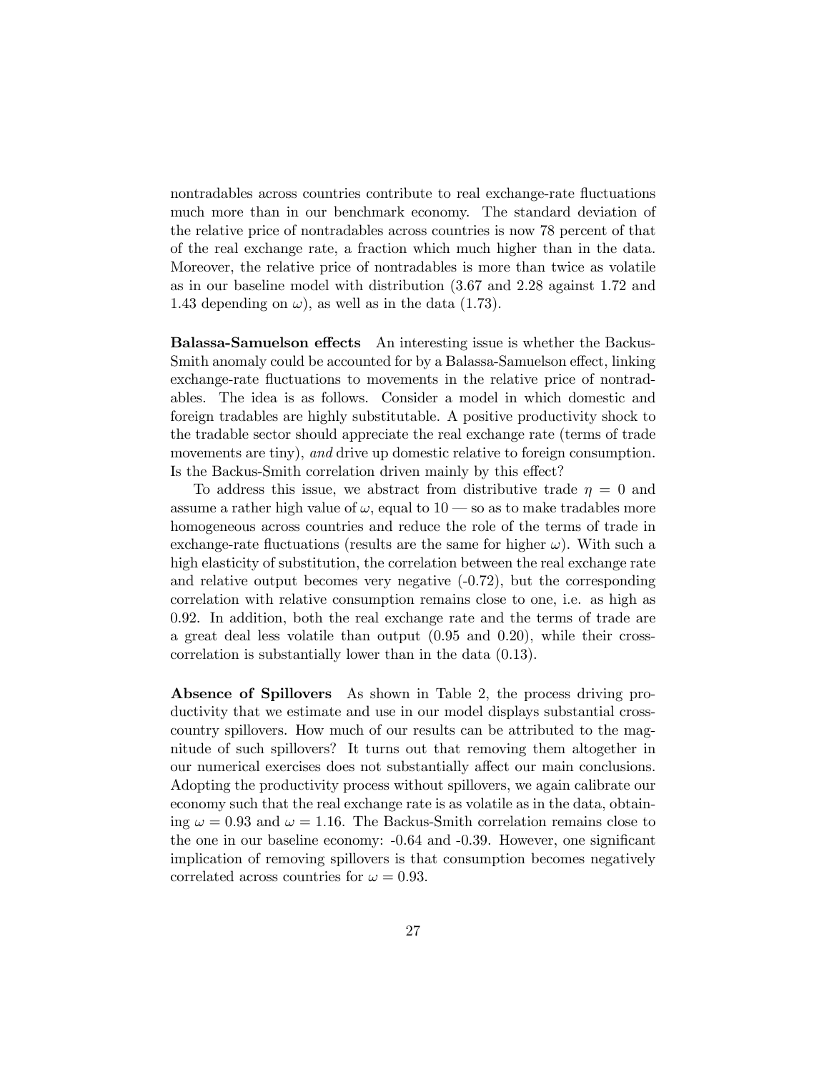nontradables across countries contribute to real exchange-rate fluctuations much more than in our benchmark economy. The standard deviation of the relative price of nontradables across countries is now 78 percent of that of the real exchange rate, a fraction which much higher than in the data. Moreover, the relative price of nontradables is more than twice as volatile as in our baseline model with distribution (3.67 and 2.28 against 1.72 and 1.43 depending on $\omega$), as well as in the data (1.73).

**Balassa-Samuelson effects** An interesting issue is whether the Backus-Smith anomaly could be accounted for by a Balassa-Samuelson effect, linking exchange-rate fluctuations to movements in the relative price of nontradables. The idea is as follows. Consider a model in which domestic and foreign tradables are highly substitutable. A positive productivity shock to the tradable sector should appreciate the real exchange rate (terms of trade movements are tiny), *and* drive up domestic relative to foreign consumption. Is the Backus-Smith correlation driven mainly by this effect?

To address this issue, we abstract from distributive trade $\eta = 0$ and assume a rather high value of $\omega$, equal to 10 — so as to make tradables more homogeneous across countries and reduce the role of the terms of trade in exchange-rate fluctuations (results are the same for higher $\omega$). With such a high elasticity of substitution, the correlation between the real exchange rate and relative output becomes very negative (-0.72), but the corresponding correlation with relative consumption remains close to one, i.e. as high as 0.92. In addition, both the real exchange rate and the terms of trade are a great deal less volatile than output (0.95 and 0.20), while their cross-correlation is substantially lower than in the data (0.13).

**Absence of Spillovers** As shown in Table 2, the process driving productivity that we estimate and use in our model displays substantial cross-country spillovers. How much of our results can be attributed to the magnitude of such spillovers? It turns out that removing them altogether in our numerical exercises does not substantially affect our main conclusions. Adopting the productivity process without spillovers, we again calibrate our economy such that the real exchange rate is as volatile as in the data, obtaining $\omega = 0.93$ and $\omega = 1.16$. The Backus-Smith correlation remains close to the one in our baseline economy: -0.64 and -0.39. However, one significant implication of removing spillovers is that consumption becomes negatively correlated across countries for $\omega = 0.93$.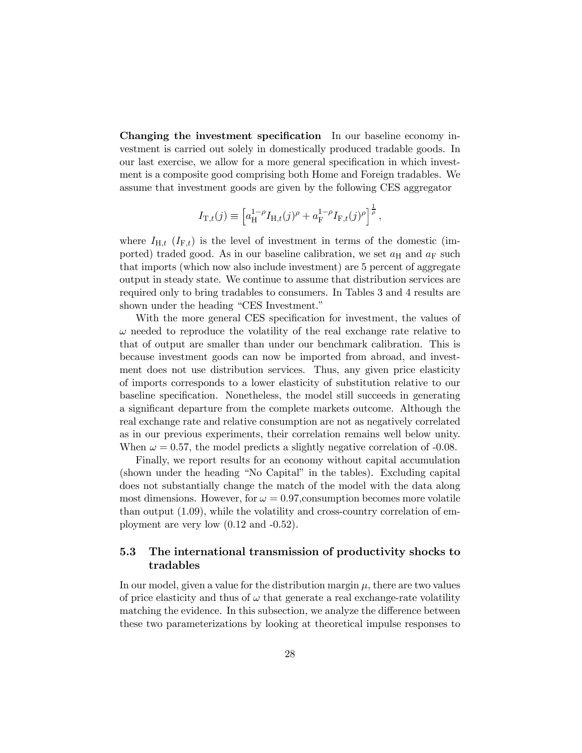**Changing the investment specification** In our baseline economy investment is carried out solely in domestically produced tradable goods. In our last exercise, we allow for a more general specification in which investment is a composite good comprising both Home and Foreign tradables. We assume that investment goods are given by the following CES aggregator

$$I_{\mathrm{T},t}(j) \equiv \left[a_{\mathrm{H}}^{1-\rho} I_{\mathrm{H},t}(j)^{\rho} + a_{\mathrm{F}}^{1-\rho} I_{\mathrm{F},t}(j)^{\rho}\right]^{\frac{1}{\rho}},$$

where $I_{\mathrm{H},t}$ ($I_{\mathrm{F},t}$) is the level of investment in terms of the domestic (imported) traded good. As in our baseline calibration, we set $a_{\mathrm{H}}$ and $a_{\mathrm{F}}$ such that imports (which now also include investment) are 5 percent of aggregate output in steady state. We continue to assume that distribution services are required only to bring tradables to consumers. In Tables 3 and 4 results are shown under the heading "CES Investment."

With the more general CES specification for investment, the values of $\omega$ needed to reproduce the volatility of the real exchange rate relative to that of output are smaller than under our benchmark calibration. This is because investment goods can now be imported from abroad, and investment does not use distribution services. Thus, any given price elasticity of imports corresponds to a lower elasticity of substitution relative to our baseline specification. Nonetheless, the model still succeeds in generating a significant departure from the complete markets outcome. Although the real exchange rate and relative consumption are not as negatively correlated as in our previous experiments, their correlation remains well below unity. When $\omega = 0.57$, the model predicts a slightly negative correlation of -0.08.

Finally, we report results for an economy without capital accumulation (shown under the heading "No Capital" in the tables). Excluding capital does not substantially change the match of the model with the data along most dimensions. However, for $\omega = 0.97$,consumption becomes more volatile than output (1.09), while the volatility and cross-country correlation of employment are very low (0.12 and -0.52).

### 5.3 The international transmission of productivity shocks to tradables

In our model, given a value for the distribution margin $\mu$, there are two values of price elasticity and thus of $\omega$ that generate a real exchange-rate volatility matching the evidence. In this subsection, we analyze the difference between these two parameterizations by looking at theoretical impulse responses to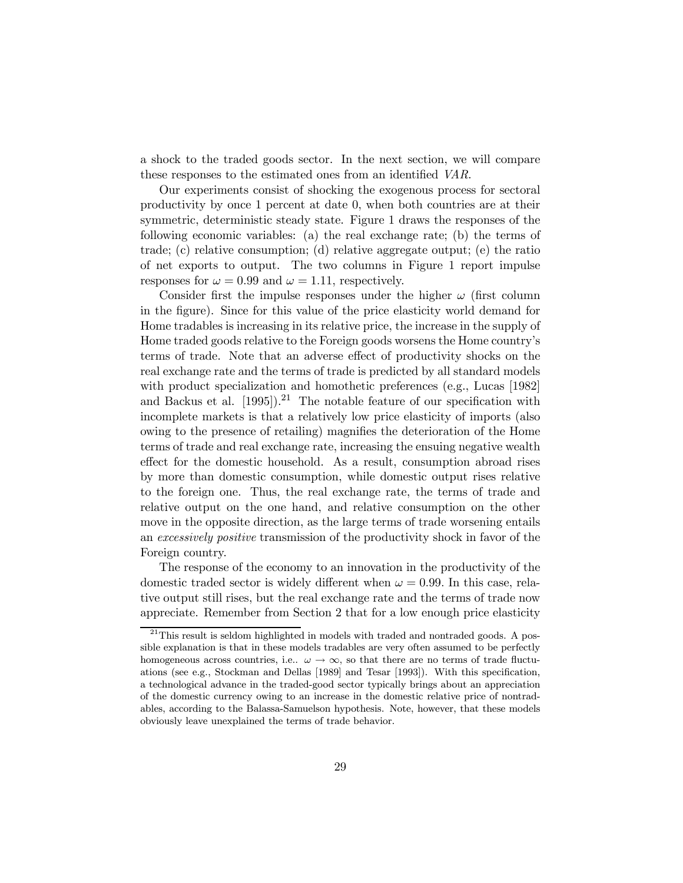a shock to the traded goods sector. In the next section, we will compare these responses to the estimated ones from an identified *VAR*.

Our experiments consist of shocking the exogenous process for sectoral productivity by once 1 percent at date 0, when both countries are at their symmetric, deterministic steady state. Figure 1 draws the responses of the following economic variables: (a) the real exchange rate; (b) the terms of trade; (c) relative consumption; (d) relative aggregate output; (e) the ratio of net exports to output. The two columns in Figure 1 report impulse responses for $\omega = 0.99$ and $\omega = 1.11$, respectively.

Consider first the impulse responses under the higher $\omega$ (first column in the figure). Since for this value of the price elasticity world demand for Home tradables is increasing in its relative price, the increase in the supply of Home traded goods relative to the Foreign goods worsens the Home country's terms of trade. Note that an adverse effect of productivity shocks on the real exchange rate and the terms of trade is predicted by all standard models with product specialization and homothetic preferences (e.g., Lucas [1982] and Backus et al. [1995]).[21] The notable feature of our specification with incomplete markets is that a relatively low price elasticity of imports (also owing to the presence of retailing) magnifies the deterioration of the Home terms of trade and real exchange rate, increasing the ensuing negative wealth effect for the domestic household. As a result, consumption abroad rises by more than domestic consumption, while domestic output rises relative to the foreign one. Thus, the real exchange rate, the terms of trade and relative output on the one hand, and relative consumption on the other move in the opposite direction, as the large terms of trade worsening entails an *excessively positive* transmission of the productivity shock in favor of the Foreign country.

The response of the economy to an innovation in the productivity of the domestic traded sector is widely different when $\omega = 0.99$. In this case, relative output still rises, but the real exchange rate and the terms of trade now appreciate. Remember from Section 2 that for a low enough price elasticity

[21] This result is seldom highlighted in models with traded and nontraded goods. A possible explanation is that in these models tradables are very often assumed to be perfectly homogeneous across countries, i.e.. $\omega \to \infty$, so that there are no terms of trade fluctuations (see e.g., Stockman and Dellas [1989] and Tesar [1993]). With this specification, a technological advance in the traded-good sector typically brings about an appreciation of the domestic currency owing to an increase in the domestic relative price of nontradables, according to the Balassa-Samuelson hypothesis. Note, however, that these models obviously leave unexplained the terms of trade behavior.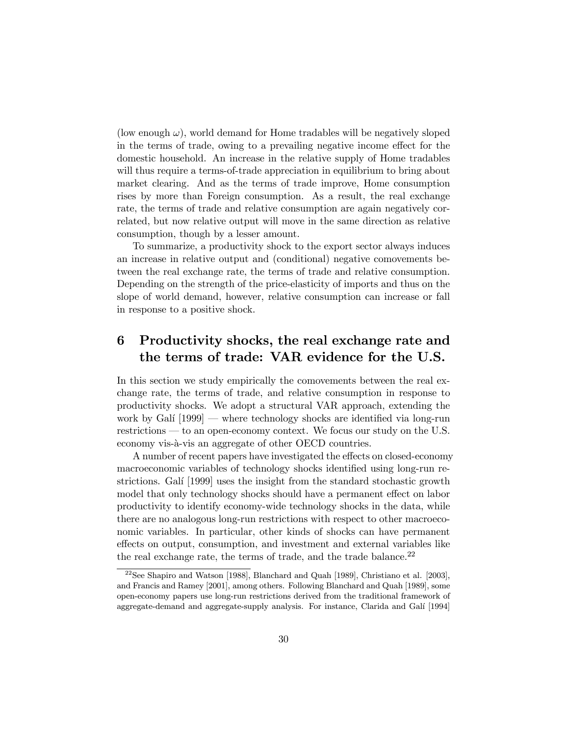(low enough $\omega$), world demand for Home tradables will be negatively sloped in the terms of trade, owing to a prevailing negative income effect for the domestic household. An increase in the relative supply of Home tradables will thus require a terms-of-trade appreciation in equilibrium to bring about market clearing. And as the terms of trade improve, Home consumption rises by more than Foreign consumption. As a result, the real exchange rate, the terms of trade and relative consumption are again negatively correlated, but now relative output will move in the same direction as relative consumption, though by a lesser amount.

To summarize, a productivity shock to the export sector always induces an increase in relative output and (conditional) negative comovements between the real exchange rate, the terms of trade and relative consumption. Depending on the strength of the price-elasticity of imports and thus on the slope of world demand, however, relative consumption can increase or fall in response to a positive shock.

# 6 Productivity shocks, the real exchange rate and the terms of trade: VAR evidence for the U.S.

In this section we study empirically the comovements between the real exchange rate, the terms of trade, and relative consumption in response to productivity shocks. We adopt a structural VAR approach, extending the work by Galí [1999] — where technology shocks are identified via long-run restrictions — to an open-economy context. We focus our study on the U.S. economy vis-à-vis an aggregate of other OECD countries.

A number of recent papers have investigated the effects on closed-economy macroeconomic variables of technology shocks identified using long-run restrictions. Galí [1999] uses the insight from the standard stochastic growth model that only technology shocks should have a permanent effect on labor productivity to identify economy-wide technology shocks in the data, while there are no analogous long-run restrictions with respect to other macroeconomic variables. In particular, other kinds of shocks can have permanent effects on output, consumption, and investment and external variables like the real exchange rate, the terms of trade, and the trade balance.[22]

[22] See Shapiro and Watson [1988], Blanchard and Quah [1989], Christiano et al. [2003], and Francis and Ramey [2001], among others. Following Blanchard and Quah [1989], some open-economy papers use long-run restrictions derived from the traditional framework of aggregate-demand and aggregate-supply analysis. For instance, Clarida and Galí [1994]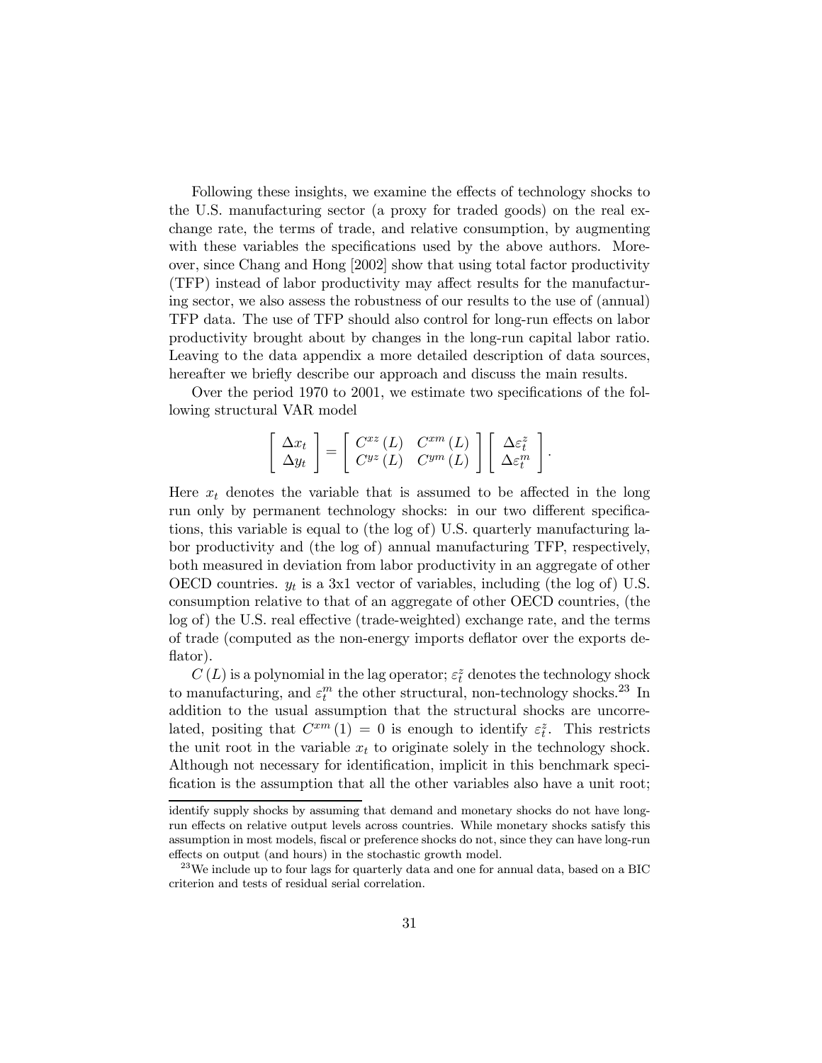Following these insights, we examine the effects of technology shocks to the U.S. manufacturing sector (a proxy for traded goods) on the real exchange rate, the terms of trade, and relative consumption, by augmenting with these variables the specifications used by the above authors. Moreover, since Chang and Hong [2002] show that using total factor productivity (TFP) instead of labor productivity may affect results for the manufacturing sector, we also assess the robustness of our results to the use of (annual) TFP data. The use of TFP should also control for long-run effects on labor productivity brought about by changes in the long-run capital labor ratio. Leaving to the data appendix a more detailed description of data sources, hereafter we briefly describe our approach and discuss the main results.

Over the period 1970 to 2001, we estimate two specifications of the following structural VAR model

$$\begin{bmatrix} \Delta x_t \\ \Delta y_t \end{bmatrix} = \begin{bmatrix} C^{xz}(L) & C^{xm}(L) \\ C^{yz}(L) & C^{ym}(L) \end{bmatrix} \begin{bmatrix} \Delta \varepsilon_t^z \\ \Delta \varepsilon_t^m \end{bmatrix}.$$

Here $x_t$ denotes the variable that is assumed to be affected in the long run only by permanent technology shocks: in our two different specifications, this variable is equal to (the log of) U.S. quarterly manufacturing labor productivity and (the log of) annual manufacturing TFP, respectively, both measured in deviation from labor productivity in an aggregate of other OECD countries. $y_t$ is a 3x1 vector of variables, including (the log of) U.S. consumption relative to that of an aggregate of other OECD countries, (the log of) the U.S. real effective (trade-weighted) exchange rate, and the terms of trade (computed as the non-energy imports deflator over the exports deflator).

$C(L)$ is a polynomial in the lag operator; $\varepsilon_t^z$ denotes the technology shock to manufacturing, and $\varepsilon_t^m$ the other structural, non-technology shocks.[23] In addition to the usual assumption that the structural shocks are uncorrelated, positing that $C^{xm}(1) = 0$ is enough to identify $\varepsilon_t^z$. This restricts the unit root in the variable $x_t$ to originate solely in the technology shock. Although not necessary for identification, implicit in this benchmark specification is the assumption that all the other variables also have a unit root;

identify supply shocks by assuming that demand and monetary shocks do not have long-run effects on relative output levels across countries. While monetary shocks satisfy this assumption in most models, fiscal or preference shocks do not, since they can have long-run effects on output (and hours) in the stochastic growth model.

[23] We include up to four lags for quarterly data and one for annual data, based on a BIC criterion and tests of residual serial correlation.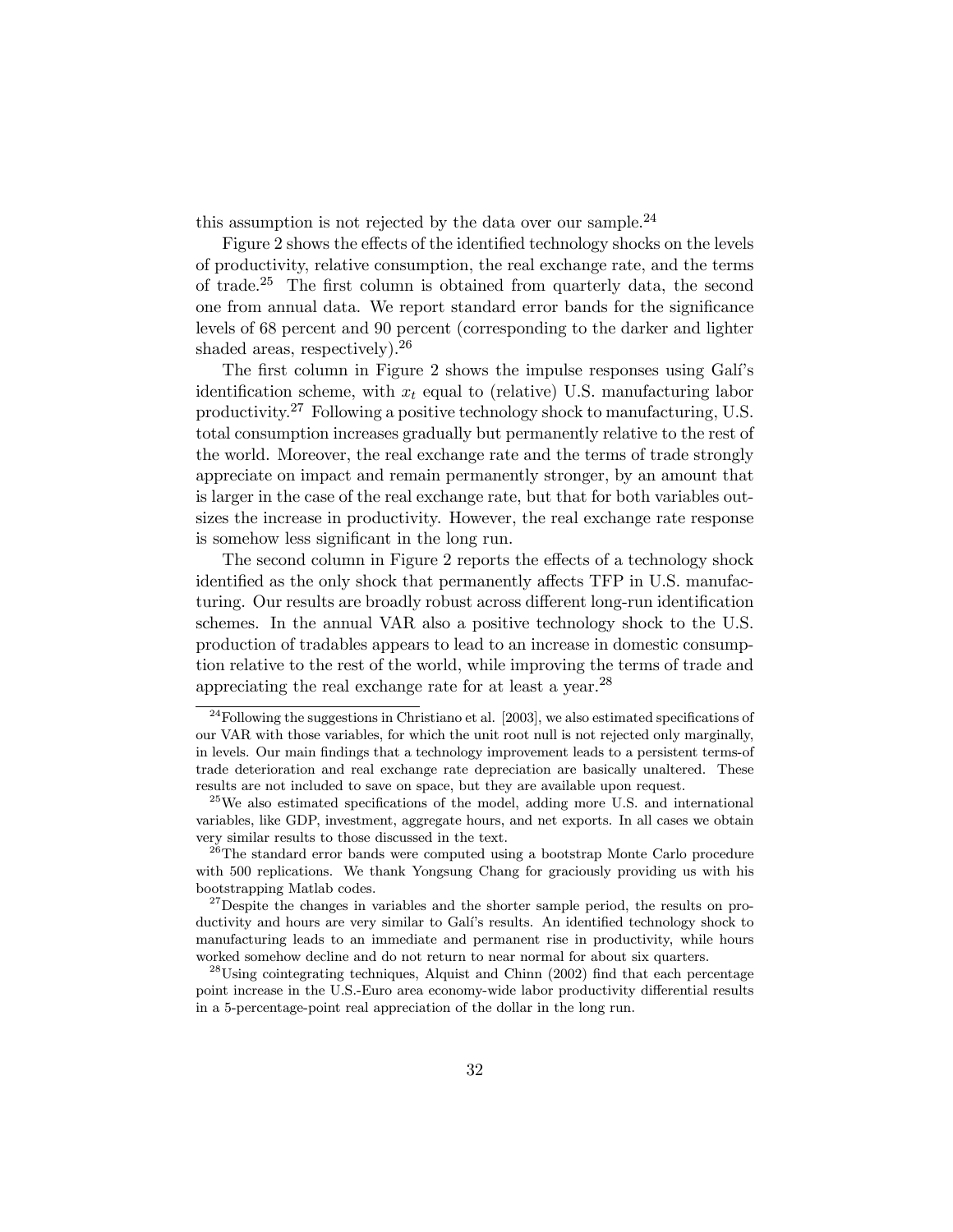this assumption is not rejected by the data over our sample.[24]

Figure 2 shows the effects of the identified technology shocks on the levels of productivity, relative consumption, the real exchange rate, and the terms of trade.[25] The first column is obtained from quarterly data, the second one from annual data. We report standard error bands for the significance levels of 68 percent and 90 percent (corresponding to the darker and lighter shaded areas, respectively).[26]

The first column in Figure 2 shows the impulse responses using Galí's identification scheme, with $x_t$ equal to (relative) U.S. manufacturing labor productivity.[27] Following a positive technology shock to manufacturing, U.S. total consumption increases gradually but permanently relative to the rest of the world. Moreover, the real exchange rate and the terms of trade strongly appreciate on impact and remain permanently stronger, by an amount that is larger in the case of the real exchange rate, but that for both variables outsizes the increase in productivity. However, the real exchange rate response is somehow less significant in the long run.

The second column in Figure 2 reports the effects of a technology shock identified as the only shock that permanently affects TFP in U.S. manufacturing. Our results are broadly robust across different long-run identification schemes. In the annual VAR also a positive technology shock to the U.S. production of tradables appears to lead to an increase in domestic consumption relative to the rest of the world, while improving the terms of trade and appreciating the real exchange rate for at least a year.[28]

---

[24] Following the suggestions in Christiano et al. [2003], we also estimated specifications of our VAR with those variables, for which the unit root null is not rejected only marginally, in levels. Our main findings that a technology improvement leads to a persistent terms-of trade deterioration and real exchange rate depreciation are basically unaltered. These results are not included to save on space, but they are available upon request.

[25] We also estimated specifications of the model, adding more U.S. and international variables, like GDP, investment, aggregate hours, and net exports. In all cases we obtain very similar results to those discussed in the text.

[26] The standard error bands were computed using a bootstrap Monte Carlo procedure with 500 replications. We thank Yongsung Chang for graciously providing us with his bootstrapping Matlab codes.

[27] Despite the changes in variables and the shorter sample period, the results on productivity and hours are very similar to Galí's results. An identified technology shock to manufacturing leads to an immediate and permanent rise in productivity, while hours worked somehow decline and do not return to near normal for about six quarters.

[28] Using cointegrating techniques, Alquist and Chinn (2002) find that each percentage point increase in the U.S.-Euro area economy-wide labor productivity differential results in a 5-percentage-point real appreciation of the dollar in the long run.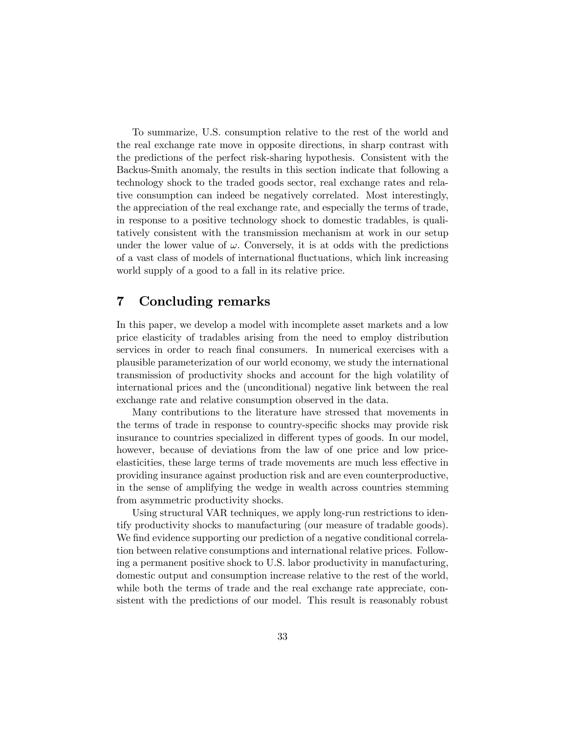To summarize, U.S. consumption relative to the rest of the world and the real exchange rate move in opposite directions, in sharp contrast with the predictions of the perfect risk-sharing hypothesis. Consistent with the Backus-Smith anomaly, the results in this section indicate that following a technology shock to the traded goods sector, real exchange rates and relative consumption can indeed be negatively correlated. Most interestingly, the appreciation of the real exchange rate, and especially the terms of trade, in response to a positive technology shock to domestic tradables, is qualitatively consistent with the transmission mechanism at work in our setup under the lower value of $\omega$. Conversely, it is at odds with the predictions of a vast class of models of international fluctuations, which link increasing world supply of a good to a fall in its relative price.

# 7 Concluding remarks

In this paper, we develop a model with incomplete asset markets and a low price elasticity of tradables arising from the need to employ distribution services in order to reach final consumers. In numerical exercises with a plausible parameterization of our world economy, we study the international transmission of productivity shocks and account for the high volatility of international prices and the (unconditional) negative link between the real exchange rate and relative consumption observed in the data.

Many contributions to the literature have stressed that movements in the terms of trade in response to country-specific shocks may provide risk insurance to countries specialized in different types of goods. In our model, however, because of deviations from the law of one price and low price-elasticities, these large terms of trade movements are much less effective in providing insurance against production risk and are even counterproductive, in the sense of amplifying the wedge in wealth across countries stemming from asymmetric productivity shocks.

Using structural VAR techniques, we apply long-run restrictions to identify productivity shocks to manufacturing (our measure of tradable goods). We find evidence supporting our prediction of a negative conditional correlation between relative consumptions and international relative prices. Following a permanent positive shock to U.S. labor productivity in manufacturing, domestic output and consumption increase relative to the rest of the world, while both the terms of trade and the real exchange rate appreciate, consistent with the predictions of our model. This result is reasonably robust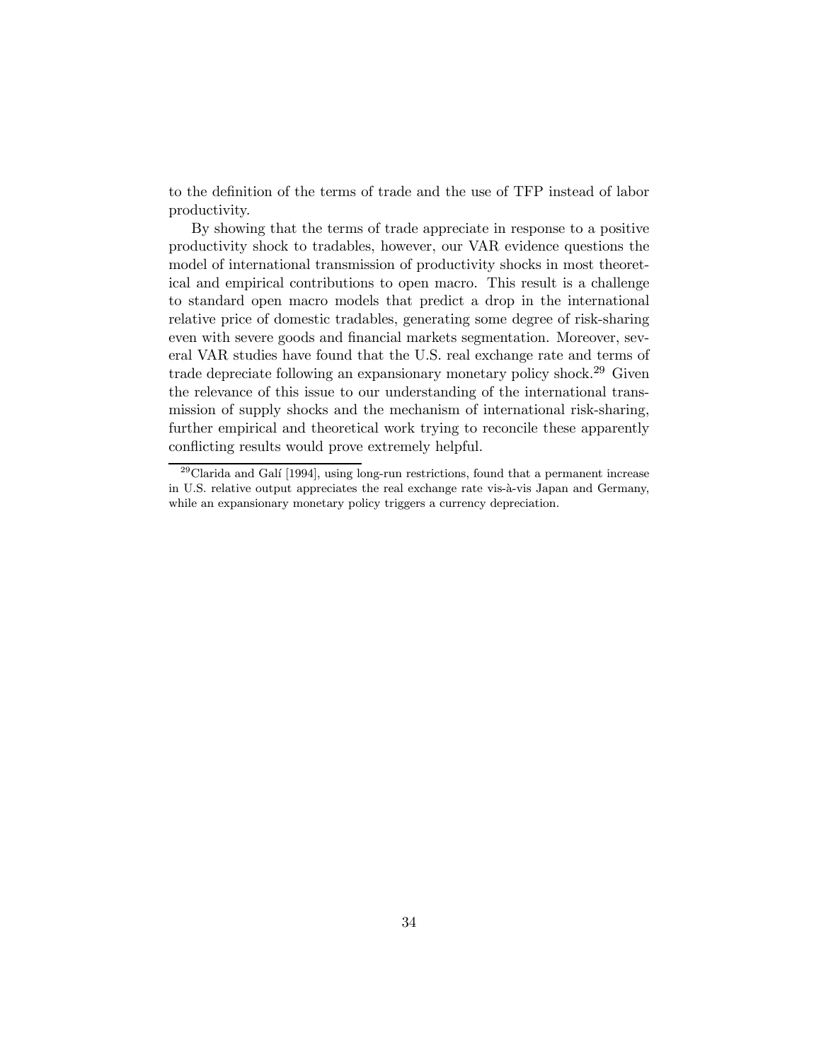to the definition of the terms of trade and the use of TFP instead of labor productivity.

By showing that the terms of trade appreciate in response to a positive productivity shock to tradables, however, our VAR evidence questions the model of international transmission of productivity shocks in most theoretical and empirical contributions to open macro. This result is a challenge to standard open macro models that predict a drop in the international relative price of domestic tradables, generating some degree of risk-sharing even with severe goods and financial markets segmentation. Moreover, several VAR studies have found that the U.S. real exchange rate and terms of trade depreciate following an expansionary monetary policy shock.[29] Given the relevance of this issue to our understanding of the international transmission of supply shocks and the mechanism of international risk-sharing, further empirical and theoretical work trying to reconcile these apparently conflicting results would prove extremely helpful.

[29] Clarida and Galí [1994], using long-run restrictions, found that a permanent increase in U.S. relative output appreciates the real exchange rate vis-à-vis Japan and Germany, while an expansionary monetary policy triggers a currency depreciation.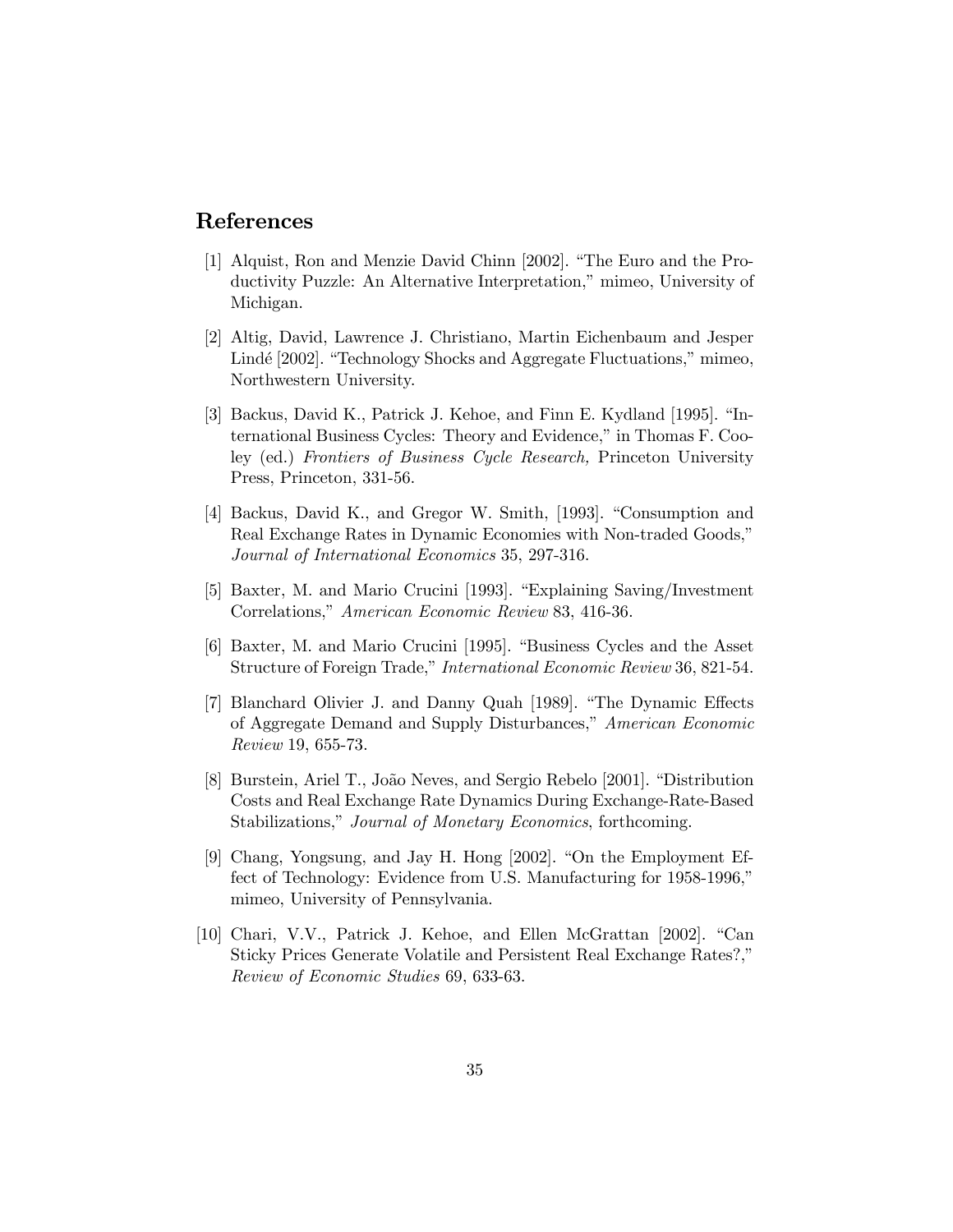## References

[1] Alquist, Ron and Menzie David Chinn [2002]. "The Euro and the Productivity Puzzle: An Alternative Interpretation," mimeo, University of Michigan.

[2] Altig, David, Lawrence J. Christiano, Martin Eichenbaum and Jesper Lindé [2002]. "Technology Shocks and Aggregate Fluctuations," mimeo, Northwestern University.

[3] Backus, David K., Patrick J. Kehoe, and Finn E. Kydland [1995]. "International Business Cycles: Theory and Evidence," in Thomas F. Cooley (ed.) *Frontiers of Business Cycle Research,* Princeton University Press, Princeton, 331-56.

[4] Backus, David K., and Gregor W. Smith, [1993]. "Consumption and Real Exchange Rates in Dynamic Economies with Non-traded Goods," *Journal of International Economics* 35, 297-316.

[5] Baxter, M. and Mario Crucini [1993]. "Explaining Saving/Investment Correlations," *American Economic Review* 83, 416-36.

[6] Baxter, M. and Mario Crucini [1995]. "Business Cycles and the Asset Structure of Foreign Trade," *International Economic Review* 36, 821-54.

[7] Blanchard Olivier J. and Danny Quah [1989]. "The Dynamic Effects of Aggregate Demand and Supply Disturbances," *American Economic Review* 19, 655-73.

[8] Burstein, Ariel T., João Neves, and Sergio Rebelo [2001]. "Distribution Costs and Real Exchange Rate Dynamics During Exchange-Rate-Based Stabilizations," *Journal of Monetary Economics*, forthcoming.

[9] Chang, Yongsung, and Jay H. Hong [2002]. "On the Employment Effect of Technology: Evidence from U.S. Manufacturing for 1958-1996," mimeo, University of Pennsylvania.

[10] Chari, V.V., Patrick J. Kehoe, and Ellen McGrattan [2002]. "Can Sticky Prices Generate Volatile and Persistent Real Exchange Rates?," *Review of Economic Studies* 69, 633-63.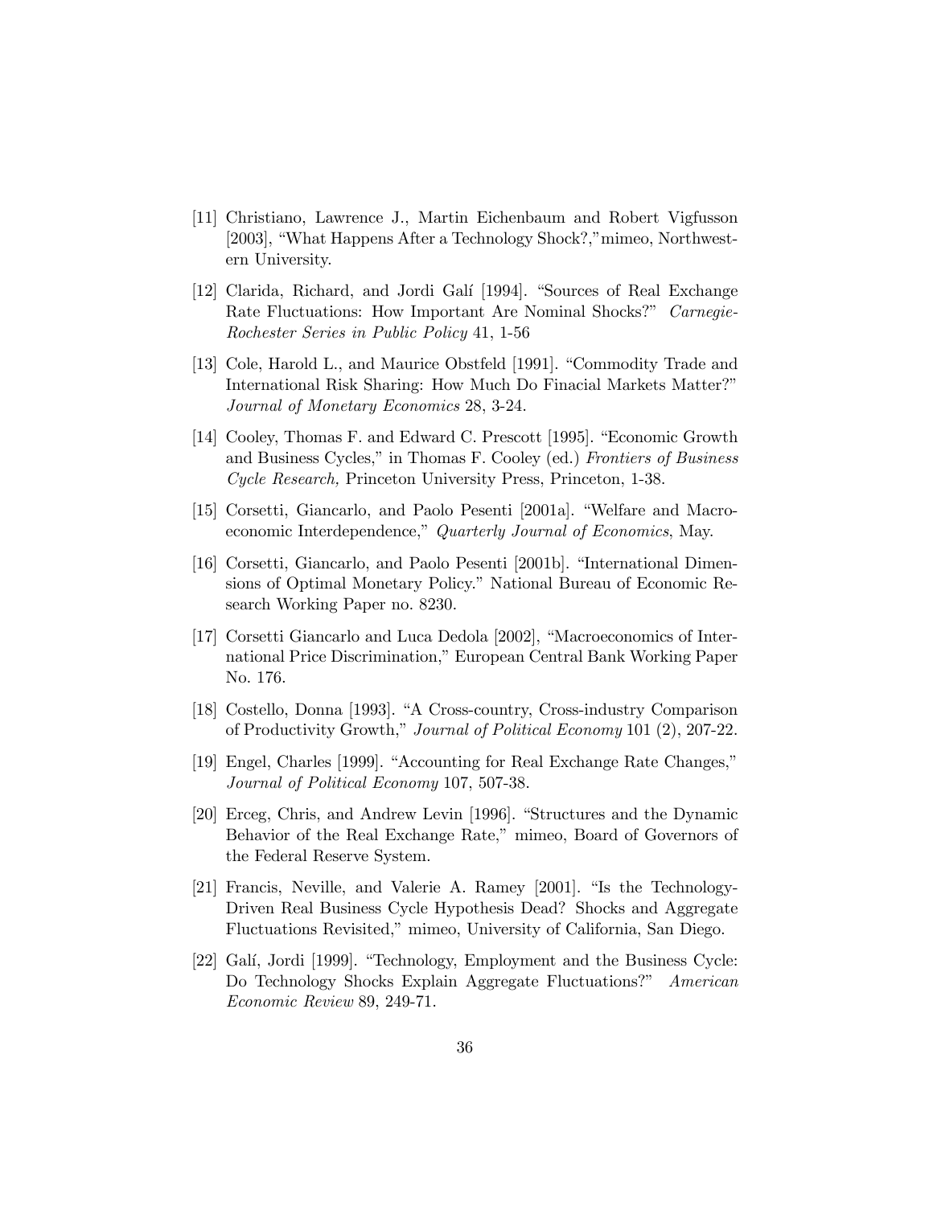[11] Christiano, Lawrence J., Martin Eichenbaum and Robert Vigfusson [2003], "What Happens After a Technology Shock?,"mimeo, Northwestern University.

[12] Clarida, Richard, and Jordi Galí [1994]. "Sources of Real Exchange Rate Fluctuations: How Important Are Nominal Shocks?" *Carnegie-Rochester Series in Public Policy* 41, 1-56

[13] Cole, Harold L., and Maurice Obstfeld [1991]. "Commodity Trade and International Risk Sharing: How Much Do Finacial Markets Matter?" *Journal of Monetary Economics* 28, 3-24.

[14] Cooley, Thomas F. and Edward C. Prescott [1995]. "Economic Growth and Business Cycles," in Thomas F. Cooley (ed.) *Frontiers of Business Cycle Research,* Princeton University Press, Princeton, 1-38.

[15] Corsetti, Giancarlo, and Paolo Pesenti [2001a]. "Welfare and Macroeconomic Interdependence," *Quarterly Journal of Economics*, May.

[16] Corsetti, Giancarlo, and Paolo Pesenti [2001b]. "International Dimensions of Optimal Monetary Policy." National Bureau of Economic Research Working Paper no. 8230.

[17] Corsetti Giancarlo and Luca Dedola [2002], "Macroeconomics of International Price Discrimination," European Central Bank Working Paper No. 176.

[18] Costello, Donna [1993]. "A Cross-country, Cross-industry Comparison of Productivity Growth," *Journal of Political Economy* 101 (2), 207-22.

[19] Engel, Charles [1999]. "Accounting for Real Exchange Rate Changes," *Journal of Political Economy* 107, 507-38.

[20] Erceg, Chris, and Andrew Levin [1996]. "Structures and the Dynamic Behavior of the Real Exchange Rate," mimeo, Board of Governors of the Federal Reserve System.

[21] Francis, Neville, and Valerie A. Ramey [2001]. "Is the Technology-Driven Real Business Cycle Hypothesis Dead? Shocks and Aggregate Fluctuations Revisited," mimeo, University of California, San Diego.

[22] Galí, Jordi [1999]. "Technology, Employment and the Business Cycle: Do Technology Shocks Explain Aggregate Fluctuations?" *American Economic Review* 89, 249-71.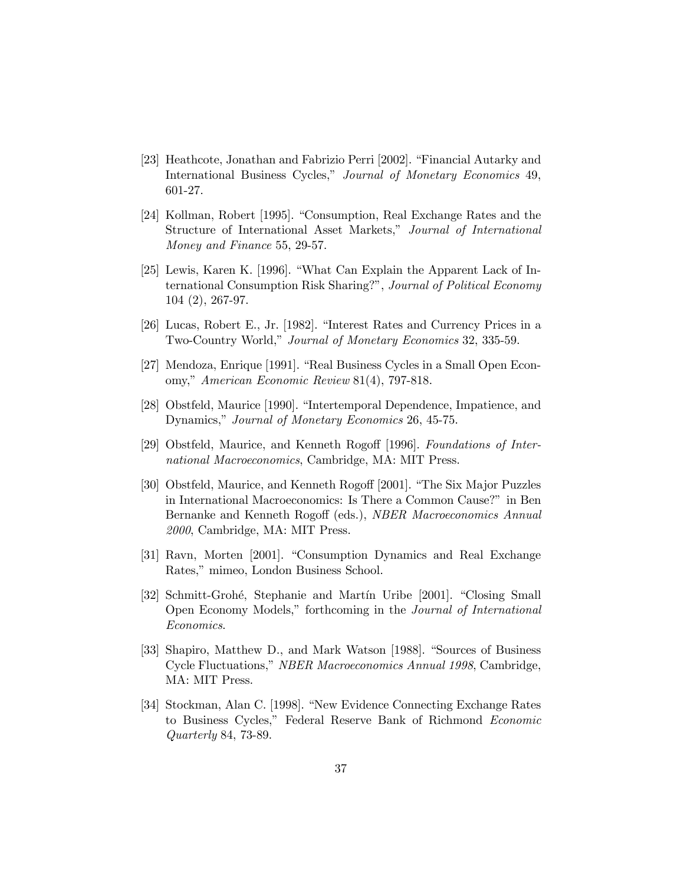[23] Heathcote, Jonathan and Fabrizio Perri [2002]. "Financial Autarky and International Business Cycles," *Journal of Monetary Economics* 49, 601-27.

[24] Kollman, Robert [1995]. "Consumption, Real Exchange Rates and the Structure of International Asset Markets," *Journal of International Money and Finance* 55, 29-57.

[25] Lewis, Karen K. [1996]. "What Can Explain the Apparent Lack of International Consumption Risk Sharing?", *Journal of Political Economy* 104 (2), 267-97.

[26] Lucas, Robert E., Jr. [1982]. "Interest Rates and Currency Prices in a Two-Country World," *Journal of Monetary Economics* 32, 335-59.

[27] Mendoza, Enrique [1991]. "Real Business Cycles in a Small Open Economy," *American Economic Review* 81(4), 797-818.

[28] Obstfeld, Maurice [1990]. "Intertemporal Dependence, Impatience, and Dynamics," *Journal of Monetary Economics* 26, 45-75.

[29] Obstfeld, Maurice, and Kenneth Rogoff [1996]. *Foundations of International Macroeconomics*, Cambridge, MA: MIT Press.

[30] Obstfeld, Maurice, and Kenneth Rogoff [2001]. "The Six Major Puzzles in International Macroeconomics: Is There a Common Cause?" in Ben Bernanke and Kenneth Rogoff (eds.), *NBER Macroeconomics Annual 2000*, Cambridge, MA: MIT Press.

[31] Ravn, Morten [2001]. "Consumption Dynamics and Real Exchange Rates," mimeo, London Business School.

[32] Schmitt-Grohé, Stephanie and Martín Uribe [2001]. "Closing Small Open Economy Models," forthcoming in the *Journal of International Economics*.

[33] Shapiro, Matthew D., and Mark Watson [1988]. "Sources of Business Cycle Fluctuations," *NBER Macroeconomics Annual 1998*, Cambridge, MA: MIT Press.

[34] Stockman, Alan C. [1998]. "New Evidence Connecting Exchange Rates to Business Cycles," Federal Reserve Bank of Richmond *Economic Quarterly* 84, 73-89.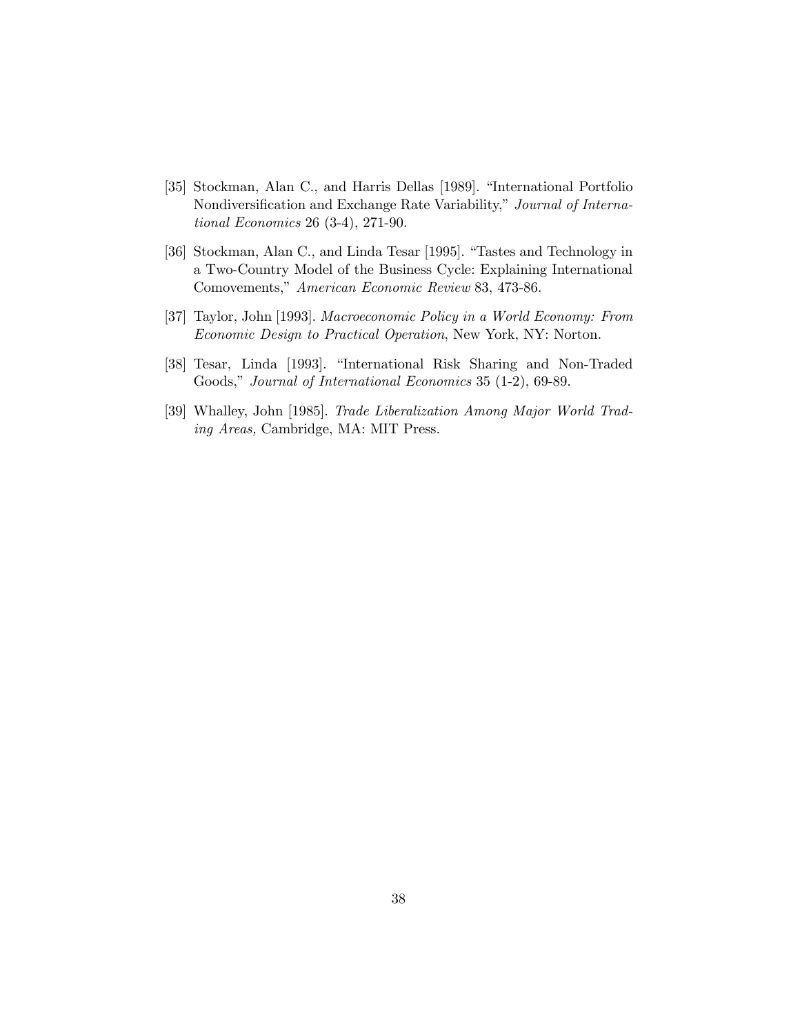[35] Stockman, Alan C., and Harris Dellas [1989]. "International Portfolio Nondiversification and Exchange Rate Variability," *Journal of International Economics* 26 (3-4), 271-90.

[36] Stockman, Alan C., and Linda Tesar [1995]. "Tastes and Technology in a Two-Country Model of the Business Cycle: Explaining International Comovements," *American Economic Review* 83, 473-86.

[37] Taylor, John [1993]. *Macroeconomic Policy in a World Economy: From Economic Design to Practical Operation*, New York, NY: Norton.

[38] Tesar, Linda [1993]. "International Risk Sharing and Non-Traded Goods," *Journal of International Economics* 35 (1-2), 69-89.

[39] Whalley, John [1985]. *Trade Liberalization Among Major World Trading Areas,* Cambridge, MA: MIT Press.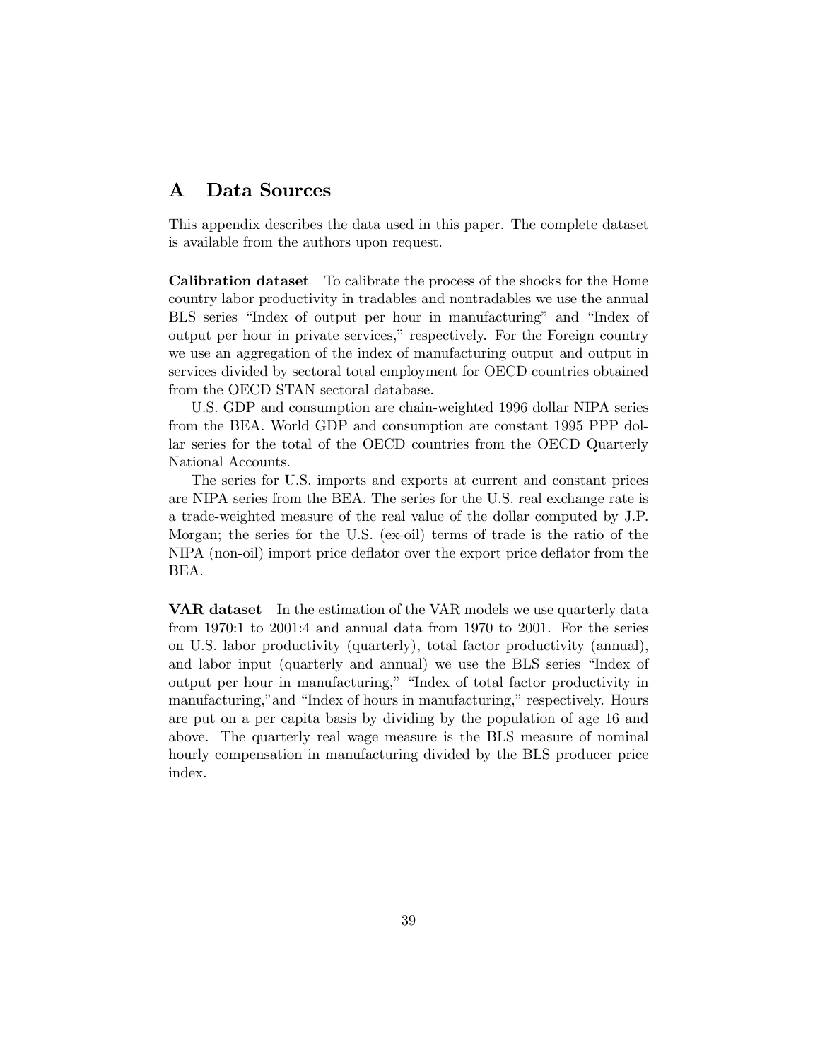# A Data Sources

This appendix describes the data used in this paper. The complete dataset is available from the authors upon request.

**Calibration dataset** To calibrate the process of the shocks for the Home country labor productivity in tradables and nontradables we use the annual BLS series "Index of output per hour in manufacturing" and "Index of output per hour in private services," respectively. For the Foreign country we use an aggregation of the index of manufacturing output and output in services divided by sectoral total employment for OECD countries obtained from the OECD STAN sectoral database.

U.S. GDP and consumption are chain-weighted 1996 dollar NIPA series from the BEA. World GDP and consumption are constant 1995 PPP dollar series for the total of the OECD countries from the OECD Quarterly National Accounts.

The series for U.S. imports and exports at current and constant prices are NIPA series from the BEA. The series for the U.S. real exchange rate is a trade-weighted measure of the real value of the dollar computed by J.P. Morgan; the series for the U.S. (ex-oil) terms of trade is the ratio of the NIPA (non-oil) import price deflator over the export price deflator from the BEA.

**VAR dataset** In the estimation of the VAR models we use quarterly data from 1970:1 to 2001:4 and annual data from 1970 to 2001. For the series on U.S. labor productivity (quarterly), total factor productivity (annual), and labor input (quarterly and annual) we use the BLS series "Index of output per hour in manufacturing," "Index of total factor productivity in manufacturing," and "Index of hours in manufacturing," respectively. Hours are put on a per capita basis by dividing by the population of age 16 and above. The quarterly real wage measure is the BLS measure of nominal hourly compensation in manufacturing divided by the BLS producer price index.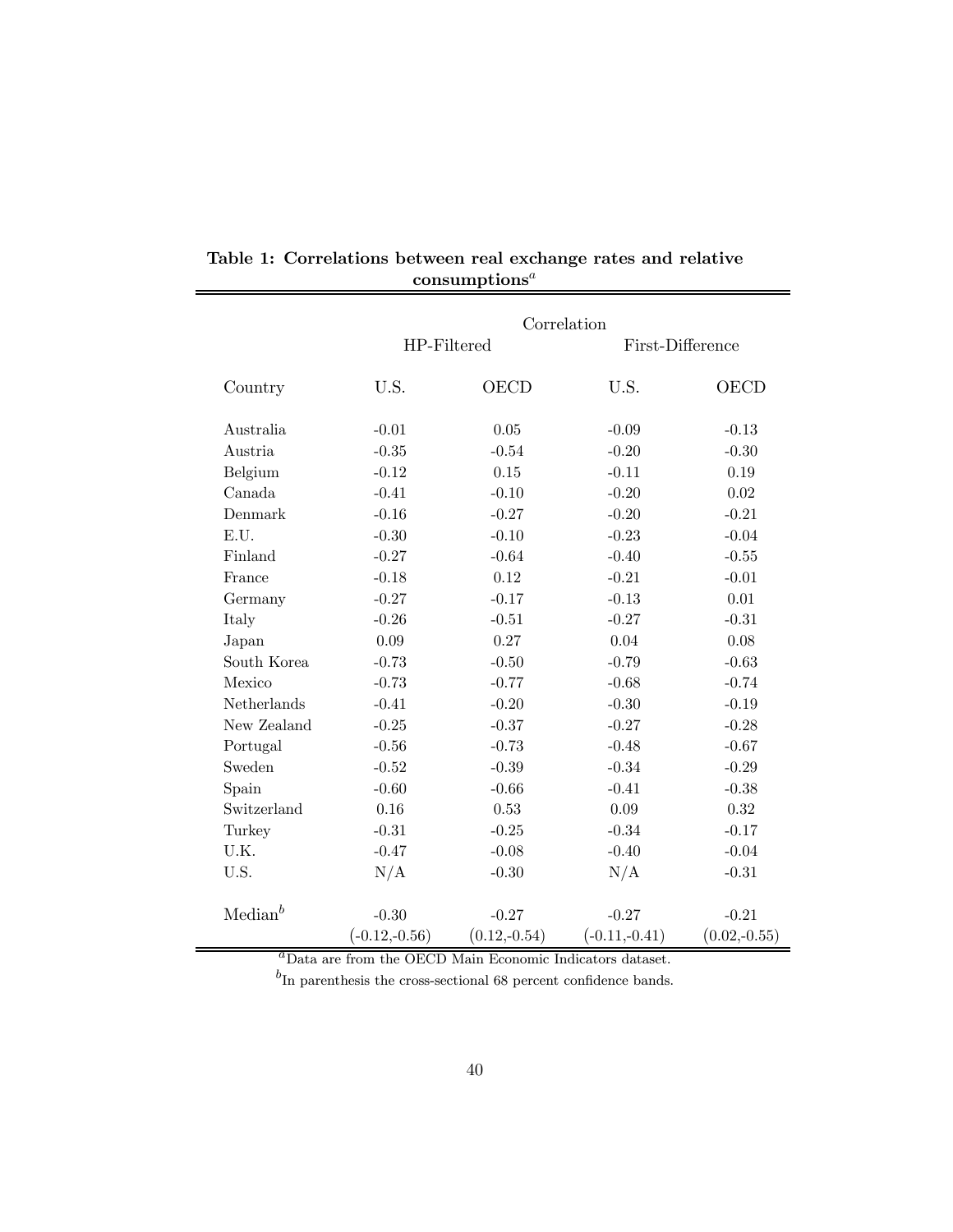**Table 1: Correlations between real exchange rates and relative consumptions[a]**

| | Correlation | | | |
|---|---|---|---|---|
| | HP-Filtered | | First-Difference | |
| Country | U.S. | OECD | U.S. | OECD |
| Australia | -0.01 | 0.05 | -0.09 | -0.13 |
| Austria | -0.35 | -0.54 | -0.20 | -0.30 |
| Belgium | -0.12 | 0.15 | -0.11 | 0.19 |
| Canada | -0.41 | -0.10 | -0.20 | 0.02 |
| Denmark | -0.16 | -0.27 | -0.20 | -0.21 |
| E.U. | -0.30 | -0.10 | -0.23 | -0.04 |
| Finland | -0.27 | -0.64 | -0.40 | -0.55 |
| France | -0.18 | 0.12 | -0.21 | -0.01 |
| Germany | -0.27 | -0.17 | -0.13 | 0.01 |
| Italy | -0.26 | -0.51 | -0.27 | -0.31 |
| Japan | 0.09 | 0.27 | 0.04 | 0.08 |
| South Korea | -0.73 | -0.50 | -0.79 | -0.63 |
| Mexico | -0.73 | -0.77 | -0.68 | -0.74 |
| Netherlands | -0.41 | -0.20 | -0.30 | -0.19 |
| New Zealand | -0.25 | -0.37 | -0.27 | -0.28 |
| Portugal | -0.56 | -0.73 | -0.48 | -0.67 |
| Sweden | -0.52 | -0.39 | -0.34 | -0.29 |
| Spain | -0.60 | -0.66 | -0.41 | -0.38 |
| Switzerland | 0.16 | 0.53 | 0.09 | 0.32 |
| Turkey | -0.31 | -0.25 | -0.34 | -0.17 |
| U.K. | -0.47 | -0.08 | -0.40 | -0.04 |
| U.S. | N/A | -0.30 | N/A | -0.31 |
| Median[b] | -0.30 | -0.27 | -0.27 | -0.21 |
| | (-0.12,-0.56) | (0.12,-0.54) | (-0.11,-0.41) | (0.02,-0.55) |

[a] Data are from the OECD Main Economic Indicators dataset.

[b] In parenthesis the cross-sectional 68 percent confidence bands.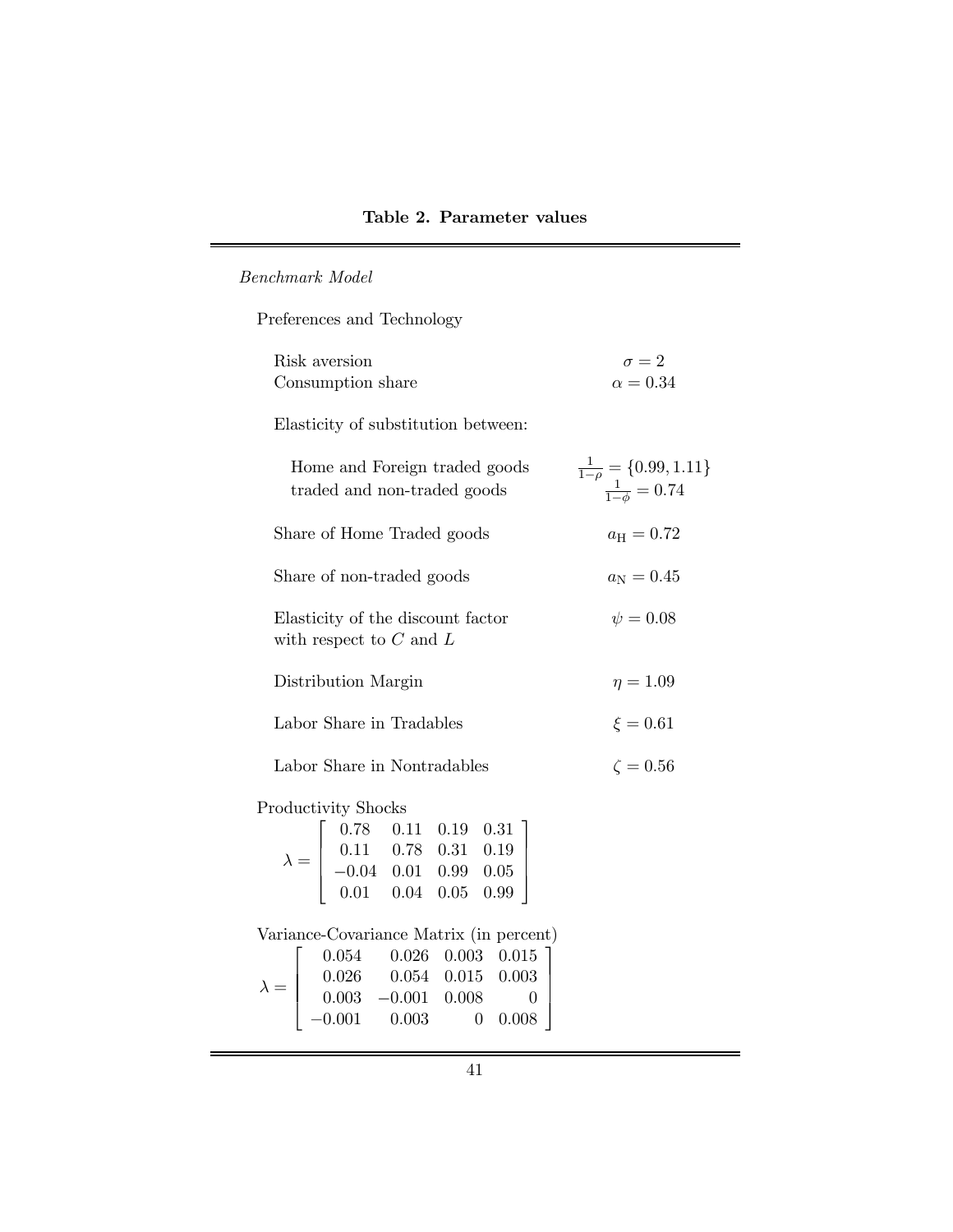**Table 2. Parameter values**

*Benchmark Model*

Preferences and Technology

| | |
|---|---|
| Risk aversion | $\sigma = 2$ |
| Consumption share | $\alpha = 0.34$ |
| Elasticity of substitution between: | |
| Home and Foreign traded goods | $\frac{1}{1-\rho} = \{0.99, 1.11\}$ |
| traded and non-traded goods | $\frac{1}{1-\phi} = 0.74$ |
| Share of Home Traded goods | $a_{\mathrm{H}} = 0.72$ |
| Share of non-traded goods | $a_{\mathrm{N}} = 0.45$ |
| Elasticity of the discount factor with respect to $C$ and $L$ | $\psi = 0.08$ |
| Distribution Margin | $\eta = 1.09$ |
| Labor Share in Tradables | $\xi = 0.61$ |
| Labor Share in Nontradables | $\zeta = 0.56$ |

Productivity Shocks

$$\lambda = \begin{bmatrix} 0.78 & 0.11 & 0.19 & 0.31 \\ 0.11 & 0.78 & 0.31 & 0.19 \\ -0.04 & 0.01 & 0.99 & 0.05 \\ 0.01 & 0.04 & 0.05 & 0.99 \end{bmatrix}$$

Variance-Covariance Matrix (in percent)

$$\lambda = \begin{bmatrix} 0.054 & 0.026 & 0.003 & 0.015 \\ 0.026 & 0.054 & 0.015 & 0.003 \\ 0.003 & -0.001 & 0.008 & 0 \\ -0.001 & 0.003 & 0 & 0.008 \end{bmatrix}$$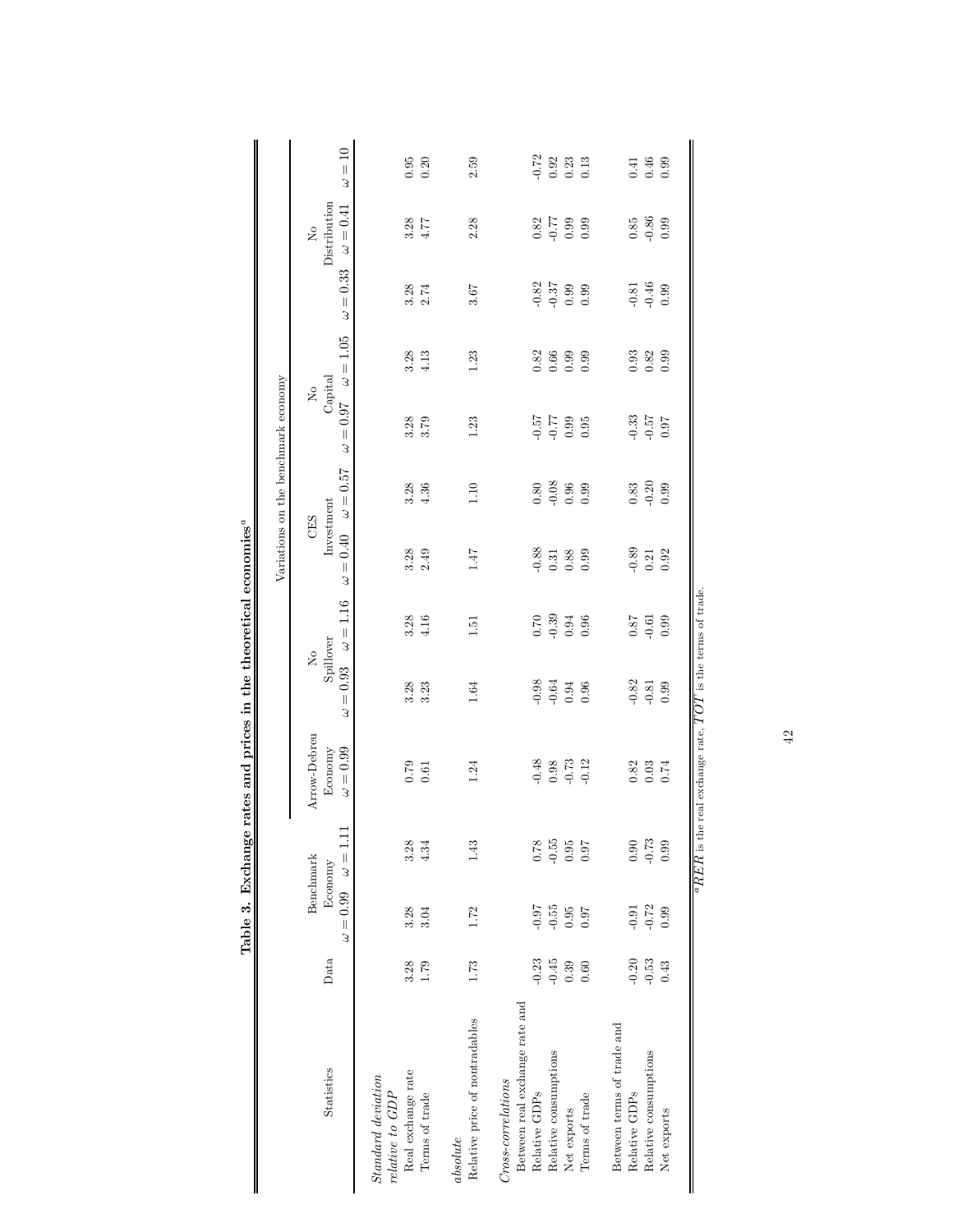**Table 3. Exchange rates and prices in the theoretical economies**[a]

| Statistics | Data | Benchmark Economy | | Arrow-Debreu Economy | Variations on the benchmark economy | | | | | | | |
|---|---|---|---|---|---|---|---|---|---|---|---|---|
| | | | | | No Spillover | | CES Investment | | No Capital | | No Distribution | |
| | | $\omega = 0.99$ | $\omega = 1.11$ | $\omega = 0.99$ | $\omega = 0.93$ | $\omega = 1.16$ | $\omega = 0.40$ | $\omega = 0.57$ | $\omega = 0.97$ | $\omega = 1.05$ | $\omega = 0.33$ | $\omega = 0.41$ | $\omega = 10$ |
| *Standard deviation relative to GDP* | | | | | | | | | | | | | |
| Real exchange rate | 3.28 | 3.28 | 3.28 | 0.79 | 3.28 | 3.28 | 3.28 | 3.28 | 3.28 | 3.28 | 3.28 | 3.28 | 0.95 |
| Terms of trade | 1.79 | 3.04 | 4.34 | 0.61 | 3.23 | 4.16 | 2.49 | 4.36 | 3.79 | 4.13 | 2.74 | 4.77 | 0.20 |
| *absolute* | | | | | | | | | | | | | |
| Relative price of nontradables | 1.73 | 1.72 | 1.43 | 1.24 | 1.64 | 1.51 | 1.47 | 1.10 | 1.23 | 1.23 | 3.67 | 2.28 | 2.59 |
| *Cross-correlations* | | | | | | | | | | | | | |
| Between real exchange rate and | | | | | | | | | | | | | |
| Relative GDPs | -0.23 | -0.97 | 0.78 | -0.48 | -0.98 | 0.70 | -0.88 | 0.80 | -0.57 | 0.82 | -0.82 | 0.82 | -0.72 |
| Relative consumptions | -0.45 | -0.55 | -0.55 | 0.98 | -0.64 | -0.39 | 0.31 | -0.08 | -0.77 | 0.66 | -0.37 | -0.77 | 0.92 |
| Net exports | 0.39 | 0.95 | 0.95 | -0.73 | 0.94 | 0.94 | 0.88 | 0.96 | 0.99 | 0.99 | 0.99 | 0.99 | 0.23 |
| Terms of trade | 0.60 | 0.97 | 0.97 | -0.12 | 0.96 | 0.96 | 0.99 | 0.99 | 0.95 | 0.99 | 0.99 | 0.99 | 0.13 |
| Between terms of trade and | | | | | | | | | | | | | |
| Relative GDPs | -0.20 | -0.91 | 0.90 | 0.82 | -0.82 | 0.87 | -0.89 | 0.83 | -0.33 | 0.93 | -0.81 | 0.85 | 0.41 |
| Relative consumptions | -0.53 | -0.72 | -0.73 | 0.03 | -0.81 | -0.61 | 0.21 | -0.20 | -0.57 | 0.82 | -0.46 | -0.86 | 0.46 |
| Net exports | 0.43 | 0.99 | 0.99 | 0.74 | 0.99 | 0.99 | 0.92 | 0.99 | 0.97 | 0.99 | 0.99 | 0.99 | 0.99 |

[a] $RER$ is the real exchange rate, $TOT$ is the terms of trade.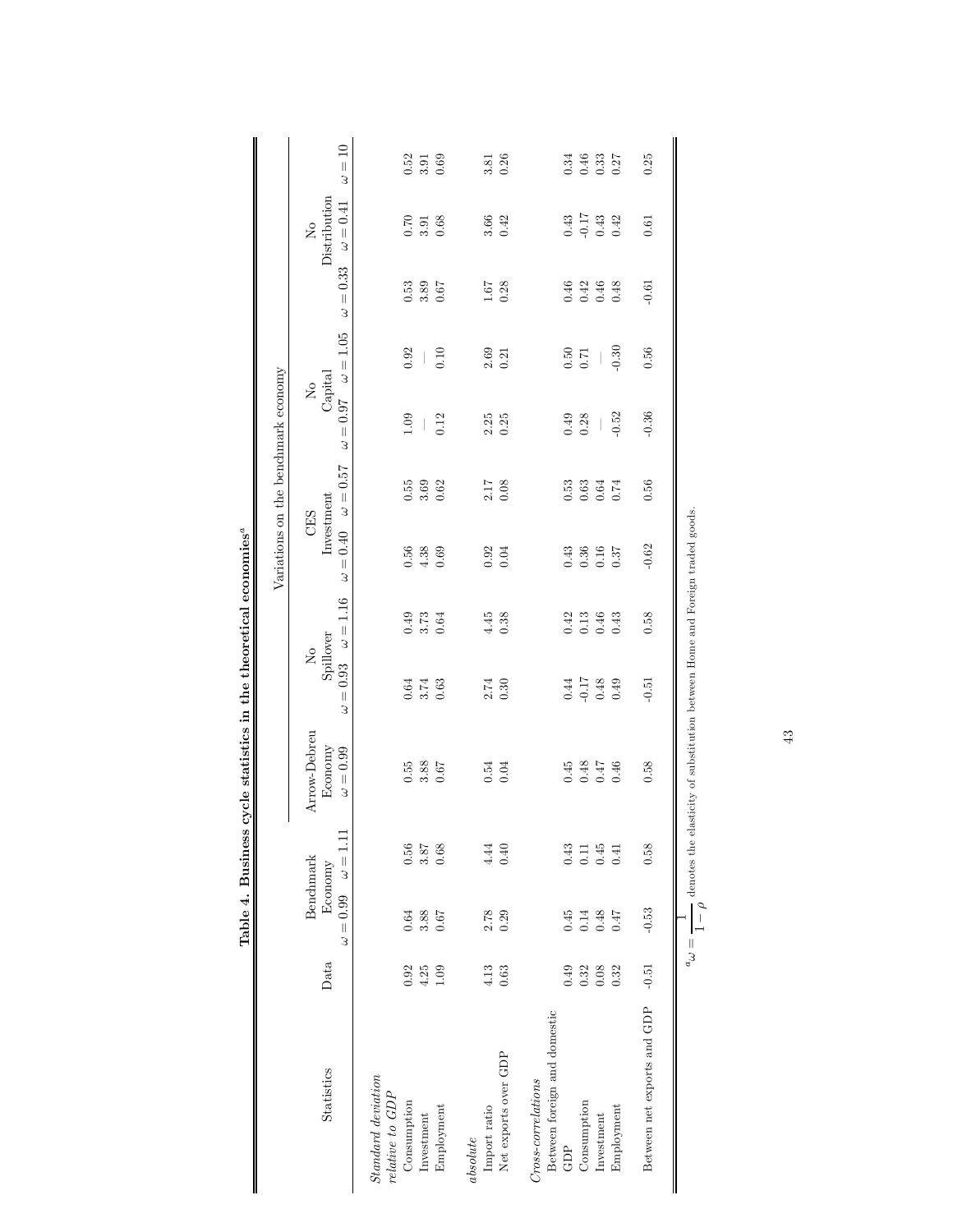**Table 4. Business cycle statistics in the theoretical economies**[a]

| Statistics | Data | Benchmark Economy | | Arrow-Debreu Economy | Variations on the benchmark economy | | | | | | | | |
|---|---|---|---|---|---|---|---|---|---|---|---|---|---|
| | | | | | No Spillover | | CES Investment | | No Capital | | No Distribution | | |
| | | $\omega = 0.99$ | $\omega = 1.11$ | $\omega = 0.99$ | $\omega = 0.93$ | $\omega = 1.16$ | $\omega = 0.40$ | $\omega = 0.57$ | $\omega = 0.97$ | $\omega = 1.05$ | $\omega = 0.33$ | $\omega = 0.41$ | $\omega = 10$ |
| *Standard deviation relative to GDP* | | | | | | | | | | | | | |
| Consumption | 0.92 | 0.64 | 0.56 | 0.55 | 0.64 | 0.49 | 0.56 | 0.55 | 1.09 | 0.92 | 0.53 | 0.70 | 0.52 |
| Investment | 4.25 | 3.88 | 3.87 | 3.88 | 3.74 | 3.73 | 4.38 | 3.69 | — | — | 3.89 | 3.91 | 3.91 |
| Employment | 1.09 | 0.67 | 0.68 | 0.67 | 0.63 | 0.64 | 0.69 | 0.62 | 0.12 | 0.10 | 0.67 | 0.68 | 0.69 |
| *absolute* | | | | | | | | | | | | | |
| Import ratio | 4.13 | 2.78 | 4.44 | 0.54 | 2.74 | 4.45 | 0.92 | 2.17 | 2.25 | 2.69 | 1.67 | 3.66 | 3.81 |
| Net exports over GDP | 0.63 | 0.29 | 0.40 | 0.04 | 0.30 | 0.38 | 0.04 | 0.08 | 0.25 | 0.21 | 0.28 | 0.42 | 0.26 |
| *Cross-correlations* | | | | | | | | | | | | | |
| Between foreign and domestic | | | | | | | | | | | | | |
| GDP | 0.49 | 0.45 | 0.43 | 0.45 | 0.44 | 0.42 | 0.43 | 0.53 | 0.49 | 0.50 | 0.46 | 0.43 | 0.34 |
| Consumption | 0.32 | 0.14 | 0.11 | 0.48 | -0.17 | 0.13 | 0.36 | 0.63 | 0.28 | 0.71 | 0.42 | -0.17 | 0.46 |
| Investment | 0.08 | 0.48 | 0.45 | 0.47 | 0.48 | 0.46 | 0.16 | 0.64 | — | — | 0.46 | 0.43 | 0.33 |
| Employment | 0.32 | 0.47 | 0.41 | 0.46 | 0.49 | 0.43 | 0.37 | 0.74 | -0.52 | -0.30 | 0.48 | 0.42 | 0.27 |
| Between net exports and GDP | -0.51 | -0.53 | 0.58 | 0.58 | -0.51 | 0.58 | -0.62 | 0.56 | -0.36 | 0.56 | -0.61 | 0.61 | 0.25 |

[a] $\omega = \dfrac{1}{1-\rho}$ denotes the elasticity of substitution between Home and Foreign traded goods.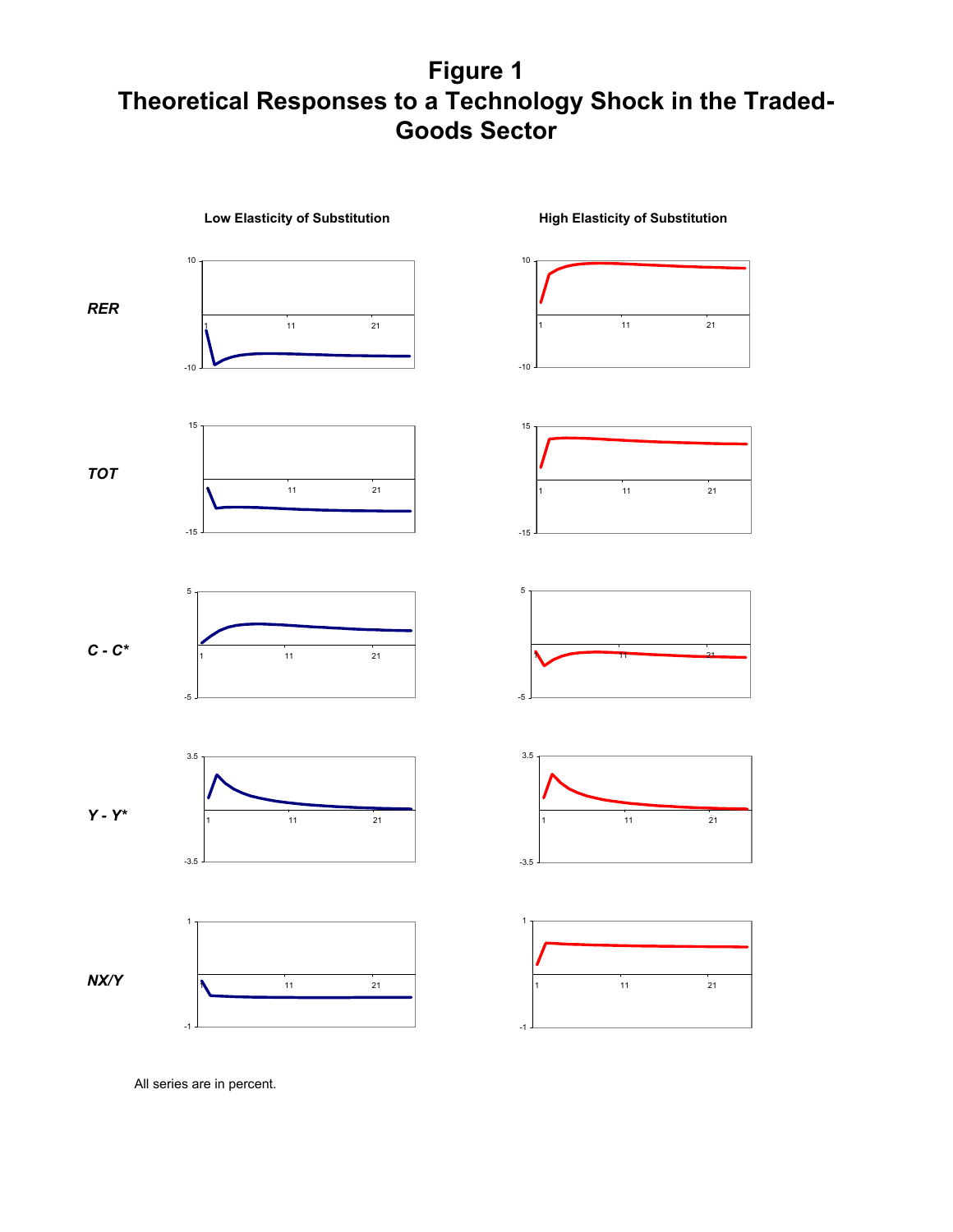# Figure 1
# Theoretical Responses to a Technology Shock in the Traded-Goods Sector

All series are in percent.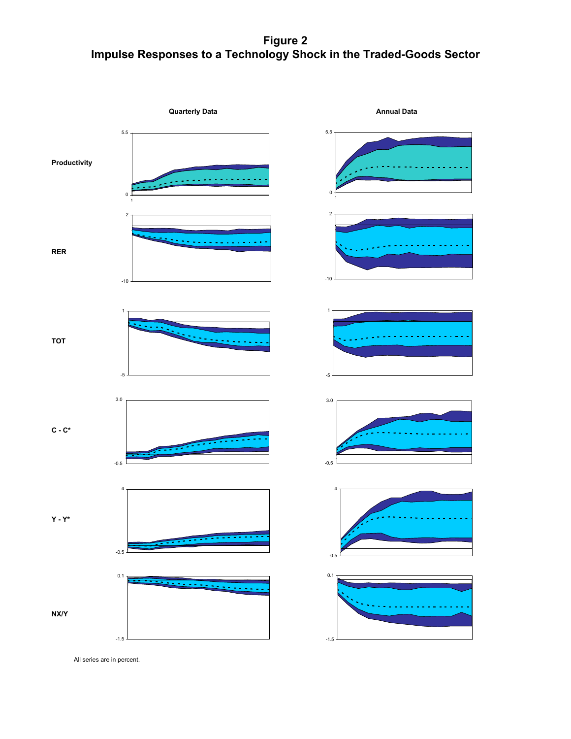**Figure 2**
**Impulse Responses to a Technology Shock in the Traded-Goods Sector**

Quarterly Data

Annual Data

Productivity

5.5

0

1

5.5

0

1

RER

2

-10

2

-10

TOT

1

-5

1

-5

C - C*

3.0

-0.5

3.0

-0.5

Y - Y*

4

-0.5

4

-0.5

NX/Y

0.1

-1.5

0.1

-1.5

All series are in percent.